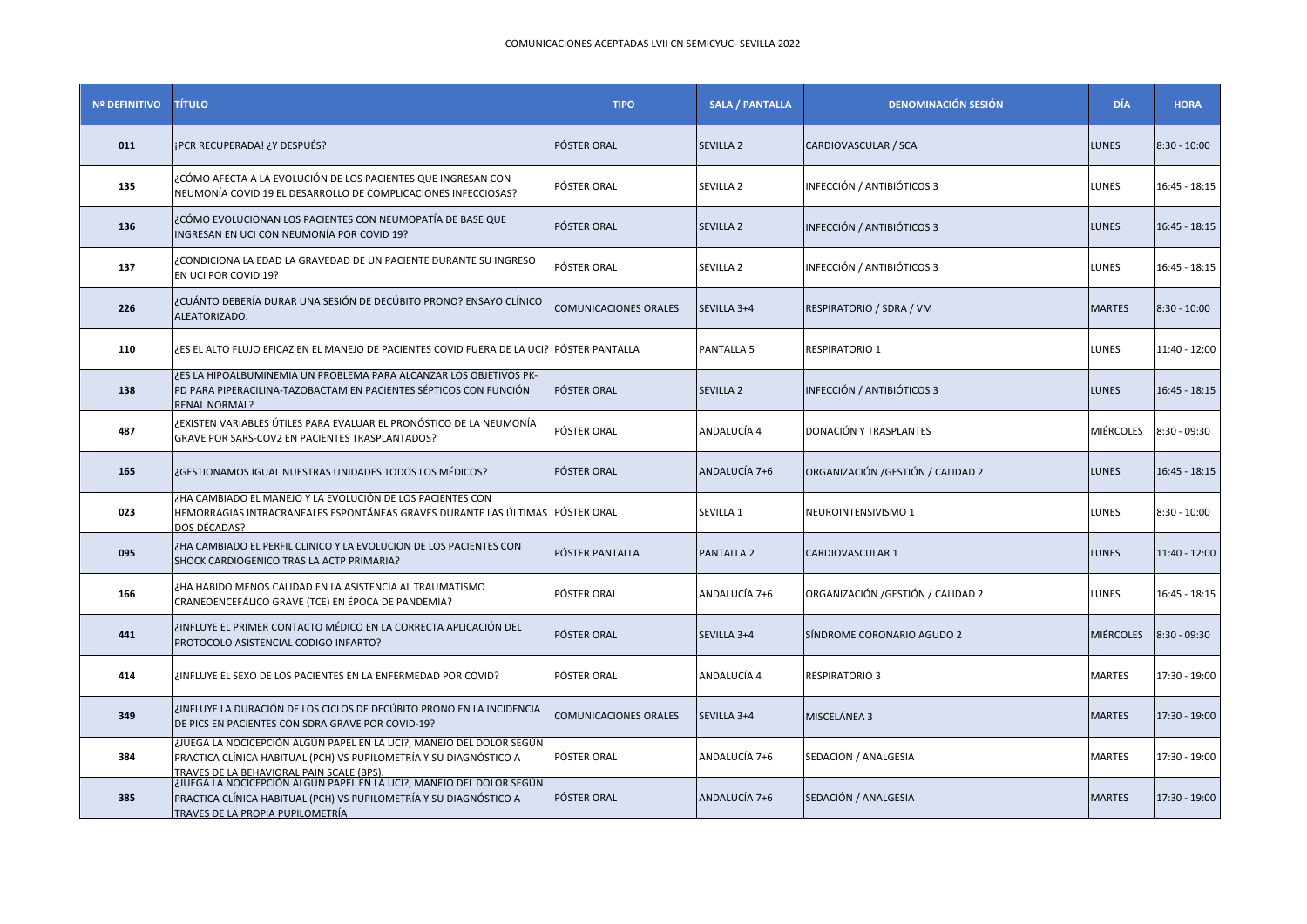COMUNICACIONES ACEPTADAS LVII CN SEMICYUC- SEVILLA 2022

| Nº DEFINITIVO | TÍTULO | TIPO | SALA / PANTALLA | DENOMINACIÓN SESIÓN | DÍA | HORA |
|---|---|---|---|---|---|---|
| 011 | ¡PCR RECUPERADA! ¿Y DESPUÉS? | PÓSTER ORAL | SEVILLA 2 | CARDIOVASCULAR / SCA | LUNES | 8:30 - 10:00 |
| 135 | ¿CÓMO AFECTA A LA EVOLUCIÓN DE LOS PACIENTES QUE INGRESAN CON NEUMONÍA COVID 19 EL DESARROLLO DE COMPLICACIONES INFECCIOSAS? | PÓSTER ORAL | SEVILLA 2 | INFECCIÓN / ANTIBIÓTICOS 3 | LUNES | 16:45 - 18:15 |
| 136 | ¿CÓMO EVOLUCIONAN LOS PACIENTES CON NEUMOPATÍA DE BASE QUE INGRESAN EN UCI CON NEUMONÍA POR COVID 19? | PÓSTER ORAL | SEVILLA 2 | INFECCIÓN / ANTIBIÓTICOS 3 | LUNES | 16:45 - 18:15 |
| 137 | ¿CONDICIONA LA EDAD LA GRAVEDAD DE UN PACIENTE DURANTE SU INGRESO EN UCI POR COVID 19? | PÓSTER ORAL | SEVILLA 2 | INFECCIÓN / ANTIBIÓTICOS 3 | LUNES | 16:45 - 18:15 |
| 226 | ¿CUÁNTO DEBERÍA DURAR UNA SESIÓN DE DECÚBITO PRONO? ENSAYO CLÍNICO ALEATORIZADO. | COMUNICACIONES ORALES | SEVILLA 3+4 | RESPIRATORIO / SDRA / VM | MARTES | 8:30 - 10:00 |
| 110 | ¿ES EL ALTO FLUJO EFICAZ EN EL MANEJO DE PACIENTES COVID FUERA DE LA UCI? | PÓSTER PANTALLA | PANTALLA 5 | RESPIRATORIO 1 | LUNES | 11:40 - 12:00 |
| 138 | ¿ES LA HIPOALBUMINEMIA UN PROBLEMA PARA ALCANZAR LOS OBJETIVOS PK-PD PARA PIPERACILINA-TAZOBACTAM EN PACIENTES SÉPTICOS CON FUNCIÓN RENAL NORMAL? | PÓSTER ORAL | SEVILLA 2 | INFECCIÓN / ANTIBIÓTICOS 3 | LUNES | 16:45 - 18:15 |
| 487 | ¿EXISTEN VARIABLES ÚTILES PARA EVALUAR EL PRONÓSTICO DE LA NEUMONÍA GRAVE POR SARS-COV2 EN PACIENTES TRASPLANTADOS? | PÓSTER ORAL | ANDALUCÍA 4 | DONACIÓN Y TRASPLANTES | MIÉRCOLES | 8:30 - 09:30 |
| 165 | ¿GESTIONAMOS IGUAL NUESTRAS UNIDADES TODOS LOS MÉDICOS? | PÓSTER ORAL | ANDALUCÍA 7+6 | ORGANIZACIÓN /GESTIÓN / CALIDAD 2 | LUNES | 16:45 - 18:15 |
| 023 | ¿HA CAMBIADO EL MANEJO Y LA EVOLUCIÓN DE LOS PACIENTES CON HEMORRAGIAS INTRACRANEALES ESPONTÁNEAS GRAVES DURANTE LAS ÚLTIMAS DOS DÉCADAS? | PÓSTER ORAL | SEVILLA 1 | NEUROINTENSIVISMO 1 | LUNES | 8:30 - 10:00 |
| 095 | ¿HA CAMBIADO EL PERFIL CLINICO Y LA EVOLUCION DE LOS PACIENTES CON SHOCK CARDIOGENICO TRAS LA ACTP PRIMARIA? | PÓSTER PANTALLA | PANTALLA 2 | CARDIOVASCULAR 1 | LUNES | 11:40 - 12:00 |
| 166 | ¿HA HABIDO MENOS CALIDAD EN LA ASISTENCIA AL TRAUMATISMO CRANEOENCEFÁLICO GRAVE (TCE) EN ÉPOCA DE PANDEMIA? | PÓSTER ORAL | ANDALUCÍA 7+6 | ORGANIZACIÓN /GESTIÓN / CALIDAD 2 | LUNES | 16:45 - 18:15 |
| 441 | ¿INFLUYE EL PRIMER CONTACTO MÉDICO EN LA CORRECTA APLICACIÓN DEL PROTOCOLO ASISTENCIAL CODIGO INFARTO? | PÓSTER ORAL | SEVILLA 3+4 | SÍNDROME CORONARIO AGUDO 2 | MIÉRCOLES | 8:30 - 09:30 |
| 414 | ¿INFLUYE EL SEXO DE LOS PACIENTES EN LA ENFERMEDAD POR COVID? | PÓSTER ORAL | ANDALUCÍA 4 | RESPIRATORIO 3 | MARTES | 17:30 - 19:00 |
| 349 | ¿INFLUYE LA DURACIÓN DE LOS CICLOS DE DECÚBITO PRONO EN LA INCIDENCIA DE PICS EN PACIENTES CON SDRA GRAVE POR COVID-19? | COMUNICACIONES ORALES | SEVILLA 3+4 | MISCELÁNEA 3 | MARTES | 17:30 - 19:00 |
| 384 | ¿JUEGA LA NOCICEPCIÓN ALGÚN PAPEL EN LA UCI?, MANEJO DEL DOLOR SEGÚN PRACTICA CLÍNICA HABITUAL (PCH) VS PUPILOMETRÍA Y SU DIAGNÓSTICO A TRAVES DE LA BEHAVIORAL PAIN SCALE (BPS). | PÓSTER ORAL | ANDALUCÍA 7+6 | SEDACIÓN / ANALGESIA | MARTES | 17:30 - 19:00 |
| 385 | ¿JUEGA LA NOCICEPCIÓN ALGÚN PAPEL EN LA UCI?, MANEJO DEL DOLOR SEGÚN PRACTICA CLÍNICA HABITUAL (PCH) VS PUPILOMETRÍA Y SU DIAGNÓSTICO A TRAVES DE LA PROPIA PUPILOMETRÍA | PÓSTER ORAL | ANDALUCÍA 7+6 | SEDACIÓN / ANALGESIA | MARTES | 17:30 - 19:00 |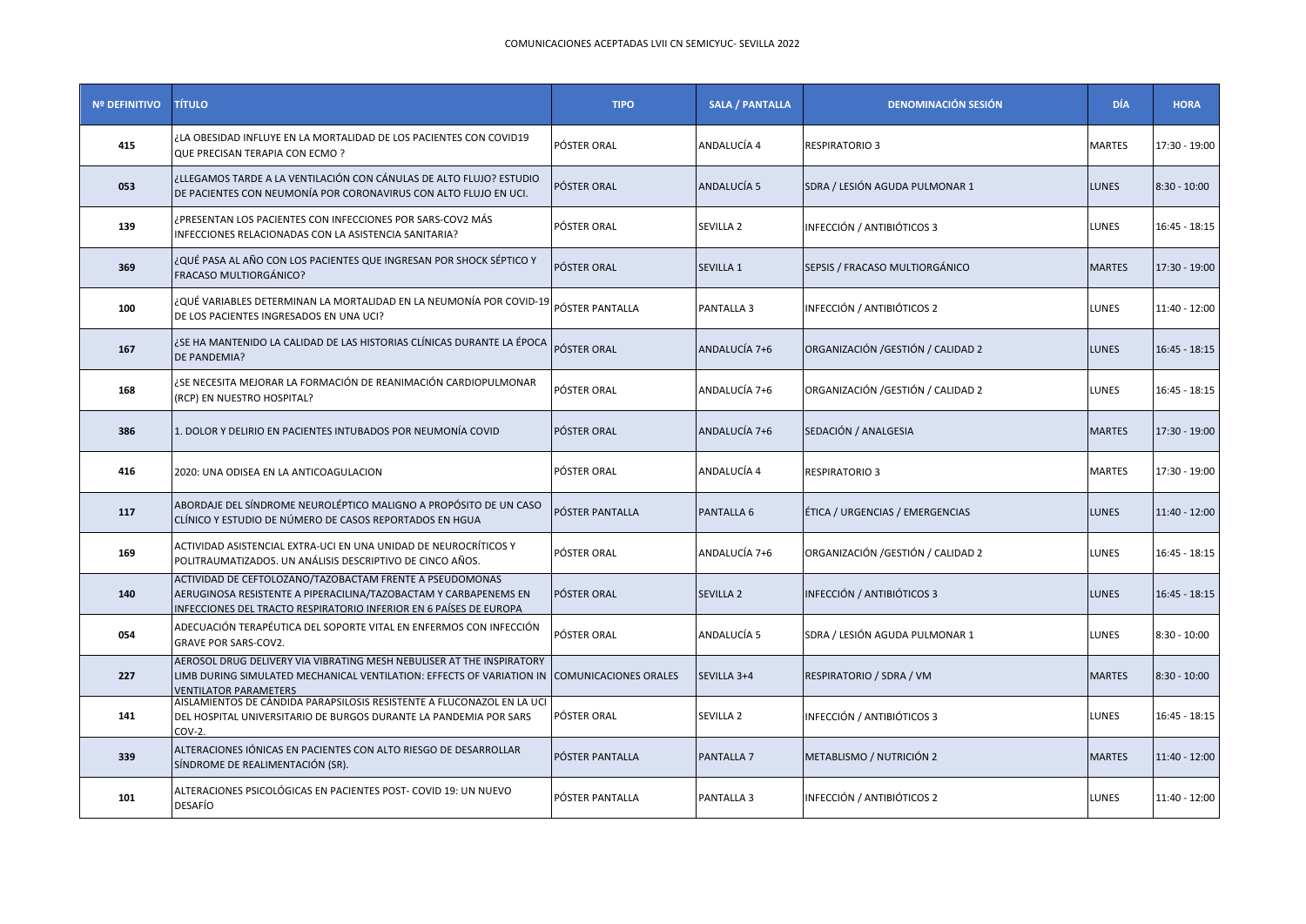COMUNICACIONES ACEPTADAS LVII CN SEMICYUC- SEVILLA 2022

| Nº DEFINITIVO | TÍTULO | TIPO | SALA / PANTALLA | DENOMINACIÓN SESIÓN | DÍA | HORA |
| --- | --- | --- | --- | --- | --- | --- |
| 415 | ¿LA OBESIDAD INFLUYE EN LA MORTALIDAD DE LOS PACIENTES CON COVID19 QUE PRECISAN TERAPIA CON ECMO ? | PÓSTER ORAL | ANDALUCÍA 4 | RESPIRATORIO 3 | MARTES | 17:30 - 19:00 |
| 053 | ¿LLEGAMOS TARDE A LA VENTILACIÓN CON CÁNULAS DE ALTO FLUJO? ESTUDIO DE PACIENTES CON NEUMONÍA POR CORONAVIRUS CON ALTO FLUJO EN UCI. | PÓSTER ORAL | ANDALUCÍA 5 | SDRA / LESIÓN AGUDA PULMONAR 1 | LUNES | 8:30 - 10:00 |
| 139 | ¿PRESENTAN LOS PACIENTES CON INFECCIONES POR SARS-COV2 MÁS INFECCIONES RELACIONADAS CON LA ASISTENCIA SANITARIA? | PÓSTER ORAL | SEVILLA 2 | INFECCIÓN / ANTIBIÓTICOS 3 | LUNES | 16:45 - 18:15 |
| 369 | ¿QUÉ PASA AL AÑO CON LOS PACIENTES QUE INGRESAN POR SHOCK SÉPTICO Y FRACASO MULTIORGÁNICO? | PÓSTER ORAL | SEVILLA 1 | SEPSIS / FRACASO MULTIORGÁNICO | MARTES | 17:30 - 19:00 |
| 100 | ¿QUÉ VARIABLES DETERMINAN LA MORTALIDAD EN LA NEUMONÍA POR COVID-19 DE LOS PACIENTES INGRESADOS EN UNA UCI? | PÓSTER PANTALLA | PANTALLA 3 | INFECCIÓN / ANTIBIÓTICOS 2 | LUNES | 11:40 - 12:00 |
| 167 | ¿SE HA MANTENIDO LA CALIDAD DE LAS HISTORIAS CLÍNICAS DURANTE LA ÉPOCA DE PANDEMIA? | PÓSTER ORAL | ANDALUCÍA 7+6 | ORGANIZACIÓN /GESTIÓN / CALIDAD 2 | LUNES | 16:45 - 18:15 |
| 168 | ¿SE NECESITA MEJORAR LA FORMACIÓN DE REANIMACIÓN CARDIOPULMONAR (RCP) EN NUESTRO HOSPITAL? | PÓSTER ORAL | ANDALUCÍA 7+6 | ORGANIZACIÓN /GESTIÓN / CALIDAD 2 | LUNES | 16:45 - 18:15 |
| 386 | 1. DOLOR Y DELIRIO EN PACIENTES INTUBADOS POR NEUMONÍA COVID | PÓSTER ORAL | ANDALUCÍA 7+6 | SEDACIÓN / ANALGESIA | MARTES | 17:30 - 19:00 |
| 416 | 2020: UNA ODISEA EN LA ANTICOAGULACION | PÓSTER ORAL | ANDALUCÍA 4 | RESPIRATORIO 3 | MARTES | 17:30 - 19:00 |
| 117 | ABORDAJE DEL SÍNDROME NEUROLÉPTICO MALIGNO A PROPÓSITO DE UN CASO CLÍNICO Y ESTUDIO DE NÚMERO DE CASOS REPORTADOS EN HGUA | PÓSTER PANTALLA | PANTALLA 6 | ÉTICA / URGENCIAS / EMERGENCIAS | LUNES | 11:40 - 12:00 |
| 169 | ACTIVIDAD ASISTENCIAL EXTRA-UCI EN UNA UNIDAD DE NEUROCRÍTICOS Y POLITRAUMATIZADOS. UN ANÁLISIS DESCRIPTIVO DE CINCO AÑOS. | PÓSTER ORAL | ANDALUCÍA 7+6 | ORGANIZACIÓN /GESTIÓN / CALIDAD 2 | LUNES | 16:45 - 18:15 |
| 140 | ACTIVIDAD DE CEFTOLOZANO/TAZOBACTAM FRENTE A PSEUDOMONAS AERUGINOSA RESISTENTE A PIPERACILINA/TAZOBACTAM Y CARBAPENEMS EN INFECCIONES DEL TRACTO RESPIRATORIO INFERIOR EN 6 PAÍSES DE EUROPA | PÓSTER ORAL | SEVILLA 2 | INFECCIÓN / ANTIBIÓTICOS 3 | LUNES | 16:45 - 18:15 |
| 054 | ADECUACIÓN TERAPÉUTICA DEL SOPORTE VITAL EN ENFERMOS CON INFECCIÓN GRAVE POR SARS-COV2. | PÓSTER ORAL | ANDALUCÍA 5 | SDRA / LESIÓN AGUDA PULMONAR 1 | LUNES | 8:30 - 10:00 |
| 227 | AEROSOL DRUG DELIVERY VIA VIBRATING MESH NEBULISER AT THE INSPIRATORY LIMB DURING SIMULATED MECHANICAL VENTILATION: EFFECTS OF VARIATION IN VENTILATOR PARAMETERS | COMUNICACIONES ORALES | SEVILLA 3+4 | RESPIRATORIO / SDRA / VM | MARTES | 8:30 - 10:00 |
| 141 | AISLAMIENTOS DE CÁNDIDA PARAPSILOSIS RESISTENTE A FLUCONAZOL EN LA UCI DEL HOSPITAL UNIVERSITARIO DE BURGOS DURANTE LA PANDEMIA POR SARS COV-2. | PÓSTER ORAL | SEVILLA 2 | INFECCIÓN / ANTIBIÓTICOS 3 | LUNES | 16:45 - 18:15 |
| 339 | ALTERACIONES IÓNICAS EN PACIENTES CON ALTO RIESGO DE DESARROLLAR SÍNDROME DE REALIMENTACIÓN (SR). | PÓSTER PANTALLA | PANTALLA 7 | METABLISMO / NUTRICIÓN 2 | MARTES | 11:40 - 12:00 |
| 101 | ALTERACIONES PSICOLÓGICAS EN PACIENTES POST- COVID 19: UN NUEVO DESAFÍO | PÓSTER PANTALLA | PANTALLA 3 | INFECCIÓN / ANTIBIÓTICOS 2 | LUNES | 11:40 - 12:00 |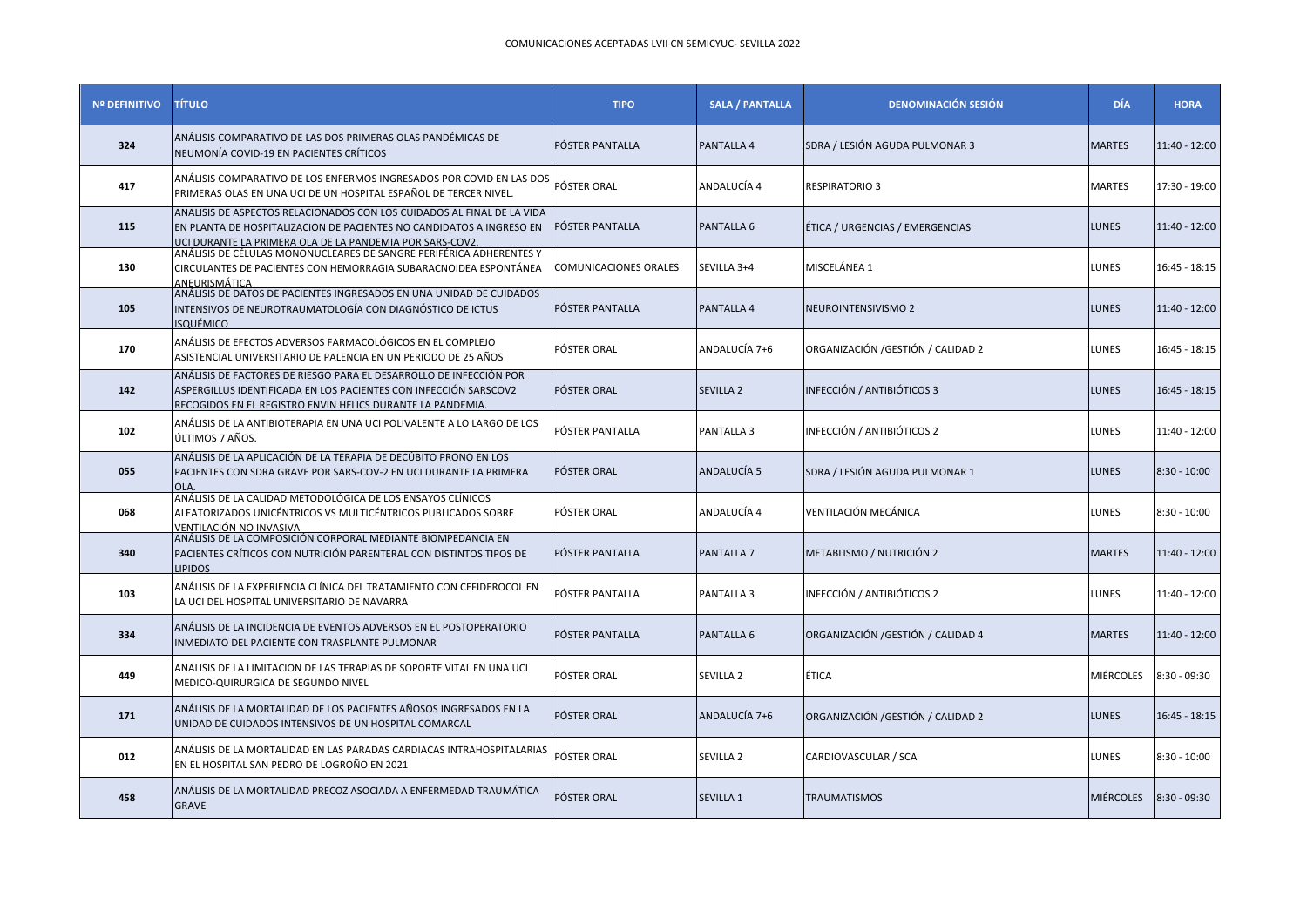COMUNICACIONES ACEPTADAS LVII CN SEMICYUC- SEVILLA 2022

| Nº DEFINITIVO | TÍTULO | TIPO | SALA / PANTALLA | DENOMINACIÓN SESIÓN | DÍA | HORA |
|---|---|---|---|---|---|---|
| 324 | ANÁLISIS COMPARATIVO DE LAS DOS PRIMERAS OLAS PANDÉMICAS DE NEUMONÍA COVID-19 EN PACIENTES CRÍTICOS | PÓSTER PANTALLA | PANTALLA 4 | SDRA / LESIÓN AGUDA PULMONAR 3 | MARTES | 11:40 - 12:00 |
| 417 | ANÁLISIS COMPARATIVO DE LOS ENFERMOS INGRESADOS POR COVID EN LAS DOS PRIMERAS OLAS EN UNA UCI DE UN HOSPITAL ESPAÑOL DE TERCER NIVEL. | PÓSTER ORAL | ANDALUCÍA 4 | RESPIRATORIO 3 | MARTES | 17:30 - 19:00 |
| 115 | ANALISIS DE ASPECTOS RELACIONADOS CON LOS CUIDADOS AL FINAL DE LA VIDA EN PLANTA DE HOSPITALIZACION DE PACIENTES NO CANDIDATOS A INGRESO EN UCI DURANTE LA PRIMERA OLA DE LA PANDEMIA POR SARS-COV2. | PÓSTER PANTALLA | PANTALLA 6 | ÉTICA / URGENCIAS / EMERGENCIAS | LUNES | 11:40 - 12:00 |
| 130 | ANÁLISIS DE CÉLULAS MONONUCLEARES DE SANGRE PERIFÉRICA ADHERENTES Y CIRCULANTES DE PACIENTES CON HEMORRAGIA SUBARACNOIDEA ESPONTÁNEA ANEURISMÁTICA | COMUNICACIONES ORALES | SEVILLA 3+4 | MISCELÁNEA 1 | LUNES | 16:45 - 18:15 |
| 105 | ANÁLISIS DE DATOS DE PACIENTES INGRESADOS EN UNA UNIDAD DE CUIDADOS INTENSIVOS DE NEUROTRAUMATOLOGÍA CON DIAGNÓSTICO DE ICTUS ISQUÉMICO | PÓSTER PANTALLA | PANTALLA 4 | NEUROINTENSIVISMO 2 | LUNES | 11:40 - 12:00 |
| 170 | ANÁLISIS DE EFECTOS ADVERSOS FARMACOLÓGICOS EN EL COMPLEJO ASISTENCIAL UNIVERSITARIO DE PALENCIA EN UN PERIODO DE 25 AÑOS | PÓSTER ORAL | ANDALUCÍA 7+6 | ORGANIZACIÓN /GESTIÓN / CALIDAD 2 | LUNES | 16:45 - 18:15 |
| 142 | ANÁLISIS DE FACTORES DE RIESGO PARA EL DESARROLLO DE INFECCIÓN POR ASPERGILLUS IDENTIFICADA EN LOS PACIENTES CON INFECCIÓN SARSCOV2 RECOGIDOS EN EL REGISTRO ENVIN HELICS DURANTE LA PANDEMIA. | PÓSTER ORAL | SEVILLA 2 | INFECCIÓN / ANTIBIÓTICOS 3 | LUNES | 16:45 - 18:15 |
| 102 | ANÁLISIS DE LA ANTIBIOTERAPIA EN UNA UCI POLIVALENTE A LO LARGO DE LOS ÚLTIMOS 7 AÑOS. | PÓSTER PANTALLA | PANTALLA 3 | INFECCIÓN / ANTIBIÓTICOS 2 | LUNES | 11:40 - 12:00 |
| 055 | ANÁLISIS DE LA APLICACIÓN DE LA TERAPIA DE DECÚBITO PRONO EN LOS PACIENTES CON SDRA GRAVE POR SARS-COV-2 EN UCI DURANTE LA PRIMERA OLA. | PÓSTER ORAL | ANDALUCÍA 5 | SDRA / LESIÓN AGUDA PULMONAR 1 | LUNES | 8:30 - 10:00 |
| 068 | ANÁLISIS DE LA CALIDAD METODOLÓGICA DE LOS ENSAYOS CLÍNICOS ALEATORIZADOS UNICÉNTRICOS VS MULTICÉNTRICOS PUBLICADOS SOBRE VENTILACIÓN NO INVASIVA | PÓSTER ORAL | ANDALUCÍA 4 | VENTILACIÓN MECÁNICA | LUNES | 8:30 - 10:00 |
| 340 | ANÁLISIS DE LA COMPOSICIÓN CORPORAL MEDIANTE BIOMPEDANCIA EN PACIENTES CRÍTICOS CON NUTRICIÓN PARENTERAL CON DISTINTOS TIPOS DE LIPIDOS | PÓSTER PANTALLA | PANTALLA 7 | METABLISMO / NUTRICIÓN 2 | MARTES | 11:40 - 12:00 |
| 103 | ANÁLISIS DE LA EXPERIENCIA CLÍNICA DEL TRATAMIENTO CON CEFIDEROCOL EN LA UCI DEL HOSPITAL UNIVERSITARIO DE NAVARRA | PÓSTER PANTALLA | PANTALLA 3 | INFECCIÓN / ANTIBIÓTICOS 2 | LUNES | 11:40 - 12:00 |
| 334 | ANÁLISIS DE LA INCIDENCIA DE EVENTOS ADVERSOS EN EL POSTOPERATORIO INMEDIATO DEL PACIENTE CON TRASPLANTE PULMONAR | PÓSTER PANTALLA | PANTALLA 6 | ORGANIZACIÓN /GESTIÓN / CALIDAD 4 | MARTES | 11:40 - 12:00 |
| 449 | ANALISIS DE LA LIMITACION DE LAS TERAPIAS DE SOPORTE VITAL EN UNA UCI MEDICO-QUIRURGICA DE SEGUNDO NIVEL | PÓSTER ORAL | SEVILLA 2 | ÉTICA | MIÉRCOLES | 8:30 - 09:30 |
| 171 | ANÁLISIS DE LA MORTALIDAD DE LOS PACIENTES AÑOSOS INGRESADOS EN LA UNIDAD DE CUIDADOS INTENSIVOS DE UN HOSPITAL COMARCAL | PÓSTER ORAL | ANDALUCÍA 7+6 | ORGANIZACIÓN /GESTIÓN / CALIDAD 2 | LUNES | 16:45 - 18:15 |
| 012 | ANÁLISIS DE LA MORTALIDAD EN LAS PARADAS CARDIACAS INTRAHOSPITALARIAS EN EL HOSPITAL SAN PEDRO DE LOGROÑO EN 2021 | PÓSTER ORAL | SEVILLA 2 | CARDIOVASCULAR / SCA | LUNES | 8:30 - 10:00 |
| 458 | ANÁLISIS DE LA MORTALIDAD PRECOZ ASOCIADA A ENFERMEDAD TRAUMÁTICA GRAVE | PÓSTER ORAL | SEVILLA 1 | TRAUMATISMOS | MIÉRCOLES | 8:30 - 09:30 |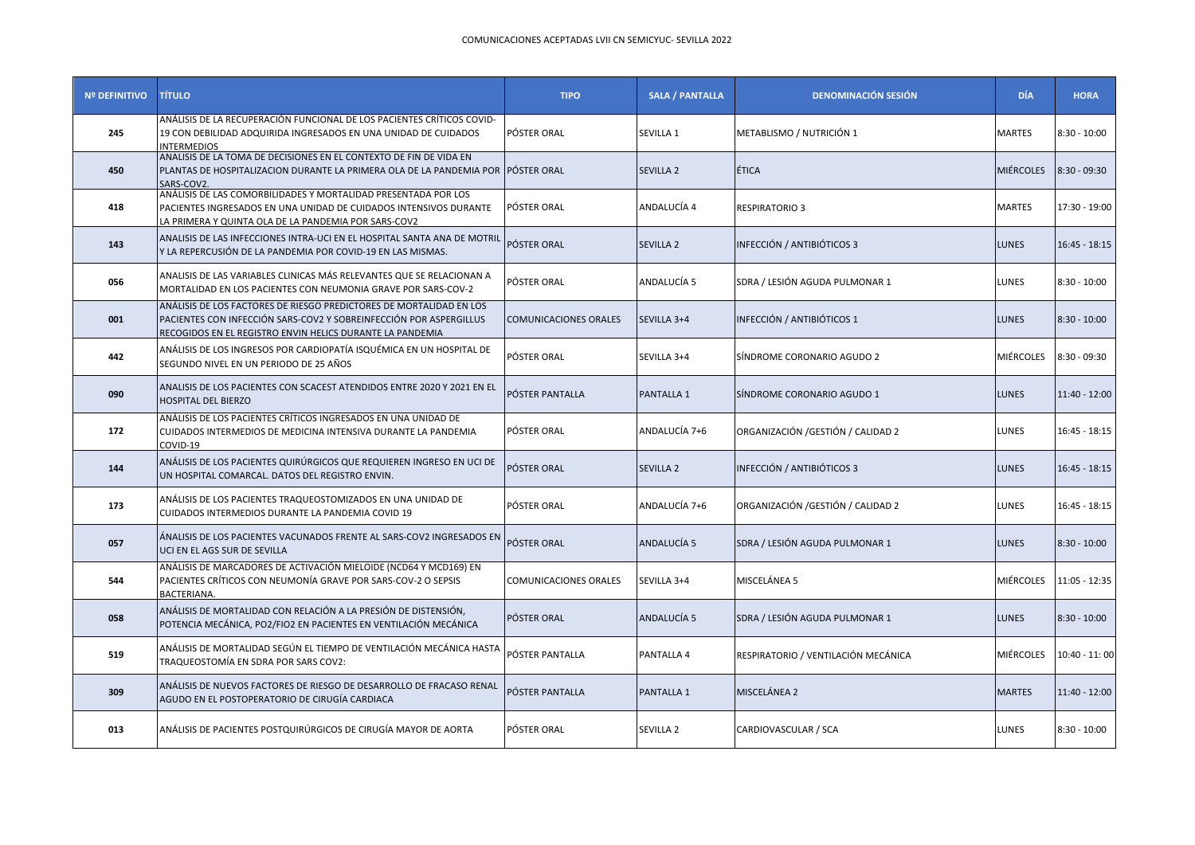COMUNICACIONES ACEPTADAS LVII CN SEMICYUC- SEVILLA 2022

| Nº DEFINITIVO | TÍTULO | TIPO | SALA / PANTALLA | DENOMINACIÓN SESIÓN | DÍA | HORA |
|---|---|---|---|---|---|---|
| 245 | ANÁLISIS DE LA RECUPERACIÓN FUNCIONAL DE LOS PACIENTES CRÍTICOS COVID-19 CON DEBILIDAD ADQUIRIDA INGRESADOS EN UNA UNIDAD DE CUIDADOS INTERMEDIOS | PÓSTER ORAL | SEVILLA 1 | METABLISMO / NUTRICIÓN 1 | MARTES | 8:30 - 10:00 |
| 450 | ANALISIS DE LA TOMA DE DECISIONES EN EL CONTEXTO DE FIN DE VIDA EN PLANTAS DE HOSPITALIZACION DURANTE LA PRIMERA OLA DE LA PANDEMIA POR SARS-COV2. | PÓSTER ORAL | SEVILLA 2 | ÉTICA | MIÉRCOLES | 8:30 - 09:30 |
| 418 | ANÁLISIS DE LAS COMORBILIDADES Y MORTALIDAD PRESENTADA POR LOS PACIENTES INGRESADOS EN UNA UNIDAD DE CUIDADOS INTENSIVOS DURANTE LA PRIMERA Y QUINTA OLA DE LA PANDEMIA POR SARS-COV2 | PÓSTER ORAL | ANDALUCÍA 4 | RESPIRATORIO 3 | MARTES | 17:30 - 19:00 |
| 143 | ANALISIS DE LAS INFECCIONES INTRA-UCI EN EL HOSPITAL SANTA ANA DE MOTRIL Y LA REPERCUSIÓN DE LA PANDEMIA POR COVID-19 EN LAS MISMAS. | PÓSTER ORAL | SEVILLA 2 | INFECCIÓN / ANTIBIÓTICOS 3 | LUNES | 16:45 - 18:15 |
| 056 | ANALISIS DE LAS VARIABLES CLINICAS MÁS RELEVANTES QUE SE RELACIONAN A MORTALIDAD EN LOS PACIENTES CON NEUMONIA GRAVE POR SARS-COV-2 | PÓSTER ORAL | ANDALUCÍA 5 | SDRA / LESIÓN AGUDA PULMONAR 1 | LUNES | 8:30 - 10:00 |
| 001 | ANÁLISIS DE LOS FACTORES DE RIESGO PREDICTORES DE MORTALIDAD EN LOS PACIENTES CON INFECCIÓN SARS-COV2 Y SOBREINFECCIÓN POR ASPERGILLUS RECOGIDOS EN EL REGISTRO ENVIN HELICS DURANTE LA PANDEMIA | COMUNICACIONES ORALES | SEVILLA 3+4 | INFECCIÓN / ANTIBIÓTICOS 1 | LUNES | 8:30 - 10:00 |
| 442 | ANÁLISIS DE LOS INGRESOS POR CARDIOPATÍA ISQUÉMICA EN UN HOSPITAL DE SEGUNDO NIVEL EN UN PERIODO DE 25 AÑOS | PÓSTER ORAL | SEVILLA 3+4 | SÍNDROME CORONARIO AGUDO 2 | MIÉRCOLES | 8:30 - 09:30 |
| 090 | ANALISIS DE LOS PACIENTES CON SCACEST ATENDIDOS ENTRE 2020 Y 2021 EN EL HOSPITAL DEL BIERZO | PÓSTER PANTALLA | PANTALLA 1 | SÍNDROME CORONARIO AGUDO 1 | LUNES | 11:40 - 12:00 |
| 172 | ANÁLISIS DE LOS PACIENTES CRÍTICOS INGRESADOS EN UNA UNIDAD DE CUIDADOS INTERMEDIOS DE MEDICINA INTENSIVA DURANTE LA PANDEMIA COVID-19 | PÓSTER ORAL | ANDALUCÍA 7+6 | ORGANIZACIÓN /GESTIÓN / CALIDAD 2 | LUNES | 16:45 - 18:15 |
| 144 | ANÁLISIS DE LOS PACIENTES QUIRÚRGICOS QUE REQUIEREN INGRESO EN UCI DE UN HOSPITAL COMARCAL. DATOS DEL REGISTRO ENVIN. | PÓSTER ORAL | SEVILLA 2 | INFECCIÓN / ANTIBIÓTICOS 3 | LUNES | 16:45 - 18:15 |
| 173 | ANÁLISIS DE LOS PACIENTES TRAQUEOSTOMIZADOS EN UNA UNIDAD DE CUIDADOS INTERMEDIOS DURANTE LA PANDEMIA COVID 19 | PÓSTER ORAL | ANDALUCÍA 7+6 | ORGANIZACIÓN /GESTIÓN / CALIDAD 2 | LUNES | 16:45 - 18:15 |
| 057 | ÁNALISIS DE LOS PACIENTES VACUNADOS FRENTE AL SARS-COV2 INGRESADOS EN UCI EN EL AGS SUR DE SEVILLA | PÓSTER ORAL | ANDALUCÍA 5 | SDRA / LESIÓN AGUDA PULMONAR 1 | LUNES | 8:30 - 10:00 |
| 544 | ANÁLISIS DE MARCADORES DE ACTIVACIÓN MIELOIDE (NCD64 Y MCD169) EN PACIENTES CRÍTICOS CON NEUMONÍA GRAVE POR SARS-COV-2 O SEPSIS BACTERIANA. | COMUNICACIONES ORALES | SEVILLA 3+4 | MISCELÁNEA 5 | MIÉRCOLES | 11:05 - 12:35 |
| 058 | ANÁLISIS DE MORTALIDAD CON RELACIÓN A LA PRESIÓN DE DISTENSIÓN, POTENCIA MECÁNICA, PO2/FIO2 EN PACIENTES EN VENTILACIÓN MECÁNICA | PÓSTER ORAL | ANDALUCÍA 5 | SDRA / LESIÓN AGUDA PULMONAR 1 | LUNES | 8:30 - 10:00 |
| 519 | ANÁLISIS DE MORTALIDAD SEGÚN EL TIEMPO DE VENTILACIÓN MECÁNICA HASTA TRAQUEOSTOMÍA EN SDRA POR SARS COV2: | PÓSTER PANTALLA | PANTALLA 4 | RESPIRATORIO / VENTILACIÓN MECÁNICA | MIÉRCOLES | 10:40 - 11: 00 |
| 309 | ANÁLISIS DE NUEVOS FACTORES DE RIESGO DE DESARROLLO DE FRACASO RENAL AGUDO EN EL POSTOPERATORIO DE CIRUGÍA CARDIACA | PÓSTER PANTALLA | PANTALLA 1 | MISCELÁNEA 2 | MARTES | 11:40 - 12:00 |
| 013 | ANÁLISIS DE PACIENTES POSTQUIRÚRGICOS DE CIRUGÍA MAYOR DE AORTA | PÓSTER ORAL | SEVILLA 2 | CARDIOVASCULAR / SCA | LUNES | 8:30 - 10:00 |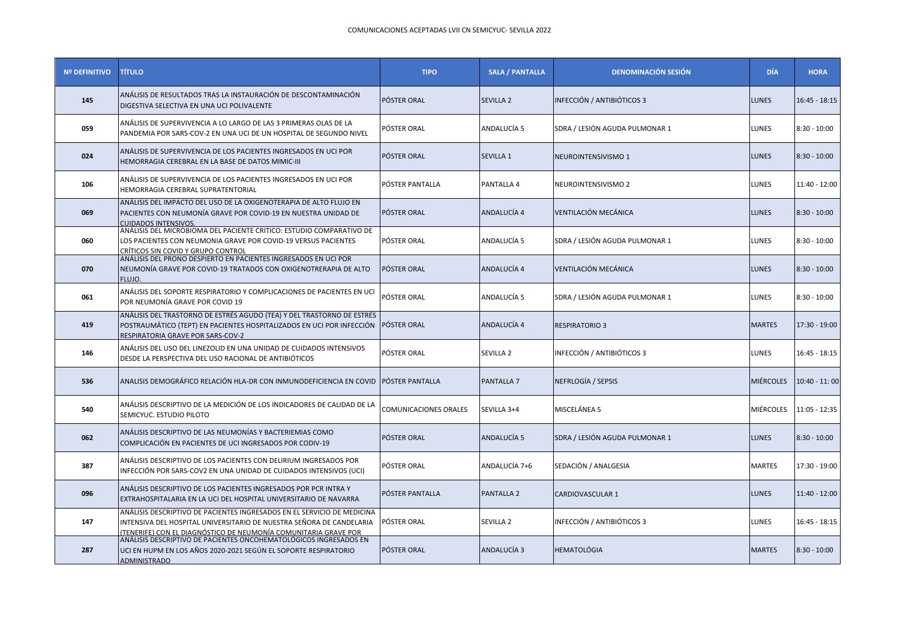COMUNICACIONES ACEPTADAS LVII CN SEMICYUC- SEVILLA 2022

| Nº DEFINITIVO | TÍTULO | TIPO | SALA / PANTALLA | DENOMINACIÓN SESIÓN | DÍA | HORA |
|---|---|---|---|---|---|---|
| 145 | ANÁLISIS DE RESULTADOS TRAS LA INSTAURACIÓN DE DESCONTAMINACIÓN DIGESTIVA SELECTIVA EN UNA UCI POLIVALENTE | PÓSTER ORAL | SEVILLA 2 | INFECCIÓN / ANTIBIÓTICOS 3 | LUNES | 16:45 - 18:15 |
| 059 | ANÁLISIS DE SUPERVIVENCIA A LO LARGO DE LAS 3 PRIMERAS OLAS DE LA PANDEMIA POR SARS-COV-2 EN UNA UCI DE UN HOSPITAL DE SEGUNDO NIVEL | PÓSTER ORAL | ANDALUCÍA 5 | SDRA / LESIÓN AGUDA PULMONAR 1 | LUNES | 8:30 - 10:00 |
| 024 | ANÁLISIS DE SUPERVIVENCIA DE LOS PACIENTES INGRESADOS EN UCI POR HEMORRAGIA CEREBRAL EN LA BASE DE DATOS MIMIC-III | PÓSTER ORAL | SEVILLA 1 | NEUROINTENSIVISMO 1 | LUNES | 8:30 - 10:00 |
| 106 | ANÁLISIS DE SUPERVIVENCIA DE LOS PACIENTES INGRESADOS EN UCI POR HEMORRAGIA CEREBRAL SUPRATENTORIAL | PÓSTER PANTALLA | PANTALLA 4 | NEUROINTENSIVISMO 2 | LUNES | 11:40 - 12:00 |
| 069 | ANÁLISIS DEL IMPACTO DEL USO DE LA OXIGENOTERAPIA DE ALTO FLUJO EN PACIENTES CON NEUMONÍA GRAVE POR COVID-19 EN NUESTRA UNIDAD DE CUIDADOS INTENSIVOS. | PÓSTER ORAL | ANDALUCÍA 4 | VENTILACIÓN MECÁNICA | LUNES | 8:30 - 10:00 |
| 060 | ANÁLISIS DEL MICROBIOMA DEL PACIENTE CRITICO: ESTUDIO COMPARATIVO DE LOS PACIENTES CON NEUMONIA GRAVE POR COVID-19 VERSUS PACIENTES CRÍTICOS SIN COVID Y GRUPO CONTROL | PÓSTER ORAL | ANDALUCÍA 5 | SDRA / LESIÓN AGUDA PULMONAR 1 | LUNES | 8:30 - 10:00 |
| 070 | ANÁLISIS DEL PRONO DESPIERTO EN PACIENTES INGRESADOS EN UCI POR NEUMONÍA GRAVE POR COVID-19 TRATADOS CON OXIGENOTRERAPIA DE ALTO FLUJO. | PÓSTER ORAL | ANDALUCÍA 4 | VENTILACIÓN MECÁNICA | LUNES | 8:30 - 10:00 |
| 061 | ANÁLISIS DEL SOPORTE RESPIRATORIO Y COMPLICACIONES DE PACIENTES EN UCI POR NEUMONÍA GRAVE POR COVID 19 | PÓSTER ORAL | ANDALUCÍA 5 | SDRA / LESIÓN AGUDA PULMONAR 1 | LUNES | 8:30 - 10:00 |
| 419 | ANÁLISIS DEL TRASTORNO DE ESTRÉS AGUDO (TEA) Y DEL TRASTORNO DE ESTRÉS POSTRAUMÁTICO (TEPT) EN PACIENTES HOSPITALIZADOS EN UCI POR INFECCIÓN RESPIRATORIA GRAVE POR SARS-COV-2 | PÓSTER ORAL | ANDALUCÍA 4 | RESPIRATORIO 3 | MARTES | 17:30 - 19:00 |
| 146 | ANÁLISIS DEL USO DEL LINEZOLID EN UNA UNIDAD DE CUIDADOS INTENSIVOS DESDE LA PERSPECTIVA DEL USO RACIONAL DE ANTIBIÓTICOS | PÓSTER ORAL | SEVILLA 2 | INFECCIÓN / ANTIBIÓTICOS 3 | LUNES | 16:45 - 18:15 |
| 536 | ANALISIS DEMOGRÁFICO RELACIÓN HLA-DR CON INMUNODEFICIENCIA EN COVID | PÓSTER PANTALLA | PANTALLA 7 | NEFRLOGÍA / SEPSIS | MIÉRCOLES | 10:40 - 11: 00 |
| 540 | ANÁLISIS DESCRIPTIVO DE LA MEDICIÓN DE LOS INDICADORES DE CALIDAD DE LA SEMICYUC. ESTUDIO PILOTO | COMUNICACIONES ORALES | SEVILLA 3+4 | MISCELÁNEA 5 | MIÉRCOLES | 11:05 - 12:35 |
| 062 | ANÁLISIS DESCRIPTIVO DE LAS NEUMONÍAS Y BACTERIEMIAS COMO COMPLICACIÓN EN PACIENTES DE UCI INGRESADOS POR CODIV-19 | PÓSTER ORAL | ANDALUCÍA 5 | SDRA / LESIÓN AGUDA PULMONAR 1 | LUNES | 8:30 - 10:00 |
| 387 | ANÁLISIS DESCRIPTIVO DE LOS PACIENTES CON DELIRIUM INGRESADOS POR INFECCIÓN POR SARS-COV2 EN UNA UNIDAD DE CUIDADOS INTENSIVOS (UCI) | PÓSTER ORAL | ANDALUCÍA 7+6 | SEDACIÓN / ANALGESIA | MARTES | 17:30 - 19:00 |
| 096 | ANÁLISIS DESCRIPTIVO DE LOS PACIENTES INGRESADOS POR PCR INTRA Y EXTRAHOSPITALARIA EN LA UCI DEL HOSPITAL UNIVERSITARIO DE NAVARRA | PÓSTER PANTALLA | PANTALLA 2 | CARDIOVASCULAR 1 | LUNES | 11:40 - 12:00 |
| 147 | ANÁLISIS DESCRIPTIVO DE PACIENTES INGRESADOS EN EL SERVICIO DE MEDICINA INTENSIVA DEL HOSPITAL UNIVERSITARIO DE NUESTRA SEÑORA DE CANDELARIA (TENERIFE) CON EL DIAGNÓSTICO DE NEUMONÍA COMUNITARIA GRAVE POR | PÓSTER ORAL | SEVILLA 2 | INFECCIÓN / ANTIBIÓTICOS 3 | LUNES | 16:45 - 18:15 |
| 287 | ANÁLISIS DESCRIPTIVO DE PACIENTES ONCOHEMATOLÓGICOS INGRESADOS EN UCI EN HUPM EN LOS AÑOS 2020-2021 SEGÚN EL SOPORTE RESPIRATORIO ADMINISTRADO | PÓSTER ORAL | ANDALUCÍA 3 | HEMATOLÓGIA | MARTES | 8:30 - 10:00 |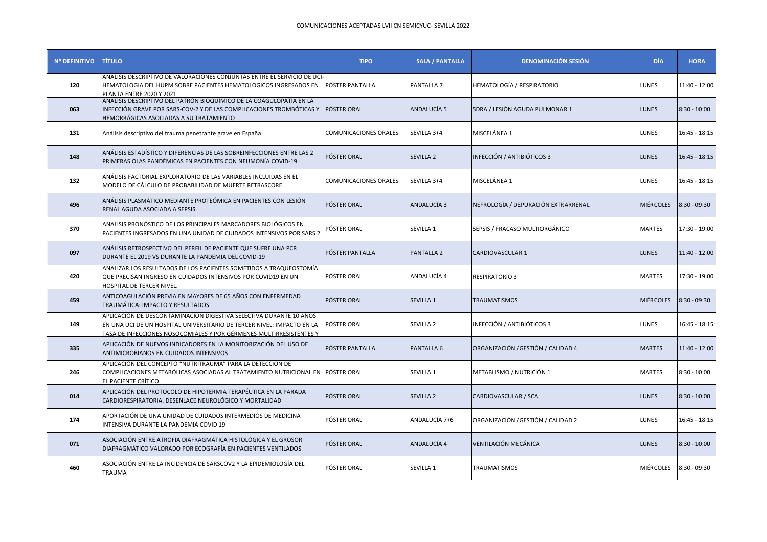COMUNICACIONES ACEPTADAS LVII CN SEMICYUC- SEVILLA 2022

| Nº DEFINITIVO | TÍTULO | TIPO | SALA / PANTALLA | DENOMINACIÓN SESIÓN | DÍA | HORA |
|---|---|---|---|---|---|---|
| 120 | ANALISIS DESCRIPTIVO DE VALORACIONES CONJUNTAS ENTRE EL SERVICIO DE UCI-HEMATOLOGIA DEL HUPM SOBRE PACIENTES HEMATOLOGICOS INGRESADOS EN PLANTA ENTRE 2020 Y 2021 | PÓSTER PANTALLA | PANTALLA 7 | HEMATOLOGÍA / RESPIRATORIO | LUNES | 11:40 - 12:00 |
| 063 | ANÁLISIS DESCRIPTIVO DEL PATRÓN BIOQUÍMICO DE LA COAGULOPATÍA EN LA INFECCIÓN GRAVE POR SARS-COV-2 Y DE LAS COMPLICACIONES TROMBÓTICAS Y HEMORRÁGICAS ASOCIADAS A SU TRATAMIENTO | PÓSTER ORAL | ANDALUCÍA 5 | SDRA / LESIÓN AGUDA PULMONAR 1 | LUNES | 8:30 - 10:00 |
| 131 | Análisis descriptivo del trauma penetrante grave en España | COMUNICACIONES ORALES | SEVILLA 3+4 | MISCELÁNEA 1 | LUNES | 16:45 - 18:15 |
| 148 | ANÁLISIS ESTADÍSTICO Y DIFERENCIAS DE LAS SOBREINFECCIONES ENTRE LAS 2 PRIMERAS OLAS PANDÉMICAS EN PACIENTES CON NEUMONÍA COVID-19 | PÓSTER ORAL | SEVILLA 2 | INFECCIÓN / ANTIBIÓTICOS 3 | LUNES | 16:45 - 18:15 |
| 132 | ANÁLISIS FACTORIAL EXPLORATORIO DE LAS VARIABLES INCLUIDAS EN EL MODELO DE CÁLCULO DE PROBABILIDAD DE MUERTE RETRASCORE. | COMUNICACIONES ORALES | SEVILLA 3+4 | MISCELÁNEA 1 | LUNES | 16:45 - 18:15 |
| 496 | ANÁLISIS PLASMÁTICO MEDIANTE PROTEÓMICA EN PACIENTES CON LESIÓN RENAL AGUDA ASOCIADA A SEPSIS. | PÓSTER ORAL | ANDALUCÍA 3 | NEFROLOGÍA / DEPURACIÓN EXTRARRENAL | MIÉRCOLES | 8:30 - 09:30 |
| 370 | ANALISIS PRONÓSTICO DE LOS PRINCIPALES MARCADORES BIOLÓGICOS EN PACIENTES INGRESADOS EN UNA UNIDAD DE CUIDADOS INTENSIVOS POR SARS 2 | PÓSTER ORAL | SEVILLA 1 | SEPSIS / FRACASO MULTIORGÁNICO | MARTES | 17:30 - 19:00 |
| 097 | ANÁLISIS RETROSPECTIVO DEL PERFIL DE PACIENTE QUE SUFRE UNA PCR DURANTE EL 2019 VS DURANTE LA PANDEMIA DEL COVID-19 | PÓSTER PANTALLA | PANTALLA 2 | CARDIOVASCULAR 1 | LUNES | 11:40 - 12:00 |
| 420 | ANALIZAR LOS RESULTADOS DE LOS PACIENTES SOMETIDOS A TRAQUEOSTOMÍA QUE PRECISAN INGRESO EN CUIDADOS INTENSIVOS POR COVID19 EN UN HOSPITAL DE TERCER NIVEL. | PÓSTER ORAL | ANDALUCÍA 4 | RESPIRATORIO 3 | MARTES | 17:30 - 19:00 |
| 459 | ANTICOAGULACIÓN PREVIA EN MAYORES DE 65 AÑOS CON ENFERMEDAD TRAUMÁTICA: IMPACTO Y RESULTADOS. | PÓSTER ORAL | SEVILLA 1 | TRAUMATISMOS | MIÉRCOLES | 8:30 - 09:30 |
| 149 | APLICACIÓN DE DESCONTAMINACIÓN DIGESTIVA SELECTIVA DURANTE 10 AÑOS EN UNA UCI DE UN HOSPITAL UNIVERSITARIO DE TERCER NIVEL: IMPACTO EN LA TASA DE INFECCIONES NOSOCOMIALES Y POR GÉRMENES MULTIRRESISTENTES Y | PÓSTER ORAL | SEVILLA 2 | INFECCIÓN / ANTIBIÓTICOS 3 | LUNES | 16:45 - 18:15 |
| 335 | APLICACIÓN DE NUEVOS INDICADORES EN LA MONITORIZACIÓN DEL USO DE ANTIMICROBIANOS EN CUIDADOS INTENSIVOS | PÓSTER PANTALLA | PANTALLA 6 | ORGANIZACIÓN /GESTIÓN / CALIDAD 4 | MARTES | 11:40 - 12:00 |
| 246 | APLICACIÓN DEL CONCEPTO "NUTRITRAUMA" PARA LA DETECCIÓN DE COMPLICACIONES METABÓLICAS ASOCIADAS AL TRATAMIENTO NUTRICIONAL EN EL PACIENTE CRÍTICO. | PÓSTER ORAL | SEVILLA 1 | METABLISMO / NUTRICIÓN 1 | MARTES | 8:30 - 10:00 |
| 014 | APLICACIÓN DEL PROTOCOLO DE HIPOTERMIA TERAPÉUTICA EN LA PARADA CARDIORESPIRATORIA. DESENLACE NEUROLÓGICO Y MORTALIDAD | PÓSTER ORAL | SEVILLA 2 | CARDIOVASCULAR / SCA | LUNES | 8:30 - 10:00 |
| 174 | APORTACIÓN DE UNA UNIDAD DE CUIDADOS INTERMEDIOS DE MEDICINA INTENSIVA DURANTE LA PANDEMIA COVID 19 | PÓSTER ORAL | ANDALUCÍA 7+6 | ORGANIZACIÓN /GESTIÓN / CALIDAD 2 | LUNES | 16:45 - 18:15 |
| 071 | ASOCIACIÓN ENTRE ATROFIA DIAFRAGMÁTICA HISTOLÓGICA Y EL GROSOR DIAFRAGMÁTICO VALORADO POR ECOGRAFÍA EN PACIENTES VENTILADOS | PÓSTER ORAL | ANDALUCÍA 4 | VENTILACIÓN MECÁNICA | LUNES | 8:30 - 10:00 |
| 460 | ASOCIACIÓN ENTRE LA INCIDENCIA DE SARSCOV2 Y LA EPIDEMIOLOGÍA DEL TRAUMA | PÓSTER ORAL | SEVILLA 1 | TRAUMATISMOS | MIÉRCOLES | 8:30 - 09:30 |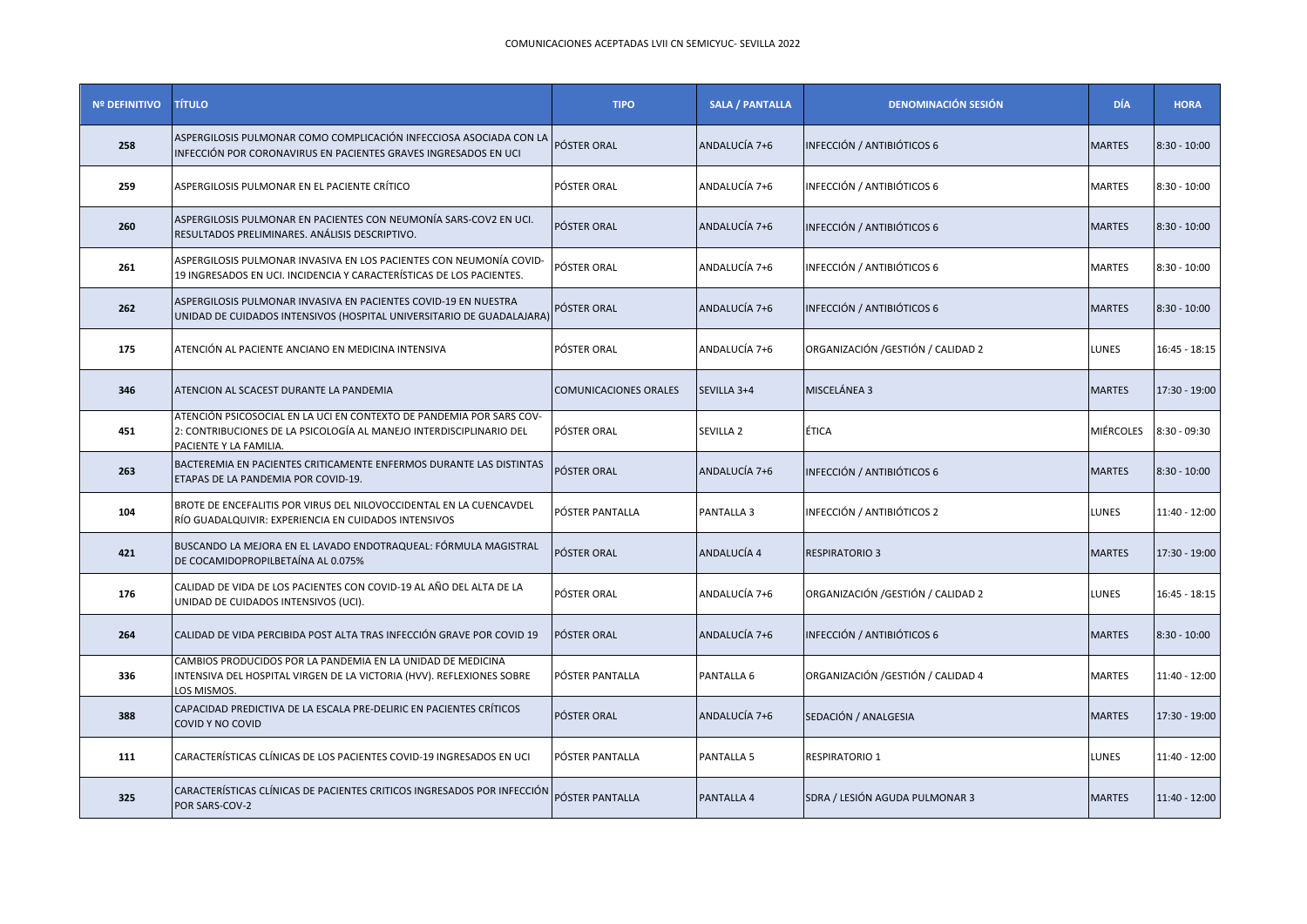COMUNICACIONES ACEPTADAS LVII CN SEMICYUC- SEVILLA 2022

| Nº DEFINITIVO | TÍTULO | TIPO | SALA / PANTALLA | DENOMINACIÓN SESIÓN | DÍA | HORA |
|---|---|---|---|---|---|---|
| 258 | ASPERGILOSIS PULMONAR COMO COMPLICACIÓN INFECCIOSA ASOCIADA CON LA INFECCIÓN POR CORONAVIRUS EN PACIENTES GRAVES INGRESADOS EN UCI | PÓSTER ORAL | ANDALUCÍA 7+6 | INFECCIÓN / ANTIBIÓTICOS 6 | MARTES | 8:30 - 10:00 |
| 259 | ASPERGILOSIS PULMONAR EN EL PACIENTE CRÍTICO | PÓSTER ORAL | ANDALUCÍA 7+6 | INFECCIÓN / ANTIBIÓTICOS 6 | MARTES | 8:30 - 10:00 |
| 260 | ASPERGILOSIS PULMONAR EN PACIENTES CON NEUMONÍA SARS-COV2 EN UCI. RESULTADOS PRELIMINARES. ANÁLISIS DESCRIPTIVO. | PÓSTER ORAL | ANDALUCÍA 7+6 | INFECCIÓN / ANTIBIÓTICOS 6 | MARTES | 8:30 - 10:00 |
| 261 | ASPERGILOSIS PULMONAR INVASIVA EN LOS PACIENTES CON NEUMONÍA COVID-19 INGRESADOS EN UCI. INCIDENCIA Y CARACTERÍSTICAS DE LOS PACIENTES. | PÓSTER ORAL | ANDALUCÍA 7+6 | INFECCIÓN / ANTIBIÓTICOS 6 | MARTES | 8:30 - 10:00 |
| 262 | ASPERGILOSIS PULMONAR INVASIVA EN PACIENTES COVID-19 EN NUESTRA UNIDAD DE CUIDADOS INTENSIVOS (HOSPITAL UNIVERSITARIO DE GUADALAJARA) | PÓSTER ORAL | ANDALUCÍA 7+6 | INFECCIÓN / ANTIBIÓTICOS 6 | MARTES | 8:30 - 10:00 |
| 175 | ATENCIÓN AL PACIENTE ANCIANO EN MEDICINA INTENSIVA | PÓSTER ORAL | ANDALUCÍA 7+6 | ORGANIZACIÓN /GESTIÓN / CALIDAD 2 | LUNES | 16:45 - 18:15 |
| 346 | ATENCION AL SCACEST DURANTE LA PANDEMIA | COMUNICACIONES ORALES | SEVILLA 3+4 | MISCELÁNEA 3 | MARTES | 17:30 - 19:00 |
| 451 | ATENCIÓN PSICOSOCIAL EN LA UCI EN CONTEXTO DE PANDEMIA POR SARS COV-2: CONTRIBUCIONES DE LA PSICOLOGÍA AL MANEJO INTERDISCIPLINARIO DEL PACIENTE Y LA FAMILIA. | PÓSTER ORAL | SEVILLA 2 | ÉTICA | MIÉRCOLES | 8:30 - 09:30 |
| 263 | BACTEREMIA EN PACIENTES CRITICAMENTE ENFERMOS DURANTE LAS DISTINTAS ETAPAS DE LA PANDEMIA POR COVID-19. | PÓSTER ORAL | ANDALUCÍA 7+6 | INFECCIÓN / ANTIBIÓTICOS 6 | MARTES | 8:30 - 10:00 |
| 104 | BROTE DE ENCEFALITIS POR VIRUS DEL NILOVOCCIDENTAL EN LA CUENCAVDEL RÍO GUADALQUIVIR: EXPERIENCIA EN CUIDADOS INTENSIVOS | PÓSTER PANTALLA | PANTALLA 3 | INFECCIÓN / ANTIBIÓTICOS 2 | LUNES | 11:40 - 12:00 |
| 421 | BUSCANDO LA MEJORA EN EL LAVADO ENDOTRAQUEAL: FÓRMULA MAGISTRAL DE COCAMIDOPROPILBETAÍNA AL 0.075% | PÓSTER ORAL | ANDALUCÍA 4 | RESPIRATORIO 3 | MARTES | 17:30 - 19:00 |
| 176 | CALIDAD DE VIDA DE LOS PACIENTES CON COVID-19 AL AÑO DEL ALTA DE LA UNIDAD DE CUIDADOS INTENSIVOS (UCI). | PÓSTER ORAL | ANDALUCÍA 7+6 | ORGANIZACIÓN /GESTIÓN / CALIDAD 2 | LUNES | 16:45 - 18:15 |
| 264 | CALIDAD DE VIDA PERCIBIDA POST ALTA TRAS INFECCIÓN GRAVE POR COVID 19 | PÓSTER ORAL | ANDALUCÍA 7+6 | INFECCIÓN / ANTIBIÓTICOS 6 | MARTES | 8:30 - 10:00 |
| 336 | CAMBIOS PRODUCIDOS POR LA PANDEMIA EN LA UNIDAD DE MEDICINA INTENSIVA DEL HOSPITAL VIRGEN DE LA VICTORIA (HVV). REFLEXIONES SOBRE LOS MISMOS. | PÓSTER PANTALLA | PANTALLA 6 | ORGANIZACIÓN /GESTIÓN / CALIDAD 4 | MARTES | 11:40 - 12:00 |
| 388 | CAPACIDAD PREDICTIVA DE LA ESCALA PRE-DELIRIC EN PACIENTES CRÍTICOS COVID Y NO COVID | PÓSTER ORAL | ANDALUCÍA 7+6 | SEDACIÓN / ANALGESIA | MARTES | 17:30 - 19:00 |
| 111 | CARACTERÍSTICAS CLÍNICAS DE LOS PACIENTES COVID-19 INGRESADOS EN UCI | PÓSTER PANTALLA | PANTALLA 5 | RESPIRATORIO 1 | LUNES | 11:40 - 12:00 |
| 325 | CARACTERÍSTICAS CLÍNICAS DE PACIENTES CRITICOS INGRESADOS POR INFECCIÓN POR SARS-COV-2 | PÓSTER PANTALLA | PANTALLA 4 | SDRA / LESIÓN AGUDA PULMONAR 3 | MARTES | 11:40 - 12:00 |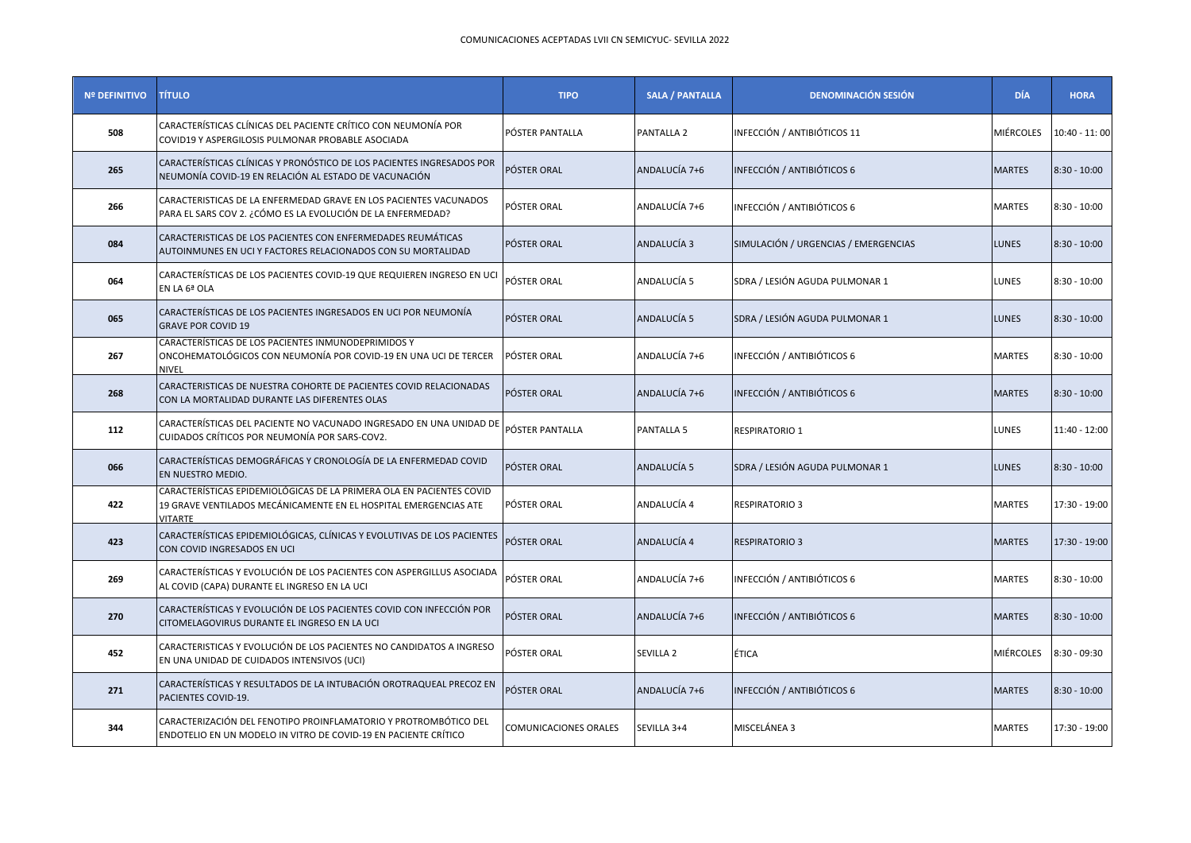COMUNICACIONES ACEPTADAS LVII CN SEMICYUC- SEVILLA 2022

| Nº DEFINITIVO | TÍTULO | TIPO | SALA / PANTALLA | DENOMINACIÓN SESIÓN | DÍA | HORA |
|---|---|---|---|---|---|---|
| 508 | CARACTERÍSTICAS CLÍNICAS DEL PACIENTE CRÍTICO CON NEUMONÍA POR COVID19 Y ASPERGILOSIS PULMONAR PROBABLE ASOCIADA | PÓSTER PANTALLA | PANTALLA 2 | INFECCIÓN / ANTIBIÓTICOS 11 | MIÉRCOLES | 10:40 - 11: 00 |
| 265 | CARACTERÍSTICAS CLÍNICAS Y PRONÓSTICO DE LOS PACIENTES INGRESADOS POR NEUMONÍA COVID-19 EN RELACIÓN AL ESTADO DE VACUNACIÓN | PÓSTER ORAL | ANDALUCÍA 7+6 | INFECCIÓN / ANTIBIÓTICOS 6 | MARTES | 8:30 - 10:00 |
| 266 | CARACTERISTICAS DE LA ENFERMEDAD GRAVE EN LOS PACIENTES VACUNADOS PARA EL SARS COV 2. ¿CÓMO ES LA EVOLUCIÓN DE LA ENFERMEDAD? | PÓSTER ORAL | ANDALUCÍA 7+6 | INFECCIÓN / ANTIBIÓTICOS 6 | MARTES | 8:30 - 10:00 |
| 084 | CARACTERISTICAS DE LOS PACIENTES CON ENFERMEDADES REUMÁTICAS AUTOINMUNES EN UCI Y FACTORES RELACIONADOS CON SU MORTALIDAD | PÓSTER ORAL | ANDALUCÍA 3 | SIMULACIÓN / URGENCIAS / EMERGENCIAS | LUNES | 8:30 - 10:00 |
| 064 | CARACTERÍSTICAS DE LOS PACIENTES COVID-19 QUE REQUIEREN INGRESO EN UCI EN LA 6ª OLA | PÓSTER ORAL | ANDALUCÍA 5 | SDRA / LESIÓN AGUDA PULMONAR 1 | LUNES | 8:30 - 10:00 |
| 065 | CARACTERÍSTICAS DE LOS PACIENTES INGRESADOS EN UCI POR NEUMONÍA GRAVE POR COVID 19 | PÓSTER ORAL | ANDALUCÍA 5 | SDRA / LESIÓN AGUDA PULMONAR 1 | LUNES | 8:30 - 10:00 |
| 267 | CARACTERÍSTICAS DE LOS PACIENTES INMUNODEPRIMIDOS Y ONCOHEMATOLÓGICOS CON NEUMONÍA POR COVID-19 EN UNA UCI DE TERCER NIVEL | PÓSTER ORAL | ANDALUCÍA 7+6 | INFECCIÓN / ANTIBIÓTICOS 6 | MARTES | 8:30 - 10:00 |
| 268 | CARACTERISTICAS DE NUESTRA COHORTE DE PACIENTES COVID RELACIONADAS CON LA MORTALIDAD DURANTE LAS DIFERENTES OLAS | PÓSTER ORAL | ANDALUCÍA 7+6 | INFECCIÓN / ANTIBIÓTICOS 6 | MARTES | 8:30 - 10:00 |
| 112 | CARACTERÍSTICAS DEL PACIENTE NO VACUNADO INGRESADO EN UNA UNIDAD DE CUIDADOS CRÍTICOS POR NEUMONÍA POR SARS-COV2. | PÓSTER PANTALLA | PANTALLA 5 | RESPIRATORIO 1 | LUNES | 11:40 - 12:00 |
| 066 | CARACTERÍSTICAS DEMOGRÁFICAS Y CRONOLOGÍA DE LA ENFERMEDAD COVID EN NUESTRO MEDIO. | PÓSTER ORAL | ANDALUCÍA 5 | SDRA / LESIÓN AGUDA PULMONAR 1 | LUNES | 8:30 - 10:00 |
| 422 | CARACTERÍSTICAS EPIDEMIOLÓGICAS DE LA PRIMERA OLA EN PACIENTES COVID 19 GRAVE VENTILADOS MECÁNICAMENTE EN EL HOSPITAL EMERGENCIAS ATE VITARTE | PÓSTER ORAL | ANDALUCÍA 4 | RESPIRATORIO 3 | MARTES | 17:30 - 19:00 |
| 423 | CARACTERÍSTICAS EPIDEMIOLÓGICAS, CLÍNICAS Y EVOLUTIVAS DE LOS PACIENTES CON COVID INGRESADOS EN UCI | PÓSTER ORAL | ANDALUCÍA 4 | RESPIRATORIO 3 | MARTES | 17:30 - 19:00 |
| 269 | CARACTERÍSTICAS Y EVOLUCIÓN DE LOS PACIENTES CON ASPERGILLUS ASOCIADA AL COVID (CAPA) DURANTE EL INGRESO EN LA UCI | PÓSTER ORAL | ANDALUCÍA 7+6 | INFECCIÓN / ANTIBIÓTICOS 6 | MARTES | 8:30 - 10:00 |
| 270 | CARACTERÍSTICAS Y EVOLUCIÓN DE LOS PACIENTES COVID CON INFECCIÓN POR CITOMELAGOVIRUS DURANTE EL INGRESO EN LA UCI | PÓSTER ORAL | ANDALUCÍA 7+6 | INFECCIÓN / ANTIBIÓTICOS 6 | MARTES | 8:30 - 10:00 |
| 452 | CARACTERISTICAS Y EVOLUCIÓN DE LOS PACIENTES NO CANDIDATOS A INGRESO EN UNA UNIDAD DE CUIDADOS INTENSIVOS (UCI) | PÓSTER ORAL | SEVILLA 2 | ÉTICA | MIÉRCOLES | 8:30 - 09:30 |
| 271 | CARACTERÍSTICAS Y RESULTADOS DE LA INTUBACIÓN OROTRAQUEAL PRECOZ EN PACIENTES COVID-19. | PÓSTER ORAL | ANDALUCÍA 7+6 | INFECCIÓN / ANTIBIÓTICOS 6 | MARTES | 8:30 - 10:00 |
| 344 | CARACTERIZACIÓN DEL FENOTIPO PROINFLAMATORIO Y PROTROMBÓTICO DEL ENDOTELIO EN UN MODELO IN VITRO DE COVID-19 EN PACIENTE CRÍTICO | COMUNICACIONES ORALES | SEVILLA 3+4 | MISCELÁNEA 3 | MARTES | 17:30 - 19:00 |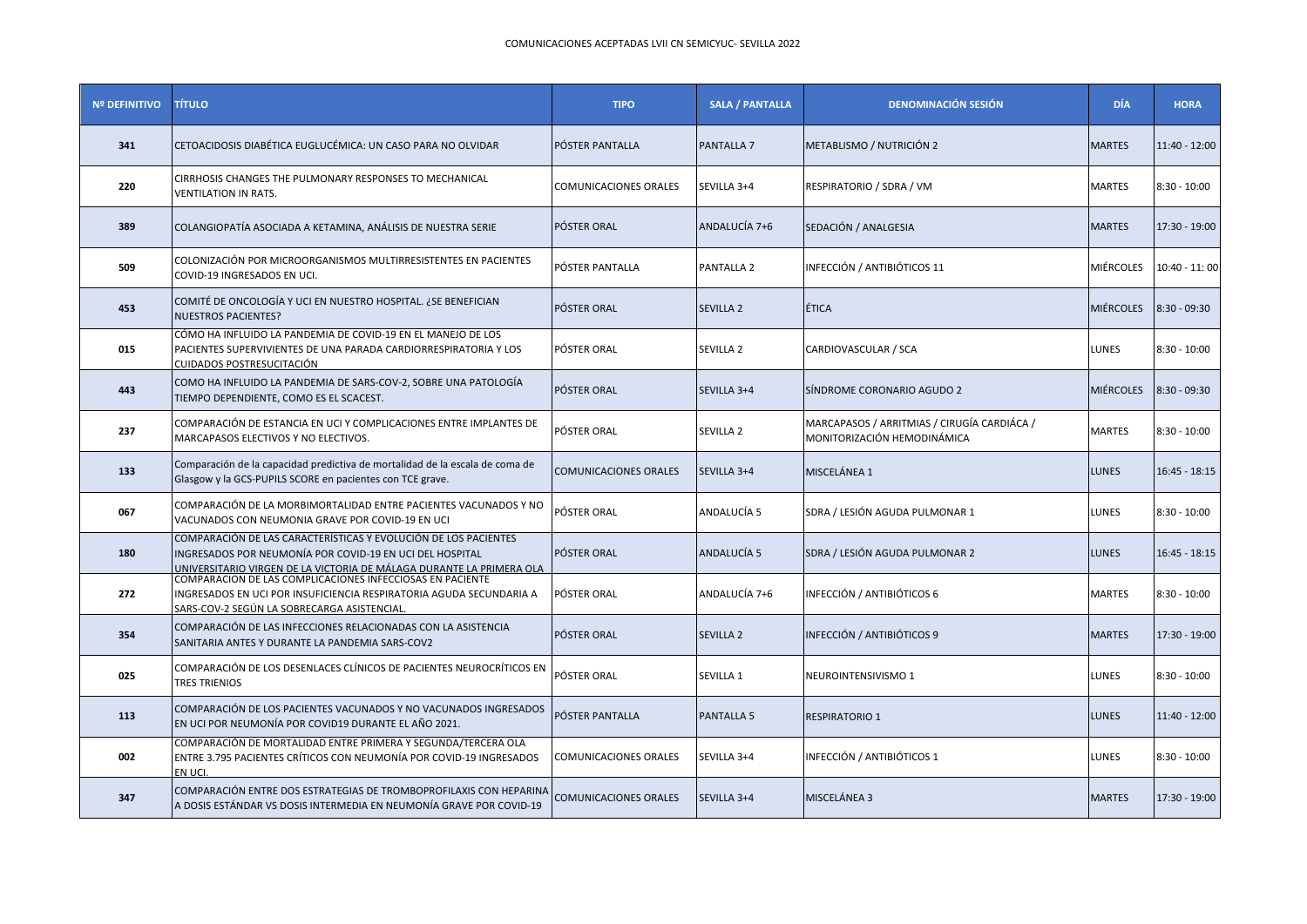COMUNICACIONES ACEPTADAS LVII CN SEMICYUC- SEVILLA 2022

| Nº DEFINITIVO | TÍTULO | TIPO | SALA / PANTALLA | DENOMINACIÓN SESIÓN | DÍA | HORA |
|---|---|---|---|---|---|---|
| 341 | CETOACIDOSIS DIABÉTICA EUGLUCÉMICA: UN CASO PARA NO OLVIDAR | PÓSTER PANTALLA | PANTALLA 7 | METABLISMO / NUTRICIÓN 2 | MARTES | 11:40 - 12:00 |
| 220 | CIRRHOSIS CHANGES THE PULMONARY RESPONSES TO MECHANICAL VENTILATION IN RATS. | COMUNICACIONES ORALES | SEVILLA 3+4 | RESPIRATORIO / SDRA / VM | MARTES | 8:30 - 10:00 |
| 389 | COLANGIOPATÍA ASOCIADA A KETAMINA, ANÁLISIS DE NUESTRA SERIE | PÓSTER ORAL | ANDALUCÍA 7+6 | SEDACIÓN / ANALGESIA | MARTES | 17:30 - 19:00 |
| 509 | COLONIZACIÓN POR MICROORGANISMOS MULTIRRESISTENTES EN PACIENTES COVID-19 INGRESADOS EN UCI. | PÓSTER PANTALLA | PANTALLA 2 | INFECCIÓN / ANTIBIÓTICOS 11 | MIÉRCOLES | 10:40 - 11: 00 |
| 453 | COMITÉ DE ONCOLOGÍA Y UCI EN NUESTRO HOSPITAL. ¿SE BENEFICIAN NUESTROS PACIENTES? | PÓSTER ORAL | SEVILLA 2 | ÉTICA | MIÉRCOLES | 8:30 - 09:30 |
| 015 | CÓMO HA INFLUIDO LA PANDEMIA DE COVID-19 EN EL MANEJO DE LOS PACIENTES SUPERVIVIENTES DE UNA PARADA CARDIORRESPIRATORIA Y LOS CUIDADOS POSTRESUCITACIÓN | PÓSTER ORAL | SEVILLA 2 | CARDIOVASCULAR / SCA | LUNES | 8:30 - 10:00 |
| 443 | COMO HA INFLUIDO LA PANDEMIA DE SARS-COV-2, SOBRE UNA PATOLOGÍA TIEMPO DEPENDIENTE, COMO ES EL SCACEST. | PÓSTER ORAL | SEVILLA 3+4 | SÍNDROME CORONARIO AGUDO 2 | MIÉRCOLES | 8:30 - 09:30 |
| 237 | COMPARACIÓN DE ESTANCIA EN UCI Y COMPLICACIONES ENTRE IMPLANTES DE MARCAPASOS ELECTIVOS Y NO ELECTIVOS. | PÓSTER ORAL | SEVILLA 2 | MARCAPASOS / ARRITMIAS / CIRUGÍA CARDIÁCA / MONITORIZACIÓN HEMODINÁMICA | MARTES | 8:30 - 10:00 |
| 133 | Comparación de la capacidad predictiva de mortalidad de la escala de coma de Glasgow y la GCS-PUPILS SCORE en pacientes con TCE grave. | COMUNICACIONES ORALES | SEVILLA 3+4 | MISCELÁNEA 1 | LUNES | 16:45 - 18:15 |
| 067 | COMPARACIÓN DE LA MORBIMORTALIDAD ENTRE PACIENTES VACUNADOS Y NO VACUNADOS CON NEUMONIA GRAVE POR COVID-19 EN UCI | PÓSTER ORAL | ANDALUCÍA 5 | SDRA / LESIÓN AGUDA PULMONAR 1 | LUNES | 8:30 - 10:00 |
| 180 | COMPARACIÓN DE LAS CARACTERÍSTICAS Y EVOLUCIÓN DE LOS PACIENTES INGRESADOS POR NEUMONÍA POR COVID-19 EN UCI DEL HOSPITAL UNIVERSITARIO VIRGEN DE LA VICTORIA DE MÁLAGA DURANTE LA PRIMERA OLA | PÓSTER ORAL | ANDALUCÍA 5 | SDRA / LESIÓN AGUDA PULMONAR 2 | LUNES | 16:45 - 18:15 |
| 272 | COMPARACION DE LAS COMPLICACIONES INFECCIOSAS EN PACIENTE INGRESADOS EN UCI POR INSUFICIENCIA RESPIRATORIA AGUDA SECUNDARIA A SARS-COV-2 SEGÚN LA SOBRECARGA ASISTENCIAL. | PÓSTER ORAL | ANDALUCÍA 7+6 | INFECCIÓN / ANTIBIÓTICOS 6 | MARTES | 8:30 - 10:00 |
| 354 | COMPARACIÓN DE LAS INFECCIONES RELACIONADAS CON LA ASISTENCIA SANITARIA ANTES Y DURANTE LA PANDEMIA SARS-COV2 | PÓSTER ORAL | SEVILLA 2 | INFECCIÓN / ANTIBIÓTICOS 9 | MARTES | 17:30 - 19:00 |
| 025 | COMPARACIÓN DE LOS DESENLACES CLÍNICOS DE PACIENTES NEUROCRÍTICOS EN TRES TRIENIOS | PÓSTER ORAL | SEVILLA 1 | NEUROINTENSIVISMO 1 | LUNES | 8:30 - 10:00 |
| 113 | COMPARACIÓN DE LOS PACIENTES VACUNADOS Y NO VACUNADOS INGRESADOS EN UCI POR NEUMONÍA POR COVID19 DURANTE EL AÑO 2021. | PÓSTER PANTALLA | PANTALLA 5 | RESPIRATORIO 1 | LUNES | 11:40 - 12:00 |
| 002 | COMPARACIÓN DE MORTALIDAD ENTRE PRIMERA Y SEGUNDA/TERCERA OLA ENTRE 3.795 PACIENTES CRÍTICOS CON NEUMONÍA POR COVID-19 INGRESADOS EN UCI. | COMUNICACIONES ORALES | SEVILLA 3+4 | INFECCIÓN / ANTIBIÓTICOS 1 | LUNES | 8:30 - 10:00 |
| 347 | COMPARACIÓN ENTRE DOS ESTRATEGIAS DE TROMBOPROFILAXIS CON HEPARINA A DOSIS ESTÁNDAR VS DOSIS INTERMEDIA EN NEUMONÍA GRAVE POR COVID-19 | COMUNICACIONES ORALES | SEVILLA 3+4 | MISCELÁNEA 3 | MARTES | 17:30 - 19:00 |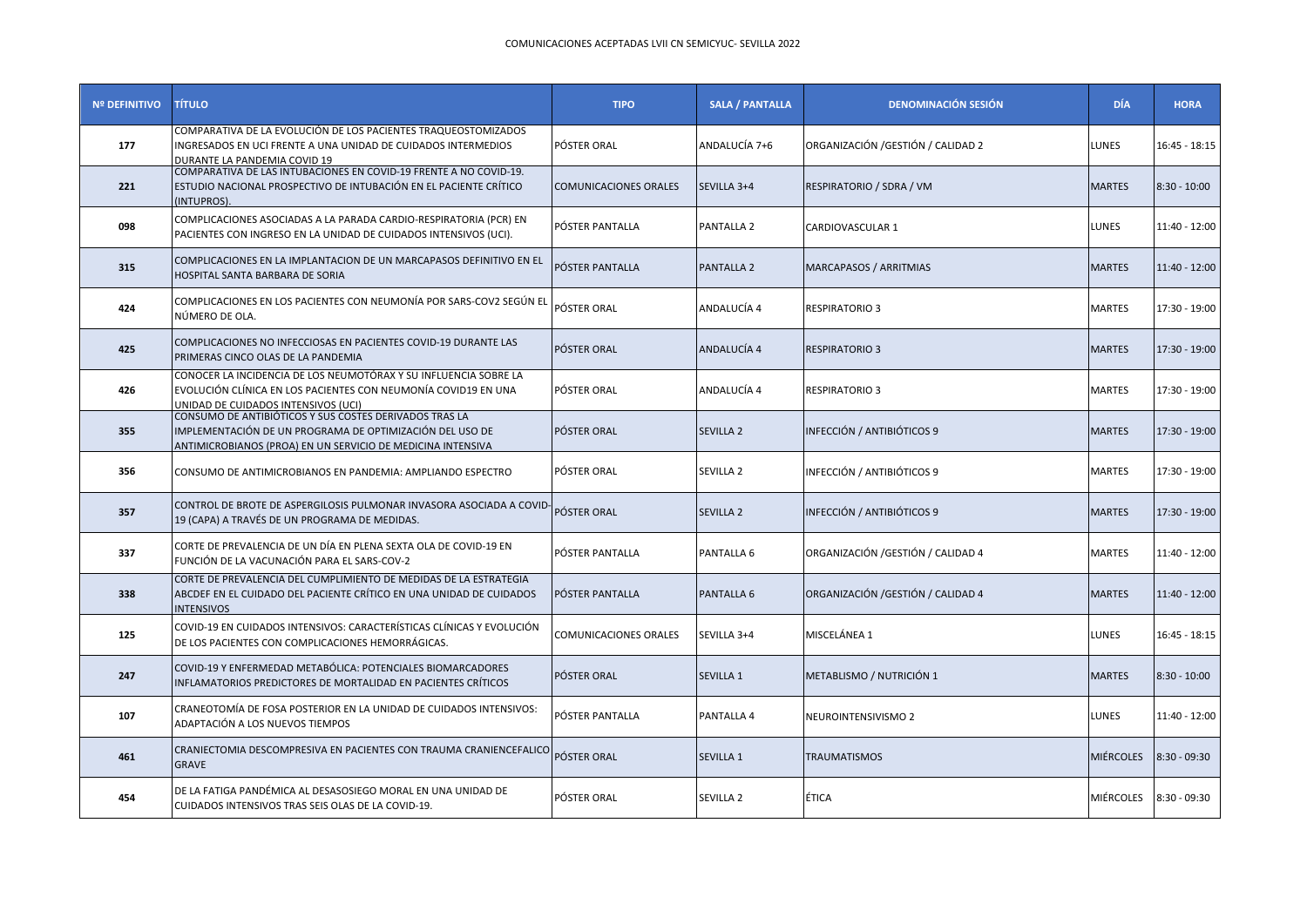COMUNICACIONES ACEPTADAS LVII CN SEMICYUC- SEVILLA 2022

| Nº DEFINITIVO | TÍTULO | TIPO | SALA / PANTALLA | DENOMINACIÓN SESIÓN | DÍA | HORA |
|---|---|---|---|---|---|---|
| 177 | COMPARATIVA DE LA EVOLUCIÓN DE LOS PACIENTES TRAQUEOSTOMIZADOS INGRESADOS EN UCI FRENTE A UNA UNIDAD DE CUIDADOS INTERMEDIOS DURANTE LA PANDEMIA COVID 19 | PÓSTER ORAL | ANDALUCÍA 7+6 | ORGANIZACIÓN /GESTIÓN / CALIDAD 2 | LUNES | 16:45 - 18:15 |
| 221 | COMPARATIVA DE LAS INTUBACIONES EN COVID-19 FRENTE A NO COVID-19. ESTUDIO NACIONAL PROSPECTIVO DE INTUBACIÓN EN EL PACIENTE CRÍTICO (INTUPROS). | COMUNICACIONES ORALES | SEVILLA 3+4 | RESPIRATORIO / SDRA / VM | MARTES | 8:30 - 10:00 |
| 098 | COMPLICACIONES ASOCIADAS A LA PARADA CARDIO-RESPIRATORIA (PCR) EN PACIENTES CON INGRESO EN LA UNIDAD DE CUIDADOS INTENSIVOS (UCI). | PÓSTER PANTALLA | PANTALLA 2 | CARDIOVASCULAR 1 | LUNES | 11:40 - 12:00 |
| 315 | COMPLICACIONES EN LA IMPLANTACION DE UN MARCAPASOS DEFINITIVO EN EL HOSPITAL SANTA BARBARA DE SORIA | PÓSTER PANTALLA | PANTALLA 2 | MARCAPASOS / ARRITMIAS | MARTES | 11:40 - 12:00 |
| 424 | COMPLICACIONES EN LOS PACIENTES CON NEUMONÍA POR SARS-COV2 SEGÚN EL NÚMERO DE OLA. | PÓSTER ORAL | ANDALUCÍA 4 | RESPIRATORIO 3 | MARTES | 17:30 - 19:00 |
| 425 | COMPLICACIONES NO INFECCIOSAS EN PACIENTES COVID-19 DURANTE LAS PRIMERAS CINCO OLAS DE LA PANDEMIA | PÓSTER ORAL | ANDALUCÍA 4 | RESPIRATORIO 3 | MARTES | 17:30 - 19:00 |
| 426 | CONOCER LA INCIDENCIA DE LOS NEUMOTÓRAX Y SU INFLUENCIA SOBRE LA EVOLUCIÓN CLÍNICA EN LOS PACIENTES CON NEUMONÍA COVID19 EN UNA UNIDAD DE CUIDADOS INTENSIVOS (UCI) | PÓSTER ORAL | ANDALUCÍA 4 | RESPIRATORIO 3 | MARTES | 17:30 - 19:00 |
| 355 | CONSUMO DE ANTIBIÓTICOS Y SUS COSTES DERIVADOS TRAS LA IMPLEMENTACIÓN DE UN PROGRAMA DE OPTIMIZACIÓN DEL USO DE ANTIMICROBIANOS (PROA) EN UN SERVICIO DE MEDICINA INTENSIVA | PÓSTER ORAL | SEVILLA 2 | INFECCIÓN / ANTIBIÓTICOS 9 | MARTES | 17:30 - 19:00 |
| 356 | CONSUMO DE ANTIMICROBIANOS EN PANDEMIA: AMPLIANDO ESPECTRO | PÓSTER ORAL | SEVILLA 2 | INFECCIÓN / ANTIBIÓTICOS 9 | MARTES | 17:30 - 19:00 |
| 357 | CONTROL DE BROTE DE ASPERGILOSIS PULMONAR INVASORA ASOCIADA A COVID-19 (CAPA) A TRAVÉS DE UN PROGRAMA DE MEDIDAS. | PÓSTER ORAL | SEVILLA 2 | INFECCIÓN / ANTIBIÓTICOS 9 | MARTES | 17:30 - 19:00 |
| 337 | CORTE DE PREVALENCIA DE UN DÍA EN PLENA SEXTA OLA DE COVID-19 EN FUNCIÓN DE LA VACUNACIÓN PARA EL SARS-COV-2 | PÓSTER PANTALLA | PANTALLA 6 | ORGANIZACIÓN /GESTIÓN / CALIDAD 4 | MARTES | 11:40 - 12:00 |
| 338 | CORTE DE PREVALENCIA DEL CUMPLIMIENTO DE MEDIDAS DE LA ESTRATEGIA ABCDEF EN EL CUIDADO DEL PACIENTE CRÍTICO EN UNA UNIDAD DE CUIDADOS INTENSIVOS | PÓSTER PANTALLA | PANTALLA 6 | ORGANIZACIÓN /GESTIÓN / CALIDAD 4 | MARTES | 11:40 - 12:00 |
| 125 | COVID-19 EN CUIDADOS INTENSIVOS: CARACTERÍSTICAS CLÍNICAS Y EVOLUCIÓN DE LOS PACIENTES CON COMPLICACIONES HEMORRÁGICAS. | COMUNICACIONES ORALES | SEVILLA 3+4 | MISCELÁNEA 1 | LUNES | 16:45 - 18:15 |
| 247 | COVID-19 Y ENFERMEDAD METABÓLICA: POTENCIALES BIOMARCADORES INFLAMATORIOS PREDICTORES DE MORTALIDAD EN PACIENTES CRÍTICOS | PÓSTER ORAL | SEVILLA 1 | METABLISMO / NUTRICIÓN 1 | MARTES | 8:30 - 10:00 |
| 107 | CRANEOTOMÍA DE FOSA POSTERIOR EN LA UNIDAD DE CUIDADOS INTENSIVOS: ADAPTACIÓN A LOS NUEVOS TIEMPOS | PÓSTER PANTALLA | PANTALLA 4 | NEUROINTENSIVISMO 2 | LUNES | 11:40 - 12:00 |
| 461 | CRANIECTOMIA DESCOMPRESIVA EN PACIENTES CON TRAUMA CRANIENCEFALICO GRAVE | PÓSTER ORAL | SEVILLA 1 | TRAUMATISMOS | MIÉRCOLES | 8:30 - 09:30 |
| 454 | DE LA FATIGA PANDÉMICA AL DESASOSIEGO MORAL EN UNA UNIDAD DE CUIDADOS INTENSIVOS TRAS SEIS OLAS DE LA COVID-19. | PÓSTER ORAL | SEVILLA 2 | ÉTICA | MIÉRCOLES | 8:30 - 09:30 |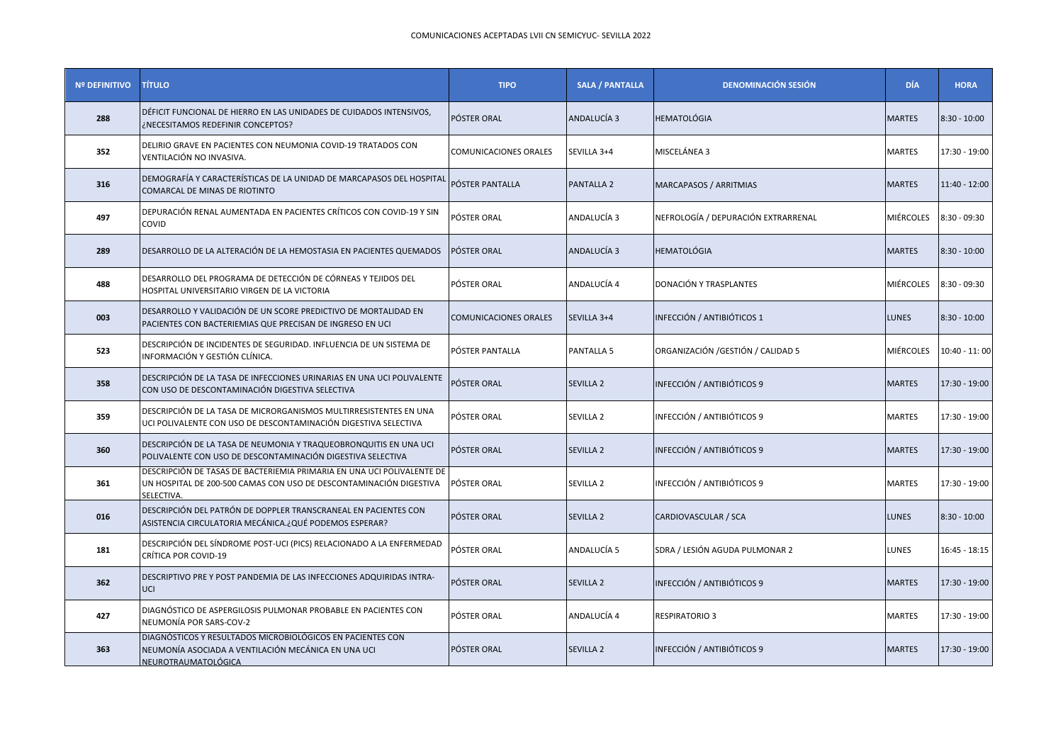COMUNICACIONES ACEPTADAS LVII CN SEMICYUC- SEVILLA 2022

| Nº DEFINITIVO | TÍTULO | TIPO | SALA / PANTALLA | DENOMINACIÓN SESIÓN | DÍA | HORA |
|---|---|---|---|---|---|---|
| 288 | DÉFICIT FUNCIONAL DE HIERRO EN LAS UNIDADES DE CUIDADOS INTENSIVOS, ¿NECESITAMOS REDEFINIR CONCEPTOS? | PÓSTER ORAL | ANDALUCÍA 3 | HEMATOLÓGIA | MARTES | 8:30 - 10:00 |
| 352 | DELIRIO GRAVE EN PACIENTES CON NEUMONIA COVID-19 TRATADOS CON VENTILACIÓN NO INVASIVA. | COMUNICACIONES ORALES | SEVILLA 3+4 | MISCELÁNEA 3 | MARTES | 17:30 - 19:00 |
| 316 | DEMOGRAFÍA Y CARACTERÍSTICAS DE LA UNIDAD DE MARCAPASOS DEL HOSPITAL COMARCAL DE MINAS DE RIOTINTO | PÓSTER PANTALLA | PANTALLA 2 | MARCAPASOS / ARRITMIAS | MARTES | 11:40 - 12:00 |
| 497 | DEPURACIÓN RENAL AUMENTADA EN PACIENTES CRÍTICOS CON COVID-19 Y SIN COVID | PÓSTER ORAL | ANDALUCÍA 3 | NEFROLOGÍA / DEPURACIÓN EXTRARRENAL | MIÉRCOLES | 8:30 - 09:30 |
| 289 | DESARROLLO DE LA ALTERACIÓN DE LA HEMOSTASIA EN PACIENTES QUEMADOS | PÓSTER ORAL | ANDALUCÍA 3 | HEMATOLÓGIA | MARTES | 8:30 - 10:00 |
| 488 | DESARROLLO DEL PROGRAMA DE DETECCIÓN DE CÓRNEAS Y TEJIDOS DEL HOSPITAL UNIVERSITARIO VIRGEN DE LA VICTORIA | PÓSTER ORAL | ANDALUCÍA 4 | DONACIÓN Y TRASPLANTES | MIÉRCOLES | 8:30 - 09:30 |
| 003 | DESARROLLO Y VALIDACIÓN DE UN SCORE PREDICTIVO DE MORTALIDAD EN PACIENTES CON BACTERIEMIAS QUE PRECISAN DE INGRESO EN UCI | COMUNICACIONES ORALES | SEVILLA 3+4 | INFECCIÓN / ANTIBIÓTICOS 1 | LUNES | 8:30 - 10:00 |
| 523 | DESCRIPCIÓN DE INCIDENTES DE SEGURIDAD. INFLUENCIA DE UN SISTEMA DE INFORMACIÓN Y GESTIÓN CLÍNICA. | PÓSTER PANTALLA | PANTALLA 5 | ORGANIZACIÓN /GESTIÓN / CALIDAD 5 | MIÉRCOLES | 10:40 - 11: 00 |
| 358 | DESCRIPCIÓN DE LA TASA DE INFECCIONES URINARIAS EN UNA UCI POLIVALENTE CON USO DE DESCONTAMINACIÓN DIGESTIVA SELECTIVA | PÓSTER ORAL | SEVILLA 2 | INFECCIÓN / ANTIBIÓTICOS 9 | MARTES | 17:30 - 19:00 |
| 359 | DESCRIPCIÓN DE LA TASA DE MICRORGANISMOS MULTIRRESISTENTES EN UNA UCI POLIVALENTE CON USO DE DESCONTAMINACIÓN DIGESTIVA SELECTIVA | PÓSTER ORAL | SEVILLA 2 | INFECCIÓN / ANTIBIÓTICOS 9 | MARTES | 17:30 - 19:00 |
| 360 | DESCRIPCIÓN DE LA TASA DE NEUMONIA Y TRAQUEOBRONQUITIS EN UNA UCI POLIVALENTE CON USO DE DESCONTAMINACIÓN DIGESTIVA SELECTIVA | PÓSTER ORAL | SEVILLA 2 | INFECCIÓN / ANTIBIÓTICOS 9 | MARTES | 17:30 - 19:00 |
| 361 | DESCRIPCIÓN DE TASAS DE BACTERIEMIA PRIMARIA EN UNA UCI POLIVALENTE DE UN HOSPITAL DE 200-500 CAMAS CON USO DE DESCONTAMINACIÓN DIGESTIVA SELECTIVA. | PÓSTER ORAL | SEVILLA 2 | INFECCIÓN / ANTIBIÓTICOS 9 | MARTES | 17:30 - 19:00 |
| 016 | DESCRIPCIÓN DEL PATRÓN DE DOPPLER TRANSCRANEAL EN PACIENTES CON ASISTENCIA CIRCULATORIA MECÁNICA.¿QUÉ PODEMOS ESPERAR? | PÓSTER ORAL | SEVILLA 2 | CARDIOVASCULAR / SCA | LUNES | 8:30 - 10:00 |
| 181 | DESCRIPCIÓN DEL SÍNDROME POST-UCI (PICS) RELACIONADO A LA ENFERMEDAD CRÍTICA POR COVID-19 | PÓSTER ORAL | ANDALUCÍA 5 | SDRA / LESIÓN AGUDA PULMONAR 2 | LUNES | 16:45 - 18:15 |
| 362 | DESCRIPTIVO PRE Y POST PANDEMIA DE LAS INFECCIONES ADQUIRIDAS INTRA-UCI | PÓSTER ORAL | SEVILLA 2 | INFECCIÓN / ANTIBIÓTICOS 9 | MARTES | 17:30 - 19:00 |
| 427 | DIAGNÓSTICO DE ASPERGILOSIS PULMONAR PROBABLE EN PACIENTES CON NEUMONÍA POR SARS-COV-2 | PÓSTER ORAL | ANDALUCÍA 4 | RESPIRATORIO 3 | MARTES | 17:30 - 19:00 |
| 363 | DIAGNÓSTICOS Y RESULTADOS MICROBIOLÓGICOS EN PACIENTES CON NEUMONÍA ASOCIADA A VENTILACIÓN MECÁNICA EN UNA UCI NEUROTRAUMATOLÓGICA | PÓSTER ORAL | SEVILLA 2 | INFECCIÓN / ANTIBIÓTICOS 9 | MARTES | 17:30 - 19:00 |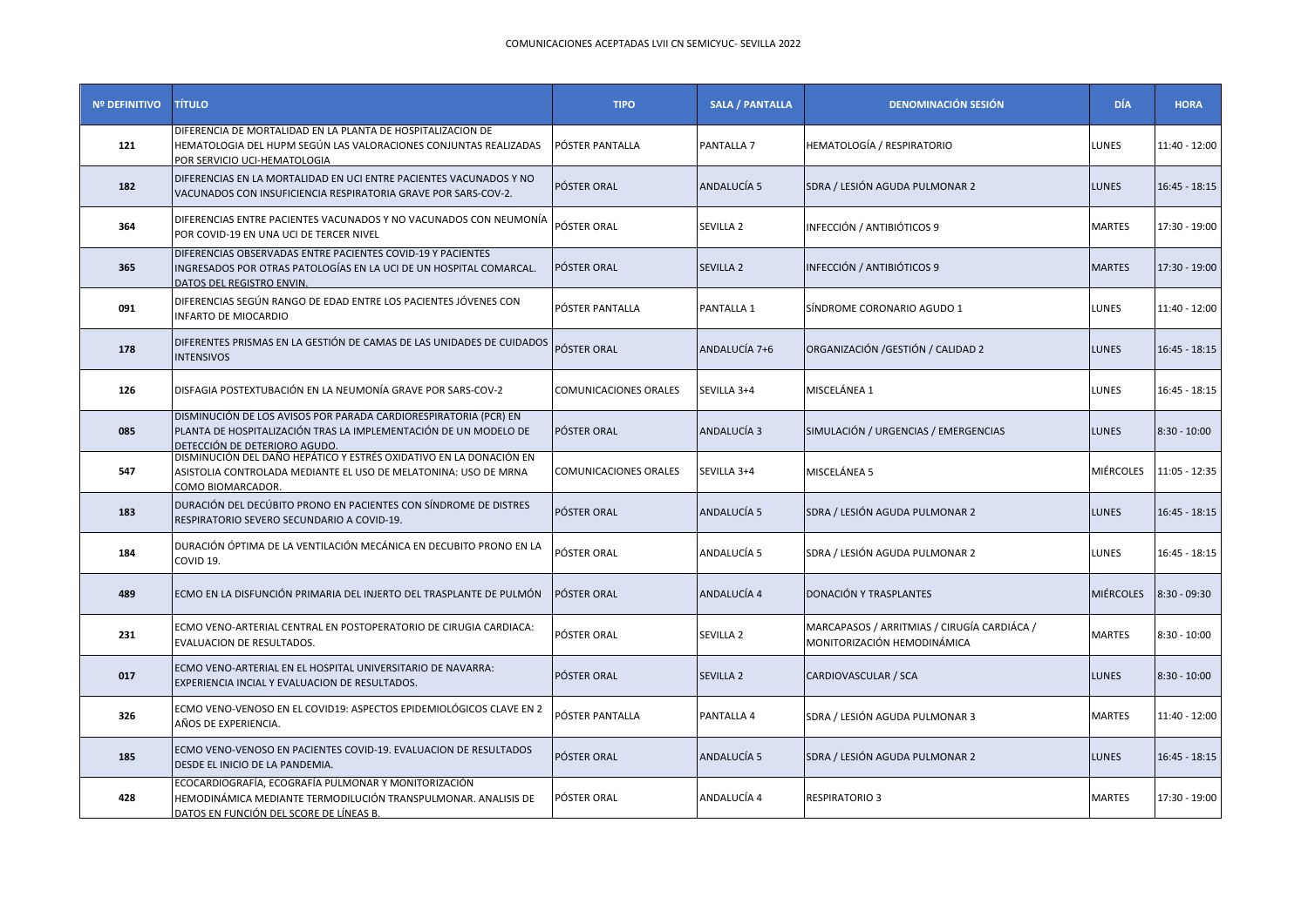COMUNICACIONES ACEPTADAS LVII CN SEMICYUC- SEVILLA 2022

| Nº DEFINITIVO | TÍTULO | TIPO | SALA / PANTALLA | DENOMINACIÓN SESIÓN | DÍA | HORA |
|---|---|---|---|---|---|---|
| 121 | DIFERENCIA DE MORTALIDAD EN LA PLANTA DE HOSPITALIZACION DE HEMATOLOGIA DEL HUPM SEGÚN LAS VALORACIONES CONJUNTAS REALIZADAS POR SERVICIO UCI-HEMATOLOGIA | PÓSTER PANTALLA | PANTALLA 7 | HEMATOLOGÍA / RESPIRATORIO | LUNES | 11:40 - 12:00 |
| 182 | DIFERENCIAS EN LA MORTALIDAD EN UCI ENTRE PACIENTES VACUNADOS Y NO VACUNADOS CON INSUFICIENCIA RESPIRATORIA GRAVE POR SARS-COV-2. | PÓSTER ORAL | ANDALUCÍA 5 | SDRA / LESIÓN AGUDA PULMONAR 2 | LUNES | 16:45 - 18:15 |
| 364 | DIFERENCIAS ENTRE PACIENTES VACUNADOS Y NO VACUNADOS CON NEUMONÍA POR COVID-19 EN UNA UCI DE TERCER NIVEL | PÓSTER ORAL | SEVILLA 2 | INFECCIÓN / ANTIBIÓTICOS 9 | MARTES | 17:30 - 19:00 |
| 365 | DIFERENCIAS OBSERVADAS ENTRE PACIENTES COVID-19 Y PACIENTES INGRESADOS POR OTRAS PATOLOGÍAS EN LA UCI DE UN HOSPITAL COMARCAL. DATOS DEL REGISTRO ENVIN. | PÓSTER ORAL | SEVILLA 2 | INFECCIÓN / ANTIBIÓTICOS 9 | MARTES | 17:30 - 19:00 |
| 091 | DIFERENCIAS SEGÚN RANGO DE EDAD ENTRE LOS PACIENTES JÓVENES CON INFARTO DE MIOCARDIO | PÓSTER PANTALLA | PANTALLA 1 | SÍNDROME CORONARIO AGUDO 1 | LUNES | 11:40 - 12:00 |
| 178 | DIFERENTES PRISMAS EN LA GESTIÓN DE CAMAS DE LAS UNIDADES DE CUIDADOS INTENSIVOS | PÓSTER ORAL | ANDALUCÍA 7+6 | ORGANIZACIÓN /GESTIÓN / CALIDAD 2 | LUNES | 16:45 - 18:15 |
| 126 | DISFAGIA POSTEXTUBACIÓN EN LA NEUMONÍA GRAVE POR SARS-COV-2 | COMUNICACIONES ORALES | SEVILLA 3+4 | MISCELÁNEA 1 | LUNES | 16:45 - 18:15 |
| 085 | DISMINUCIÓN DE LOS AVISOS POR PARADA CARDIORESPIRATORIA (PCR) EN PLANTA DE HOSPITALIZACIÓN TRAS LA IMPLEMENTACIÓN DE UN MODELO DE DETECCIÓN DE DETERIORO AGUDO. | PÓSTER ORAL | ANDALUCÍA 3 | SIMULACIÓN / URGENCIAS / EMERGENCIAS | LUNES | 8:30 - 10:00 |
| 547 | DISMINUCIÓN DEL DAÑO HEPÁTICO Y ESTRÉS OXIDATIVO EN LA DONACIÓN EN ASISTOLIA CONTROLADA MEDIANTE EL USO DE MELATONINA: USO DE MRNA COMO BIOMARCADOR. | COMUNICACIONES ORALES | SEVILLA 3+4 | MISCELÁNEA 5 | MIÉRCOLES | 11:05 - 12:35 |
| 183 | DURACIÓN DEL DECÚBITO PRONO EN PACIENTES CON SÍNDROME DE DISTRES RESPIRATORIO SEVERO SECUNDARIO A COVID-19. | PÓSTER ORAL | ANDALUCÍA 5 | SDRA / LESIÓN AGUDA PULMONAR 2 | LUNES | 16:45 - 18:15 |
| 184 | DURACIÓN ÓPTIMA DE LA VENTILACIÓN MECÁNICA EN DECUBITO PRONO EN LA COVID 19. | PÓSTER ORAL | ANDALUCÍA 5 | SDRA / LESIÓN AGUDA PULMONAR 2 | LUNES | 16:45 - 18:15 |
| 489 | ECMO EN LA DISFUNCIÓN PRIMARIA DEL INJERTO DEL TRASPLANTE DE PULMÓN | PÓSTER ORAL | ANDALUCÍA 4 | DONACIÓN Y TRASPLANTES | MIÉRCOLES | 8:30 - 09:30 |
| 231 | ECMO VENO-ARTERIAL CENTRAL EN POSTOPERATORIO DE CIRUGIA CARDIACA: EVALUACION DE RESULTADOS. | PÓSTER ORAL | SEVILLA 2 | MARCAPASOS / ARRITMIAS / CIRUGÍA CARDIÁCA / MONITORIZACIÓN HEMODINÁMICA | MARTES | 8:30 - 10:00 |
| 017 | ECMO VENO-ARTERIAL EN EL HOSPITAL UNIVERSITARIO DE NAVARRA: EXPERIENCIA INCIAL Y EVALUACION DE RESULTADOS. | PÓSTER ORAL | SEVILLA 2 | CARDIOVASCULAR / SCA | LUNES | 8:30 - 10:00 |
| 326 | ECMO VENO-VENOSO EN EL COVID19: ASPECTOS EPIDEMIOLÓGICOS CLAVE EN 2 AÑOS DE EXPERIENCIA. | PÓSTER PANTALLA | PANTALLA 4 | SDRA / LESIÓN AGUDA PULMONAR 3 | MARTES | 11:40 - 12:00 |
| 185 | ECMO VENO-VENOSO EN PACIENTES COVID-19. EVALUACION DE RESULTADOS DESDE EL INICIO DE LA PANDEMIA. | PÓSTER ORAL | ANDALUCÍA 5 | SDRA / LESIÓN AGUDA PULMONAR 2 | LUNES | 16:45 - 18:15 |
| 428 | ECOCARDIOGRAFÍA, ECOGRAFÍA PULMONAR Y MONITORIZACIÓN HEMODINÁMICA MEDIANTE TERMODILUCIÓN TRANSPULMONAR. ANALISIS DE DATOS EN FUNCIÓN DEL SCORE DE LÍNEAS B. | PÓSTER ORAL | ANDALUCÍA 4 | RESPIRATORIO 3 | MARTES | 17:30 - 19:00 |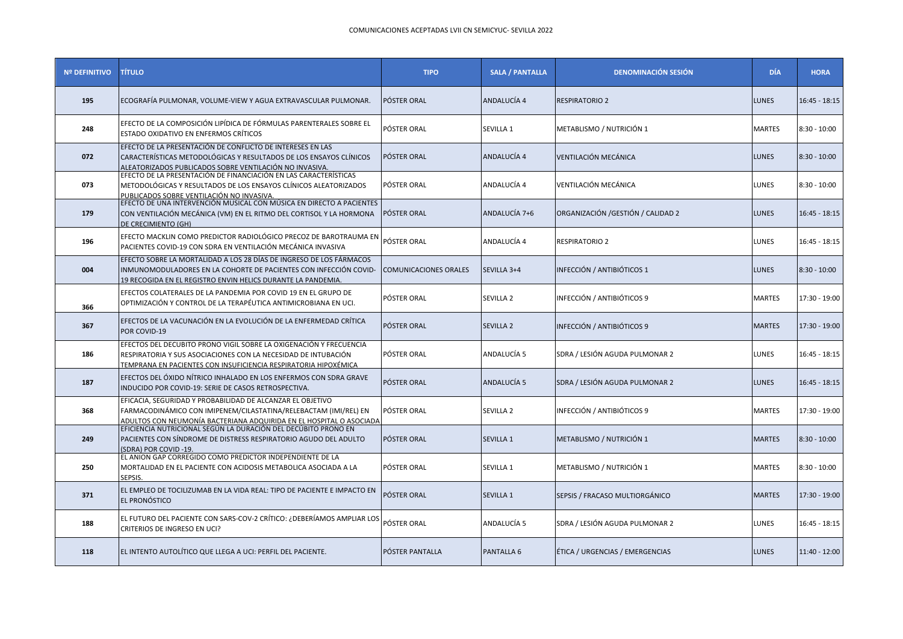| Nº DEFINITIVO | TÍTULO | TIPO | SALA / PANTALLA | DENOMINACIÓN SESIÓN | DÍA | HORA |
|---|---|---|---|---|---|---|
| 195 | ECOGRAFÍA PULMONAR, VOLUME-VIEW Y AGUA EXTRAVASCULAR PULMONAR. | PÓSTER ORAL | ANDALUCÍA 4 | RESPIRATORIO 2 | LUNES | 16:45 - 18:15 |
| 248 | EFECTO DE LA COMPOSICIÓN LIPÍDICA DE FÓRMULAS PARENTERALES SOBRE EL ESTADO OXIDATIVO EN ENFERMOS CRÍTICOS | PÓSTER ORAL | SEVILLA 1 | METABLISMO / NUTRICIÓN 1 | MARTES | 8:30 - 10:00 |
| 072 | EFECTO DE LA PRESENTACIÓN DE CONFLICTO DE INTERESES EN LAS CARACTERÍSTICAS METODOLÓGICAS Y RESULTADOS DE LOS ENSAYOS CLÍNICOS ALEATORIZADOS PUBLICADOS SOBRE VENTILACIÓN NO INVASIVA. | PÓSTER ORAL | ANDALUCÍA 4 | VENTILACIÓN MECÁNICA | LUNES | 8:30 - 10:00 |
| 073 | EFECTO DE LA PRESENTACIÓN DE FINANCIACIÓN EN LAS CARACTERÍSTICAS METODOLÓGICAS Y RESULTADOS DE LOS ENSAYOS CLÍNICOS ALEATORIZADOS PUBLICADOS SOBRE VENTILACIÓN NO INVASIVA. | PÓSTER ORAL | ANDALUCÍA 4 | VENTILACIÓN MECÁNICA | LUNES | 8:30 - 10:00 |
| 179 | EFECTO DE UNA INTERVENCIÓN MUSICAL CON MÚSICA EN DIRECTO A PACIENTES CON VENTILACIÓN MECÁNICA (VM) EN EL RITMO DEL CORTISOL Y LA HORMONA DE CRECIMIENTO (GH) | PÓSTER ORAL | ANDALUCÍA 7+6 | ORGANIZACIÓN /GESTIÓN / CALIDAD 2 | LUNES | 16:45 - 18:15 |
| 196 | EFECTO MACKLIN COMO PREDICTOR RADIOLÓGICO PRECOZ DE BAROTRAUMA EN PACIENTES COVID-19 CON SDRA EN VENTILACIÓN MECÁNICA INVASIVA | PÓSTER ORAL | ANDALUCÍA 4 | RESPIRATORIO 2 | LUNES | 16:45 - 18:15 |
| 004 | EFECTO SOBRE LA MORTALIDAD A LOS 28 DÍAS DE INGRESO DE LOS FÁRMACOS INMUNOMODULADORES EN LA COHORTE DE PACIENTES CON INFECCIÓN COVID-19 RECOGIDA EN EL REGISTRO ENVIN HELICS DURANTE LA PANDEMIA. | COMUNICACIONES ORALES | SEVILLA 3+4 | INFECCIÓN / ANTIBIÓTICOS 1 | LUNES | 8:30 - 10:00 |
| 366 | EFECTOS COLATERALES DE LA PANDEMIA POR COVID 19 EN EL GRUPO DE OPTIMIZACIÓN Y CONTROL DE LA TERAPÉUTICA ANTIMICROBIANA EN UCI. | PÓSTER ORAL | SEVILLA 2 | INFECCIÓN / ANTIBIÓTICOS 9 | MARTES | 17:30 - 19:00 |
| 367 | EFECTOS DE LA VACUNACIÓN EN LA EVOLUCIÓN DE LA ENFERMEDAD CRÍTICA POR COVID-19 | PÓSTER ORAL | SEVILLA 2 | INFECCIÓN / ANTIBIÓTICOS 9 | MARTES | 17:30 - 19:00 |
| 186 | EFECTOS DEL DECUBITO PRONO VIGIL SOBRE LA OXIGENACIÓN Y FRECUENCIA RESPIRATORIA Y SUS ASOCIACIONES CON LA NECESIDAD DE INTUBACIÓN TEMPRANA EN PACIENTES CON INSUFICIENCIA RESPIRATORIA HIPOXÉMICA | PÓSTER ORAL | ANDALUCÍA 5 | SDRA / LESIÓN AGUDA PULMONAR 2 | LUNES | 16:45 - 18:15 |
| 187 | EFECTOS DEL ÓXIDO NÍTRICO INHALADO EN LOS ENFERMOS CON SDRA GRAVE INDUCIDO POR COVID-19: SERIE DE CASOS RETROSPECTIVA. | PÓSTER ORAL | ANDALUCÍA 5 | SDRA / LESIÓN AGUDA PULMONAR 2 | LUNES | 16:45 - 18:15 |
| 368 | EFICACIA, SEGURIDAD Y PROBABILIDAD DE ALCANZAR EL OBJETIVO FARMACODINÁMICO CON IMIPENEM/CILASTATINA/RELEBACTAM (IMI/REL) EN ADULTOS CON NEUMONÍA BACTERIANA ADQUIRIDA EN EL HOSPITAL O ASOCIADA | PÓSTER ORAL | SEVILLA 2 | INFECCIÓN / ANTIBIÓTICOS 9 | MARTES | 17:30 - 19:00 |
| 249 | EFICIENCIA NUTRICIONAL SEGÚN LA DURACIÓN DEL DECÚBITO PRONO EN PACIENTES CON SÍNDROME DE DISTRESS RESPIRATORIO AGUDO DEL ADULTO (SDRA) POR COVID -19. | PÓSTER ORAL | SEVILLA 1 | METABLISMO / NUTRICIÓN 1 | MARTES | 8:30 - 10:00 |
| 250 | EL ANION GAP CORREGIDO COMO PREDICTOR INDEPENDIENTE DE LA MORTALIDAD EN EL PACIENTE CON ACIDOSIS METABOLICA ASOCIADA A LA SEPSIS. | PÓSTER ORAL | SEVILLA 1 | METABLISMO / NUTRICIÓN 1 | MARTES | 8:30 - 10:00 |
| 371 | EL EMPLEO DE TOCILIZUMAB EN LA VIDA REAL: TIPO DE PACIENTE E IMPACTO EN EL PRONÓSTICO | PÓSTER ORAL | SEVILLA 1 | SEPSIS / FRACASO MULTIORGÁNICO | MARTES | 17:30 - 19:00 |
| 188 | EL FUTURO DEL PACIENTE CON SARS-COV-2 CRÍTICO: ¿DEBERÍAMOS AMPLIAR LOS CRITERIOS DE INGRESO EN UCI? | PÓSTER ORAL | ANDALUCÍA 5 | SDRA / LESIÓN AGUDA PULMONAR 2 | LUNES | 16:45 - 18:15 |
| 118 | EL INTENTO AUTOLÍTICO QUE LLEGA A UCI: PERFIL DEL PACIENTE. | PÓSTER PANTALLA | PANTALLA 6 | ÉTICA / URGENCIAS / EMERGENCIAS | LUNES | 11:40 - 12:00 |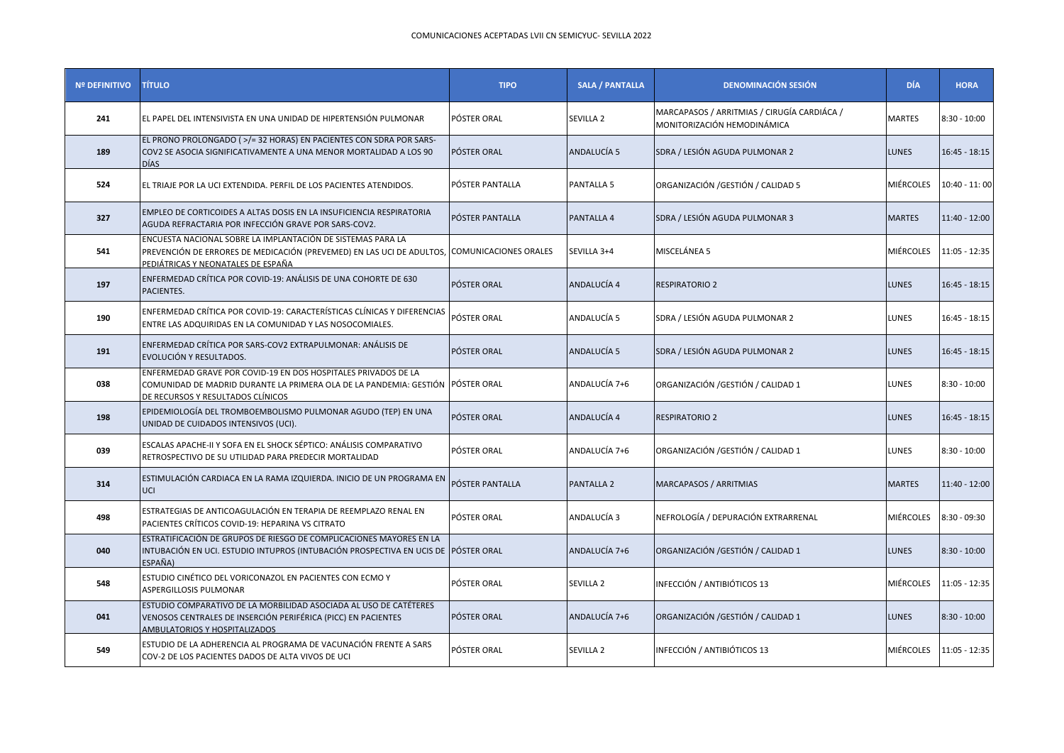COMUNICACIONES ACEPTADAS LVII CN SEMICYUC- SEVILLA 2022

| Nº DEFINITIVO | TÍTULO | TIPO | SALA / PANTALLA | DENOMINACIÓN SESIÓN | DÍA | HORA |
|---|---|---|---|---|---|---|
| 241 | EL PAPEL DEL INTENSIVISTA EN UNA UNIDAD DE HIPERTENSIÓN PULMONAR | PÓSTER ORAL | SEVILLA 2 | MARCAPASOS / ARRITMIAS / CIRUGÍA CARDIÁCA / MONITORIZACIÓN HEMODINÁMICA | MARTES | 8:30 - 10:00 |
| 189 | EL PRONO PROLONGADO ( >/= 32 HORAS) EN PACIENTES CON SDRA POR SARS-COV2 SE ASOCIA SIGNIFICATIVAMENTE A UNA MENOR MORTALIDAD A LOS 90 DÍAS | PÓSTER ORAL | ANDALUCÍA 5 | SDRA / LESIÓN AGUDA PULMONAR 2 | LUNES | 16:45 - 18:15 |
| 524 | EL TRIAJE POR LA UCI EXTENDIDA. PERFIL DE LOS PACIENTES ATENDIDOS. | PÓSTER PANTALLA | PANTALLA 5 | ORGANIZACIÓN /GESTIÓN / CALIDAD 5 | MIÉRCOLES | 10:40 - 11: 00 |
| 327 | EMPLEO DE CORTICOIDES A ALTAS DOSIS EN LA INSUFICIENCIA RESPIRATORIA AGUDA REFRACTARIA POR INFECCIÓN GRAVE POR SARS-COV2. | PÓSTER PANTALLA | PANTALLA 4 | SDRA / LESIÓN AGUDA PULMONAR 3 | MARTES | 11:40 - 12:00 |
| 541 | ENCUESTA NACIONAL SOBRE LA IMPLANTACIÓN DE SISTEMAS PARA LA PREVENCIÓN DE ERRORES DE MEDICACIÓN (PREVEMED) EN LAS UCI DE ADULTOS, PEDIÁTRICAS Y NEONATALES DE ESPAÑA | COMUNICACIONES ORALES | SEVILLA 3+4 | MISCELÁNEA 5 | MIÉRCOLES | 11:05 - 12:35 |
| 197 | ENFERMEDAD CRÍTICA POR COVID-19: ANÁLISIS DE UNA COHORTE DE 630 PACIENTES. | PÓSTER ORAL | ANDALUCÍA 4 | RESPIRATORIO 2 | LUNES | 16:45 - 18:15 |
| 190 | ENFERMEDAD CRÍTICA POR COVID-19: CARACTERÍSTICAS CLÍNICAS Y DIFERENCIAS ENTRE LAS ADQUIRIDAS EN LA COMUNIDAD Y LAS NOSOCOMIALES. | PÓSTER ORAL | ANDALUCÍA 5 | SDRA / LESIÓN AGUDA PULMONAR 2 | LUNES | 16:45 - 18:15 |
| 191 | ENFERMEDAD CRÍTICA POR SARS-COV2 EXTRAPULMONAR: ANÁLISIS DE EVOLUCIÓN Y RESULTADOS. | PÓSTER ORAL | ANDALUCÍA 5 | SDRA / LESIÓN AGUDA PULMONAR 2 | LUNES | 16:45 - 18:15 |
| 038 | ENFERMEDAD GRAVE POR COVID-19 EN DOS HOSPITALES PRIVADOS DE LA COMUNIDAD DE MADRID DURANTE LA PRIMERA OLA DE LA PANDEMIA: GESTIÓN DE RECURSOS Y RESULTADOS CLÍNICOS | PÓSTER ORAL | ANDALUCÍA 7+6 | ORGANIZACIÓN /GESTIÓN / CALIDAD 1 | LUNES | 8:30 - 10:00 |
| 198 | EPIDEMIOLOGÍA DEL TROMBOEMBOLISMO PULMONAR AGUDO (TEP) EN UNA UNIDAD DE CUIDADOS INTENSIVOS (UCI). | PÓSTER ORAL | ANDALUCÍA 4 | RESPIRATORIO 2 | LUNES | 16:45 - 18:15 |
| 039 | ESCALAS APACHE-II Y SOFA EN EL SHOCK SÉPTICO: ANÁLISIS COMPARATIVO RETROSPECTIVO DE SU UTILIDAD PARA PREDECIR MORTALIDAD | PÓSTER ORAL | ANDALUCÍA 7+6 | ORGANIZACIÓN /GESTIÓN / CALIDAD 1 | LUNES | 8:30 - 10:00 |
| 314 | ESTIMULACIÓN CARDIACA EN LA RAMA IZQUIERDA. INICIO DE UN PROGRAMA EN UCI | PÓSTER PANTALLA | PANTALLA 2 | MARCAPASOS / ARRITMIAS | MARTES | 11:40 - 12:00 |
| 498 | ESTRATEGIAS DE ANTICOAGULACIÓN EN TERAPIA DE REEMPLAZO RENAL EN PACIENTES CRÍTICOS COVID-19: HEPARINA VS CITRATO | PÓSTER ORAL | ANDALUCÍA 3 | NEFROLOGÍA / DEPURACIÓN EXTRARRENAL | MIÉRCOLES | 8:30 - 09:30 |
| 040 | ESTRATIFICACIÓN DE GRUPOS DE RIESGO DE COMPLICACIONES MAYORES EN LA INTUBACIÓN EN UCI. ESTUDIO INTUPROS (INTUBACIÓN PROSPECTIVA EN UCIS DE ESPAÑA) | PÓSTER ORAL | ANDALUCÍA 7+6 | ORGANIZACIÓN /GESTIÓN / CALIDAD 1 | LUNES | 8:30 - 10:00 |
| 548 | ESTUDIO CINÉTICO DEL VORICONAZOL EN PACIENTES CON ECMO Y ASPERGILLOSIS PULMONAR | PÓSTER ORAL | SEVILLA 2 | INFECCIÓN / ANTIBIÓTICOS 13 | MIÉRCOLES | 11:05 - 12:35 |
| 041 | ESTUDIO COMPARATIVO DE LA MORBILIDAD ASOCIADA AL USO DE CATÉTERES VENOSOS CENTRALES DE INSERCIÓN PERIFÉRICA (PICC) EN PACIENTES AMBULATORIOS Y HOSPITALIZADOS | PÓSTER ORAL | ANDALUCÍA 7+6 | ORGANIZACIÓN /GESTIÓN / CALIDAD 1 | LUNES | 8:30 - 10:00 |
| 549 | ESTUDIO DE LA ADHERENCIA AL PROGRAMA DE VACUNACIÓN FRENTE A SARS COV-2 DE LOS PACIENTES DADOS DE ALTA VIVOS DE UCI | PÓSTER ORAL | SEVILLA 2 | INFECCIÓN / ANTIBIÓTICOS 13 | MIÉRCOLES | 11:05 - 12:35 |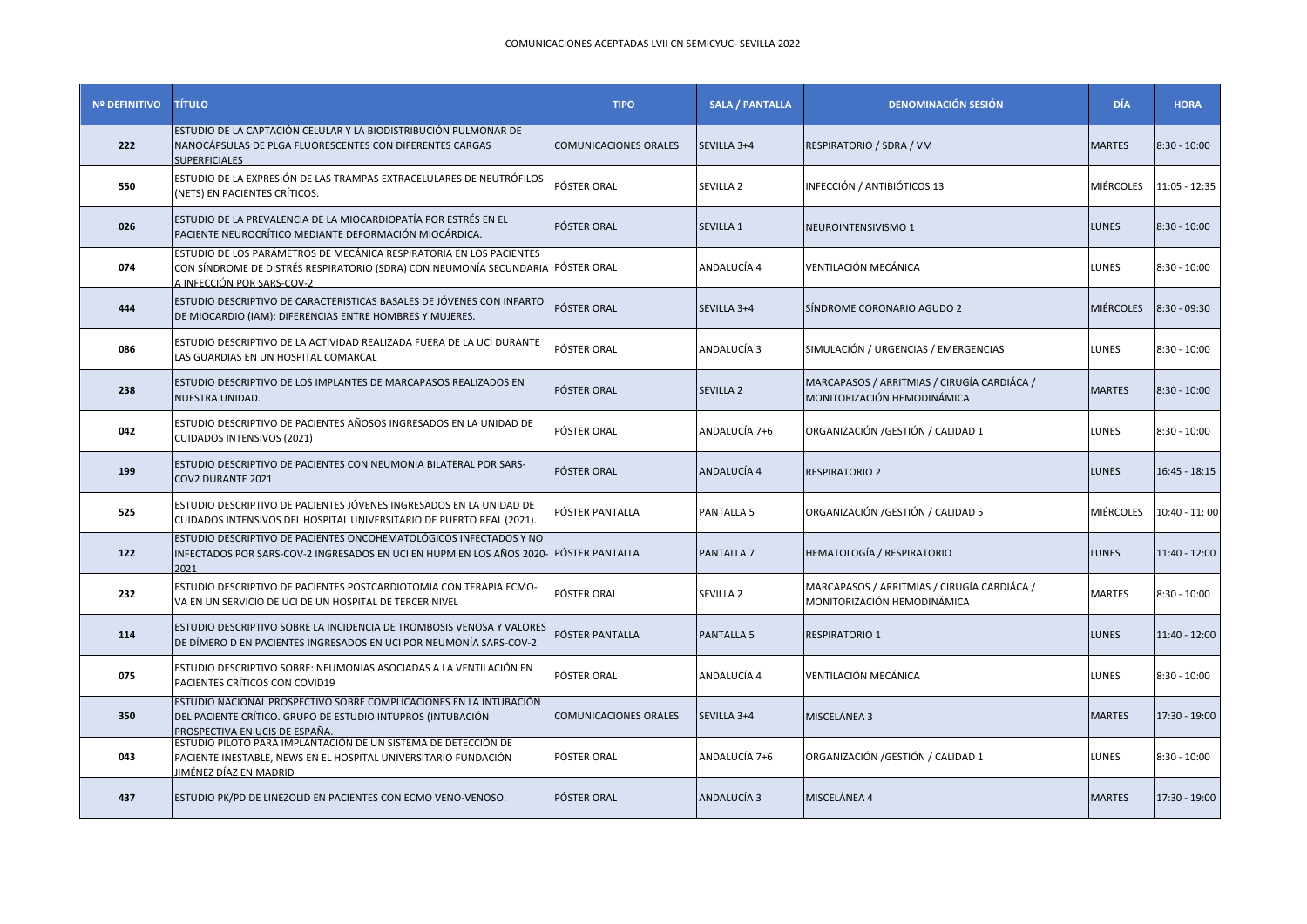COMUNICACIONES ACEPTADAS LVII CN SEMICYUC- SEVILLA 2022

| Nº DEFINITIVO | TÍTULO | TIPO | SALA / PANTALLA | DENOMINACIÓN SESIÓN | DÍA | HORA |
|---|---|---|---|---|---|---|
| 222 | ESTUDIO DE LA CAPTACIÓN CELULAR Y LA BIODISTRIBUCIÓN PULMONAR DE NANOCÁPSULAS DE PLGA FLUORESCENTES CON DIFERENTES CARGAS SUPERFICIALES | COMUNICACIONES ORALES | SEVILLA 3+4 | RESPIRATORIO / SDRA / VM | MARTES | 8:30 - 10:00 |
| 550 | ESTUDIO DE LA EXPRESIÓN DE LAS TRAMPAS EXTRACELULARES DE NEUTRÓFILOS (NETS) EN PACIENTES CRÍTICOS. | PÓSTER ORAL | SEVILLA 2 | INFECCIÓN / ANTIBIÓTICOS 13 | MIÉRCOLES | 11:05 - 12:35 |
| 026 | ESTUDIO DE LA PREVALENCIA DE LA MIOCARDIOPATÍA POR ESTRÉS EN EL PACIENTE NEUROCRÍTICO MEDIANTE DEFORMACIÓN MIOCÁRDICA. | PÓSTER ORAL | SEVILLA 1 | NEUROINTENSIVISMO 1 | LUNES | 8:30 - 10:00 |
| 074 | ESTUDIO DE LOS PARÁMETROS DE MECÁNICA RESPIRATORIA EN LOS PACIENTES CON SÍNDROME DE DISTRÉS RESPIRATORIO (SDRA) CON NEUMONÍA SECUNDARIA A INFECCIÓN POR SARS-COV-2 | PÓSTER ORAL | ANDALUCÍA 4 | VENTILACIÓN MECÁNICA | LUNES | 8:30 - 10:00 |
| 444 | ESTUDIO DESCRIPTIVO DE CARACTERISTICAS BASALES DE JÓVENES CON INFARTO DE MIOCARDIO (IAM): DIFERENCIAS ENTRE HOMBRES Y MUJERES. | PÓSTER ORAL | SEVILLA 3+4 | SÍNDROME CORONARIO AGUDO 2 | MIÉRCOLES | 8:30 - 09:30 |
| 086 | ESTUDIO DESCRIPTIVO DE LA ACTIVIDAD REALIZADA FUERA DE LA UCI DURANTE LAS GUARDIAS EN UN HOSPITAL COMARCAL | PÓSTER ORAL | ANDALUCÍA 3 | SIMULACIÓN / URGENCIAS / EMERGENCIAS | LUNES | 8:30 - 10:00 |
| 238 | ESTUDIO DESCRIPTIVO DE LOS IMPLANTES DE MARCAPASOS REALIZADOS EN NUESTRA UNIDAD. | PÓSTER ORAL | SEVILLA 2 | MARCAPASOS / ARRITMIAS / CIRUGÍA CARDIÁCA / MONITORIZACIÓN HEMODINÁMICA | MARTES | 8:30 - 10:00 |
| 042 | ESTUDIO DESCRIPTIVO DE PACIENTES AÑOSOS INGRESADOS EN LA UNIDAD DE CUIDADOS INTENSIVOS (2021) | PÓSTER ORAL | ANDALUCÍA 7+6 | ORGANIZACIÓN /GESTIÓN / CALIDAD 1 | LUNES | 8:30 - 10:00 |
| 199 | ESTUDIO DESCRIPTIVO DE PACIENTES CON NEUMONIA BILATERAL POR SARS-COV2 DURANTE 2021. | PÓSTER ORAL | ANDALUCÍA 4 | RESPIRATORIO 2 | LUNES | 16:45 - 18:15 |
| 525 | ESTUDIO DESCRIPTIVO DE PACIENTES JÓVENES INGRESADOS EN LA UNIDAD DE CUIDADOS INTENSIVOS DEL HOSPITAL UNIVERSITARIO DE PUERTO REAL (2021). | PÓSTER PANTALLA | PANTALLA 5 | ORGANIZACIÓN /GESTIÓN / CALIDAD 5 | MIÉRCOLES | 10:40 - 11: 00 |
| 122 | ESTUDIO DESCRIPTIVO DE PACIENTES ONCOHEMATOLÓGICOS INFECTADOS Y NO INFECTADOS POR SARS-COV-2 INGRESADOS EN UCI EN HUPM EN LOS AÑOS 2020-2021 | PÓSTER PANTALLA | PANTALLA 7 | HEMATOLOGÍA / RESPIRATORIO | LUNES | 11:40 - 12:00 |
| 232 | ESTUDIO DESCRIPTIVO DE PACIENTES POSTCARDIOTOMIA CON TERAPIA ECMO-VA EN UN SERVICIO DE UCI DE UN HOSPITAL DE TERCER NIVEL | PÓSTER ORAL | SEVILLA 2 | MARCAPASOS / ARRITMIAS / CIRUGÍA CARDIÁCA / MONITORIZACIÓN HEMODINÁMICA | MARTES | 8:30 - 10:00 |
| 114 | ESTUDIO DESCRIPTIVO SOBRE LA INCIDENCIA DE TROMBOSIS VENOSA Y VALORES DE DÍMERO D EN PACIENTES INGRESADOS EN UCI POR NEUMONÍA SARS-COV-2 | PÓSTER PANTALLA | PANTALLA 5 | RESPIRATORIO 1 | LUNES | 11:40 - 12:00 |
| 075 | ESTUDIO DESCRIPTIVO SOBRE: NEUMONIAS ASOCIADAS A LA VENTILACIÓN EN PACIENTES CRÍTICOS CON COVID19 | PÓSTER ORAL | ANDALUCÍA 4 | VENTILACIÓN MECÁNICA | LUNES | 8:30 - 10:00 |
| 350 | ESTUDIO NACIONAL PROSPECTIVO SOBRE COMPLICACIONES EN LA INTUBACIÓN DEL PACIENTE CRÍTICO. GRUPO DE ESTUDIO INTUPROS (INTUBACIÓN PROSPECTIVA EN UCIS DE ESPAÑA. | COMUNICACIONES ORALES | SEVILLA 3+4 | MISCELÁNEA 3 | MARTES | 17:30 - 19:00 |
| 043 | ESTUDIO PILOTO PARA IMPLANTACIÓN DE UN SISTEMA DE DETECCIÓN DE PACIENTE INESTABLE, NEWS EN EL HOSPITAL UNIVERSITARIO FUNDACIÓN JIMÉNEZ DÍAZ EN MADRID | PÓSTER ORAL | ANDALUCÍA 7+6 | ORGANIZACIÓN /GESTIÓN / CALIDAD 1 | LUNES | 8:30 - 10:00 |
| 437 | ESTUDIO PK/PD DE LINEZOLID EN PACIENTES CON ECMO VENO-VENOSO. | PÓSTER ORAL | ANDALUCÍA 3 | MISCELÁNEA 4 | MARTES | 17:30 - 19:00 |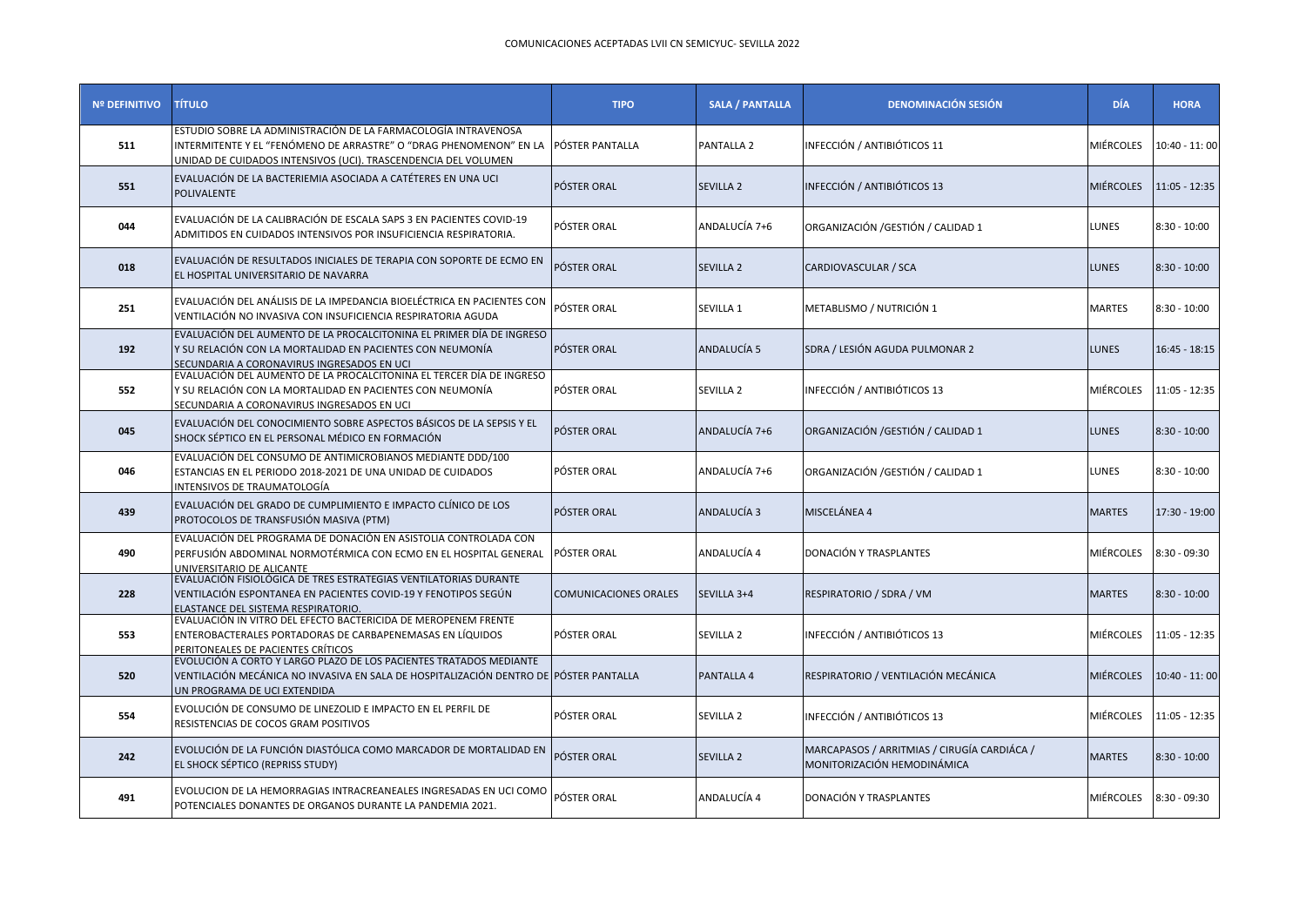COMUNICACIONES ACEPTADAS LVII CN SEMICYUC- SEVILLA 2022

| Nº DEFINITIVO | TÍTULO | TIPO | SALA / PANTALLA | DENOMINACIÓN SESIÓN | DÍA | HORA |
|---|---|---|---|---|---|---|
| 511 | ESTUDIO SOBRE LA ADMINISTRACIÓN DE LA FARMACOLOGÍA INTRAVENOSA INTERMITENTE Y EL "FENÓMENO DE ARRASTRE" O "DRAG PHENOMENON" EN LA UNIDAD DE CUIDADOS INTENSIVOS (UCI). TRASCENDENCIA DEL VOLUMEN | PÓSTER PANTALLA | PANTALLA 2 | INFECCIÓN / ANTIBIÓTICOS 11 | MIÉRCOLES | 10:40 - 11: 00 |
| 551 | EVALUACIÓN DE LA BACTERIEMIA ASOCIADA A CATÉTERES EN UNA UCI POLIVALENTE | PÓSTER ORAL | SEVILLA 2 | INFECCIÓN / ANTIBIÓTICOS 13 | MIÉRCOLES | 11:05 - 12:35 |
| 044 | EVALUACIÓN DE LA CALIBRACIÓN DE ESCALA SAPS 3 EN PACIENTES COVID-19 ADMITIDOS EN CUIDADOS INTENSIVOS POR INSUFICIENCIA RESPIRATORIA. | PÓSTER ORAL | ANDALUCÍA 7+6 | ORGANIZACIÓN /GESTIÓN / CALIDAD 1 | LUNES | 8:30 - 10:00 |
| 018 | EVALUACIÓN DE RESULTADOS INICIALES DE TERAPIA CON SOPORTE DE ECMO EN EL HOSPITAL UNIVERSITARIO DE NAVARRA | PÓSTER ORAL | SEVILLA 2 | CARDIOVASCULAR / SCA | LUNES | 8:30 - 10:00 |
| 251 | EVALUACIÓN DEL ANÁLISIS DE LA IMPEDANCIA BIOELÉCTRICA EN PACIENTES CON VENTILACIÓN NO INVASIVA CON INSUFICIENCIA RESPIRATORIA AGUDA | PÓSTER ORAL | SEVILLA 1 | METABLISMO / NUTRICIÓN 1 | MARTES | 8:30 - 10:00 |
| 192 | EVALUACIÓN DEL AUMENTO DE LA PROCALCITONINA EL PRIMER DÍA DE INGRESO Y SU RELACIÓN CON LA MORTALIDAD EN PACIENTES CON NEUMONÍA SECUNDARIA A CORONAVIRUS INGRESADOS EN UCI | PÓSTER ORAL | ANDALUCÍA 5 | SDRA / LESIÓN AGUDA PULMONAR 2 | LUNES | 16:45 - 18:15 |
| 552 | EVALUACIÓN DEL AUMENTO DE LA PROCALCITONINA EL TERCER DÍA DE INGRESO Y SU RELACIÓN CON LA MORTALIDAD EN PACIENTES CON NEUMONÍA SECUNDARIA A CORONAVIRUS INGRESADOS EN UCI | PÓSTER ORAL | SEVILLA 2 | INFECCIÓN / ANTIBIÓTICOS 13 | MIÉRCOLES | 11:05 - 12:35 |
| 045 | EVALUACIÓN DEL CONOCIMIENTO SOBRE ASPECTOS BÁSICOS DE LA SEPSIS Y EL SHOCK SÉPTICO EN EL PERSONAL MÉDICO EN FORMACIÓN | PÓSTER ORAL | ANDALUCÍA 7+6 | ORGANIZACIÓN /GESTIÓN / CALIDAD 1 | LUNES | 8:30 - 10:00 |
| 046 | EVALUACIÓN DEL CONSUMO DE ANTIMICROBIANOS MEDIANTE DDD/100 ESTANCIAS EN EL PERIODO 2018-2021 DE UNA UNIDAD DE CUIDADOS INTENSIVOS DE TRAUMATOLOGÍA | PÓSTER ORAL | ANDALUCÍA 7+6 | ORGANIZACIÓN /GESTIÓN / CALIDAD 1 | LUNES | 8:30 - 10:00 |
| 439 | EVALUACIÓN DEL GRADO DE CUMPLIMIENTO E IMPACTO CLÍNICO DE LOS PROTOCOLOS DE TRANSFUSIÓN MASIVA (PTM) | PÓSTER ORAL | ANDALUCÍA 3 | MISCELÁNEA 4 | MARTES | 17:30 - 19:00 |
| 490 | EVALUACIÓN DEL PROGRAMA DE DONACIÓN EN ASISTOLIA CONTROLADA CON PERFUSIÓN ABDOMINAL NORMOTÉRMICA CON ECMO EN EL HOSPITAL GENERAL UNIVERSITARIO DE ALICANTE | PÓSTER ORAL | ANDALUCÍA 4 | DONACIÓN Y TRASPLANTES | MIÉRCOLES | 8:30 - 09:30 |
| 228 | EVALUACIÓN FISIOLÓGICA DE TRES ESTRATEGIAS VENTILATORIAS DURANTE VENTILACIÓN ESPONTANEA EN PACIENTES COVID-19 Y FENOTIPOS SEGÚN ELASTANCE DEL SISTEMA RESPIRATORIO. | COMUNICACIONES ORALES | SEVILLA 3+4 | RESPIRATORIO / SDRA / VM | MARTES | 8:30 - 10:00 |
| 553 | EVALUACIÓN IN VITRO DEL EFECTO BACTERICIDA DE MEROPENEM FRENTE ENTEROBACTERALES PORTADORAS DE CARBAPENEMASAS EN LÍQUIDOS PERITONEALES DE PACIENTES CRÍTICOS | PÓSTER ORAL | SEVILLA 2 | INFECCIÓN / ANTIBIÓTICOS 13 | MIÉRCOLES | 11:05 - 12:35 |
| 520 | EVOLUCIÓN A CORTO Y LARGO PLAZO DE LOS PACIENTES TRATADOS MEDIANTE VENTILACIÓN MECÁNICA NO INVASIVA EN SALA DE HOSPITALIZACIÓN DENTRO DE UN PROGRAMA DE UCI EXTENDIDA | PÓSTER PANTALLA | PANTALLA 4 | RESPIRATORIO / VENTILACIÓN MECÁNICA | MIÉRCOLES | 10:40 - 11: 00 |
| 554 | EVOLUCIÓN DE CONSUMO DE LINEZOLID E IMPACTO EN EL PERFIL DE RESISTENCIAS DE COCOS GRAM POSITIVOS | PÓSTER ORAL | SEVILLA 2 | INFECCIÓN / ANTIBIÓTICOS 13 | MIÉRCOLES | 11:05 - 12:35 |
| 242 | EVOLUCIÓN DE LA FUNCIÓN DIASTÓLICA COMO MARCADOR DE MORTALIDAD EN EL SHOCK SÉPTICO (REPRISS STUDY) | PÓSTER ORAL | SEVILLA 2 | MARCAPASOS / ARRITMIAS / CIRUGÍA CARDIÁCA / MONITORIZACIÓN HEMODINÁMICA | MARTES | 8:30 - 10:00 |
| 491 | EVOLUCION DE LA HEMORRAGIAS INTRACREANEALES INGRESADAS EN UCI COMO POTENCIALES DONANTES DE ORGANOS DURANTE LA PANDEMIA 2021. | PÓSTER ORAL | ANDALUCÍA 4 | DONACIÓN Y TRASPLANTES | MIÉRCOLES | 8:30 - 09:30 |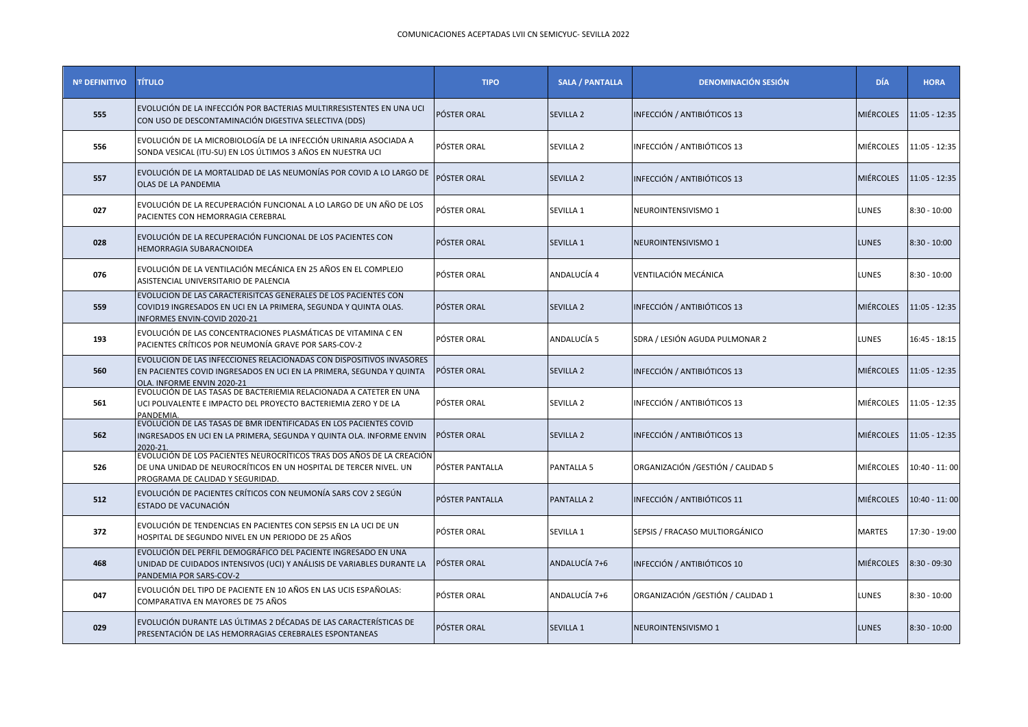COMUNICACIONES ACEPTADAS LVII CN SEMICYUC- SEVILLA 2022

| Nº DEFINITIVO | TÍTULO | TIPO | SALA / PANTALLA | DENOMINACIÓN SESIÓN | DÍA | HORA |
|---|---|---|---|---|---|---|
| 555 | EVOLUCIÓN DE LA INFECCIÓN POR BACTERIAS MULTIRRESISTENTES EN UNA UCI CON USO DE DESCONTAMINACIÓN DIGESTIVA SELECTIVA (DDS) | PÓSTER ORAL | SEVILLA 2 | INFECCIÓN / ANTIBIÓTICOS 13 | MIÉRCOLES | 11:05 - 12:35 |
| 556 | EVOLUCIÓN DE LA MICROBIOLOGÍA DE LA INFECCIÓN URINARIA ASOCIADA A SONDA VESICAL (ITU-SU) EN LOS ÚLTIMOS 3 AÑOS EN NUESTRA UCI | PÓSTER ORAL | SEVILLA 2 | INFECCIÓN / ANTIBIÓTICOS 13 | MIÉRCOLES | 11:05 - 12:35 |
| 557 | EVOLUCIÓN DE LA MORTALIDAD DE LAS NEUMONÍAS POR COVID A LO LARGO DE OLAS DE LA PANDEMIA | PÓSTER ORAL | SEVILLA 2 | INFECCIÓN / ANTIBIÓTICOS 13 | MIÉRCOLES | 11:05 - 12:35 |
| 027 | EVOLUCIÓN DE LA RECUPERACIÓN FUNCIONAL A LO LARGO DE UN AÑO DE LOS PACIENTES CON HEMORRAGIA CEREBRAL | PÓSTER ORAL | SEVILLA 1 | NEUROINTENSIVISMO 1 | LUNES | 8:30 - 10:00 |
| 028 | EVOLUCIÓN DE LA RECUPERACIÓN FUNCIONAL DE LOS PACIENTES CON HEMORRAGIA SUBARACNOIDEA | PÓSTER ORAL | SEVILLA 1 | NEUROINTENSIVISMO 1 | LUNES | 8:30 - 10:00 |
| 076 | EVOLUCIÓN DE LA VENTILACIÓN MECÁNICA EN 25 AÑOS EN EL COMPLEJO ASISTENCIAL UNIVERSITARIO DE PALENCIA | PÓSTER ORAL | ANDALUCÍA 4 | VENTILACIÓN MECÁNICA | LUNES | 8:30 - 10:00 |
| 559 | EVOLUCION DE LAS CARACTERISITCAS GENERALES DE LOS PACIENTES CON COVID19 INGRESADOS EN UCI EN LA PRIMERA, SEGUNDA Y QUINTA OLAS. INFORMES ENVIN-COVID 2020-21 | PÓSTER ORAL | SEVILLA 2 | INFECCIÓN / ANTIBIÓTICOS 13 | MIÉRCOLES | 11:05 - 12:35 |
| 193 | EVOLUCIÓN DE LAS CONCENTRACIONES PLASMÁTICAS DE VITAMINA C EN PACIENTES CRÍTICOS POR NEUMONÍA GRAVE POR SARS-COV-2 | PÓSTER ORAL | ANDALUCÍA 5 | SDRA / LESIÓN AGUDA PULMONAR 2 | LUNES | 16:45 - 18:15 |
| 560 | EVOLUCION DE LAS INFECCIONES RELACIONADAS CON DISPOSITIVOS INVASORES EN PACIENTES COVID INGRESADOS EN UCI EN LA PRIMERA, SEGUNDA Y QUINTA OLA. INFORME ENVIN 2020-21 | PÓSTER ORAL | SEVILLA 2 | INFECCIÓN / ANTIBIÓTICOS 13 | MIÉRCOLES | 11:05 - 12:35 |
| 561 | EVOLUCIÓN DE LAS TASAS DE BACTERIEMIA RELACIONADA A CATÉTER EN UNA UCI POLIVALENTE E IMPACTO DEL PROYECTO BACTERIEMIA ZERO Y DE LA PANDEMIA. | PÓSTER ORAL | SEVILLA 2 | INFECCIÓN / ANTIBIÓTICOS 13 | MIÉRCOLES | 11:05 - 12:35 |
| 562 | EVOLUCION DE LAS TASAS DE BMR IDENTIFICADAS EN LOS PACIENTES COVID INGRESADOS EN UCI EN LA PRIMERA, SEGUNDA Y QUINTA OLA. INFORME ENVIN 2020-21. | PÓSTER ORAL | SEVILLA 2 | INFECCIÓN / ANTIBIÓTICOS 13 | MIÉRCOLES | 11:05 - 12:35 |
| 526 | EVOLUCIÓN DE LOS PACIENTES NEUROCRÍTICOS TRAS DOS AÑOS DE LA CREACIÓN DE UNA UNIDAD DE NEUROCRÍTICOS EN UN HOSPITAL DE TERCER NIVEL. UN PROGRAMA DE CALIDAD Y SEGURIDAD. | PÓSTER PANTALLA | PANTALLA 5 | ORGANIZACIÓN /GESTIÓN / CALIDAD 5 | MIÉRCOLES | 10:40 - 11: 00 |
| 512 | EVOLUCIÓN DE PACIENTES CRÍTICOS CON NEUMONÍA SARS COV 2 SEGÚN ESTADO DE VACUNACIÓN | PÓSTER PANTALLA | PANTALLA 2 | INFECCIÓN / ANTIBIÓTICOS 11 | MIÉRCOLES | 10:40 - 11: 00 |
| 372 | EVOLUCIÓN DE TENDENCIAS EN PACIENTES CON SEPSIS EN LA UCI DE UN HOSPITAL DE SEGUNDO NIVEL EN UN PERIODO DE 25 AÑOS | PÓSTER ORAL | SEVILLA 1 | SEPSIS / FRACASO MULTIORGÁNICO | MARTES | 17:30 - 19:00 |
| 468 | EVOLUCIÓN DEL PERFIL DEMOGRÁFICO DEL PACIENTE INGRESADO EN UNA UNIDAD DE CUIDADOS INTENSIVOS (UCI) Y ANÁLISIS DE VARIABLES DURANTE LA PANDEMIA POR SARS-COV-2 | PÓSTER ORAL | ANDALUCÍA 7+6 | INFECCIÓN / ANTIBIÓTICOS 10 | MIÉRCOLES | 8:30 - 09:30 |
| 047 | EVOLUCIÓN DEL TIPO DE PACIENTE EN 10 AÑOS EN LAS UCIS ESPAÑOLAS: COMPARATIVA EN MAYORES DE 75 AÑOS | PÓSTER ORAL | ANDALUCÍA 7+6 | ORGANIZACIÓN /GESTIÓN / CALIDAD 1 | LUNES | 8:30 - 10:00 |
| 029 | EVOLUCIÓN DURANTE LAS ÚLTIMAS 2 DÉCADAS DE LAS CARACTERÍSTICAS DE PRESENTACIÓN DE LAS HEMORRAGIAS CEREBRALES ESPONTANEAS | PÓSTER ORAL | SEVILLA 1 | NEUROINTENSIVISMO 1 | LUNES | 8:30 - 10:00 |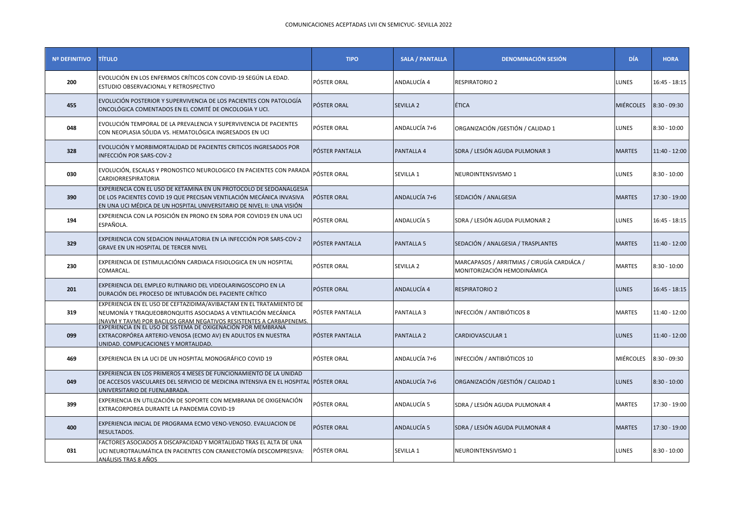COMUNICACIONES ACEPTADAS LVII CN SEMICYUC- SEVILLA 2022

| Nº DEFINITIVO | TÍTULO | TIPO | SALA / PANTALLA | DENOMINACIÓN SESIÓN | DÍA | HORA |
|---|---|---|---|---|---|---|
| 200 | EVOLUCIÓN EN LOS ENFERMOS CRÍTICOS CON COVID-19 SEGÚN LA EDAD. ESTUDIO OBSERVACIONAL Y RETROSPECTIVO | PÓSTER ORAL | ANDALUCÍA 4 | RESPIRATORIO 2 | LUNES | 16:45 - 18:15 |
| 455 | EVOLUCIÓN POSTERIOR Y SUPERVIVENCIA DE LOS PACIENTES CON PATOLOGÍA ONCOLÓGICA COMENTADOS EN EL COMITÉ DE ONCOLOGIA Y UCI. | PÓSTER ORAL | SEVILLA 2 | ÉTICA | MIÉRCOLES | 8:30 - 09:30 |
| 048 | EVOLUCIÓN TEMPORAL DE LA PREVALENCIA Y SUPERVIVENCIA DE PACIENTES CON NEOPLASIA SÓLIDA VS. HEMATOLÓGICA INGRESADOS EN UCI | PÓSTER ORAL | ANDALUCÍA 7+6 | ORGANIZACIÓN /GESTIÓN / CALIDAD 1 | LUNES | 8:30 - 10:00 |
| 328 | EVOLUCIÓN Y MORBIMORTALIDAD DE PACIENTES CRITICOS INGRESADOS POR INFECCIÓN POR SARS-COV-2 | PÓSTER PANTALLA | PANTALLA 4 | SDRA / LESIÓN AGUDA PULMONAR 3 | MARTES | 11:40 - 12:00 |
| 030 | EVOLUCIÓN, ESCALAS Y PRONOSTICO NEUROLOGICO EN PACIENTES CON PARADA CARDIORRESPIRATORIA | PÓSTER ORAL | SEVILLA 1 | NEUROINTENSIVISMO 1 | LUNES | 8:30 - 10:00 |
| 390 | EXPERIENCIA CON EL USO DE KETAMINA EN UN PROTOCOLO DE SEDOANALGESIA DE LOS PACIENTES COVID 19 QUE PRECISAN VENTILACIÓN MECÁNICA INVASIVA EN UNA UCI MÉDICA DE UN HOSPITAL UNIVERSITARIO DE NIVEL II: UNA VISIÓN | PÓSTER ORAL | ANDALUCÍA 7+6 | SEDACIÓN / ANALGESIA | MARTES | 17:30 - 19:00 |
| 194 | EXPERIENCIA CON LA POSICIÓN EN PRONO EN SDRA POR COVID19 EN UNA UCI ESPAÑOLA. | PÓSTER ORAL | ANDALUCÍA 5 | SDRA / LESIÓN AGUDA PULMONAR 2 | LUNES | 16:45 - 18:15 |
| 329 | EXPERIENCIA CON SEDACION INHALATORIA EN LA INFECCIÓN POR SARS-COV-2 GRAVE EN UN HOSPITAL DE TERCER NIVEL | PÓSTER PANTALLA | PANTALLA 5 | SEDACIÓN / ANALGESIA / TRASPLANTES | MARTES | 11:40 - 12:00 |
| 230 | EXPERIENCIA DE ESTIMULACIÓNN CARDIACA FISIOLOGICA EN UN HOSPITAL COMARCAL. | PÓSTER ORAL | SEVILLA 2 | MARCAPASOS / ARRITMIAS / CIRUGÍA CARDIÁCA / MONITORIZACIÓN HEMODINÁMICA | MARTES | 8:30 - 10:00 |
| 201 | EXPERIENCIA DEL EMPLEO RUTINARIO DEL VIDEOLARINGOSCOPIO EN LA DURACIÓN DEL PROCESO DE INTUBACIÓN DEL PACIENTE CRÍTICO | PÓSTER ORAL | ANDALUCÍA 4 | RESPIRATORIO 2 | LUNES | 16:45 - 18:15 |
| 319 | EXPERIENCIA EN EL USO DE CEFTAZIDIMA/AVIBACTAM EN EL TRATAMIENTO DE NEUMONÍA Y TRAQUEOBRONQUITIS ASOCIADAS A VENTILACIÓN MECÁNICA (NAVM Y TAVM) POR BACILOS GRAM NEGATIVOS RESISTENTES A CARBAPENEMS. | PÓSTER PANTALLA | PANTALLA 3 | INFECCIÓN / ANTIBIÓTICOS 8 | MARTES | 11:40 - 12:00 |
| 099 | EXPERIENCIA EN EL USO DE SISTEMA DE OXIGENACIÓN POR MEMBRANA EXTRACORPÓREA ARTERIO-VENOSA (ECMO AV) EN ADULTOS EN NUESTRA UNIDAD. COMPLICACIONES Y MORTALIDAD. | PÓSTER PANTALLA | PANTALLA 2 | CARDIOVASCULAR 1 | LUNES | 11:40 - 12:00 |
| 469 | EXPERIENCIA EN LA UCI DE UN HOSPITAL MONOGRÁFICO COVID 19 | PÓSTER ORAL | ANDALUCÍA 7+6 | INFECCIÓN / ANTIBIÓTICOS 10 | MIÉRCOLES | 8:30 - 09:30 |
| 049 | EXPERIENCIA EN LOS PRIMEROS 4 MESES DE FUNCIONAMIENTO DE LA UNIDAD DE ACCESOS VASCULARES DEL SERVICIO DE MEDICINA INTENSIVA EN EL HOSPITAL UNIVERSITARIO DE FUENLABRADA. | PÓSTER ORAL | ANDALUCÍA 7+6 | ORGANIZACIÓN /GESTIÓN / CALIDAD 1 | LUNES | 8:30 - 10:00 |
| 399 | EXPERIENCIA EN UTILIZACIÓN DE SOPORTE CON MEMBRANA DE OXIGENACIÓN EXTRACORPOREA DURANTE LA PANDEMIA COVID-19 | PÓSTER ORAL | ANDALUCÍA 5 | SDRA / LESIÓN AGUDA PULMONAR 4 | MARTES | 17:30 - 19:00 |
| 400 | EXPERIENCIA INICIAL DE PROGRAMA ECMO VENO-VENOSO. EVALUACION DE RESULTADOS. | PÓSTER ORAL | ANDALUCÍA 5 | SDRA / LESIÓN AGUDA PULMONAR 4 | MARTES | 17:30 - 19:00 |
| 031 | FACTORES ASOCIADOS A DISCAPACIDAD Y MORTALIDAD TRAS EL ALTA DE UNA UCI NEUROTRAUMÁTICA EN PACIENTES CON CRANIECTOMÍA DESCOMPRESIVA: ANÁLISIS TRAS 8 AÑOS | PÓSTER ORAL | SEVILLA 1 | NEUROINTENSIVISMO 1 | LUNES | 8:30 - 10:00 |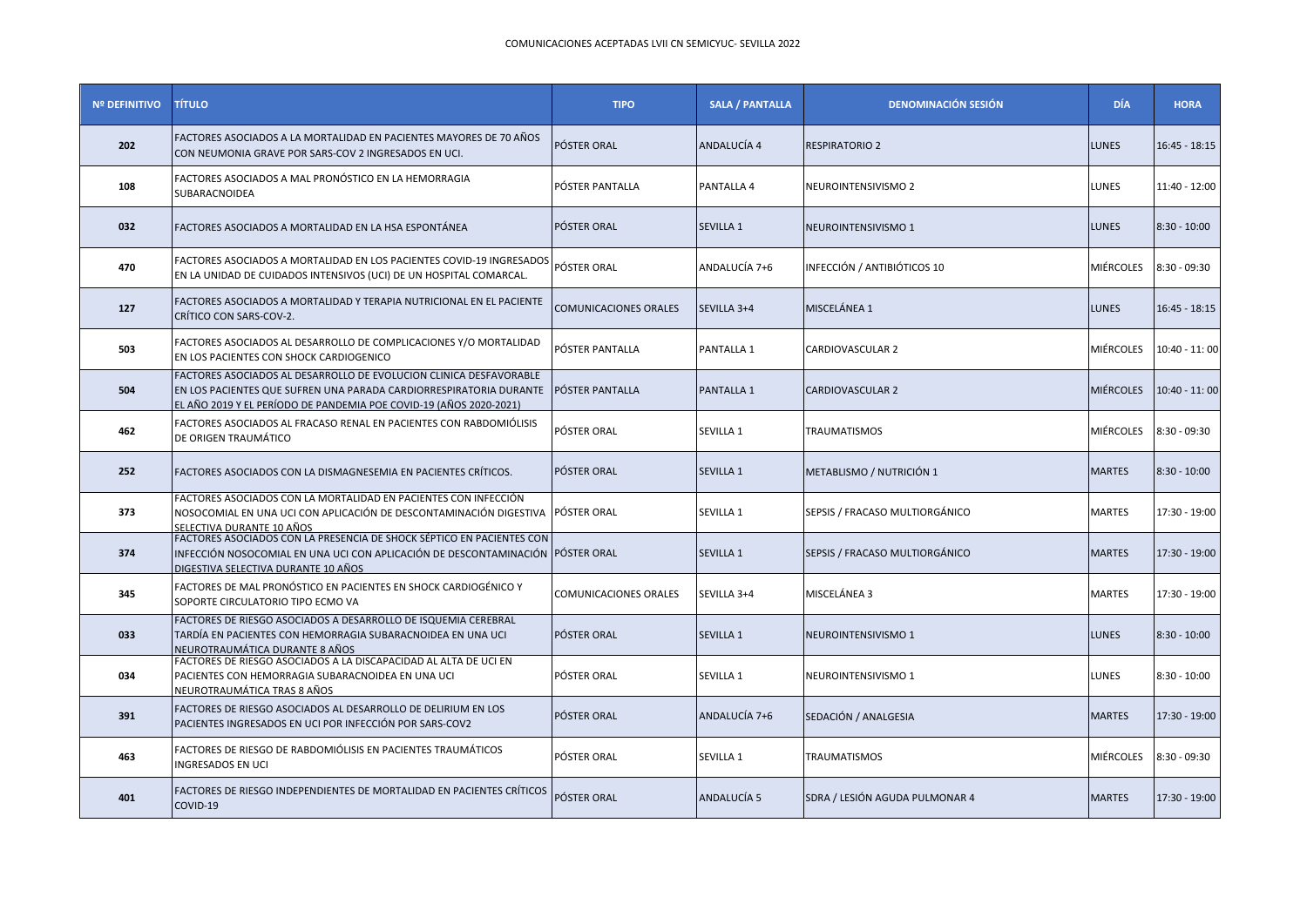COMUNICACIONES ACEPTADAS LVII CN SEMICYUC- SEVILLA 2022

| Nº DEFINITIVO | TÍTULO | TIPO | SALA / PANTALLA | DENOMINACIÓN SESIÓN | DÍA | HORA |
|---|---|---|---|---|---|---|
| 202 | FACTORES ASOCIADOS A LA MORTALIDAD EN PACIENTES MAYORES DE 70 AÑOS CON NEUMONIA GRAVE POR SARS-COV 2 INGRESADOS EN UCI. | PÓSTER ORAL | ANDALUCÍA 4 | RESPIRATORIO 2 | LUNES | 16:45 - 18:15 |
| 108 | FACTORES ASOCIADOS A MAL PRONÓSTICO EN LA HEMORRAGIA SUBARACNOIDEA | PÓSTER PANTALLA | PANTALLA 4 | NEUROINTENSIVISMO 2 | LUNES | 11:40 - 12:00 |
| 032 | FACTORES ASOCIADOS A MORTALIDAD EN LA HSA ESPONTÁNEA | PÓSTER ORAL | SEVILLA 1 | NEUROINTENSIVISMO 1 | LUNES | 8:30 - 10:00 |
| 470 | FACTORES ASOCIADOS A MORTALIDAD EN LOS PACIENTES COVID-19 INGRESADOS EN LA UNIDAD DE CUIDADOS INTENSIVOS (UCI) DE UN HOSPITAL COMARCAL. | PÓSTER ORAL | ANDALUCÍA 7+6 | INFECCIÓN / ANTIBIÓTICOS 10 | MIÉRCOLES | 8:30 - 09:30 |
| 127 | FACTORES ASOCIADOS A MORTALIDAD Y TERAPIA NUTRICIONAL EN EL PACIENTE CRÍTICO CON SARS-COV-2. | COMUNICACIONES ORALES | SEVILLA 3+4 | MISCELÁNEA 1 | LUNES | 16:45 - 18:15 |
| 503 | FACTORES ASOCIADOS AL DESARROLLO DE COMPLICACIONES Y/O MORTALIDAD EN LOS PACIENTES CON SHOCK CARDIOGENICO | PÓSTER PANTALLA | PANTALLA 1 | CARDIOVASCULAR 2 | MIÉRCOLES | 10:40 - 11: 00 |
| 504 | FACTORES ASOCIADOS AL DESARROLLO DE EVOLUCION CLINICA DESFAVORABLE EN LOS PACIENTES QUE SUFREN UNA PARADA CARDIORRESPIRATORIA DURANTE EL AÑO 2019 Y EL PERÍODO DE PANDEMIA POE COVID-19 (AÑOS 2020-2021) | PÓSTER PANTALLA | PANTALLA 1 | CARDIOVASCULAR 2 | MIÉRCOLES | 10:40 - 11: 00 |
| 462 | FACTORES ASOCIADOS AL FRACASO RENAL EN PACIENTES CON RABDOMIÓLISIS DE ORIGEN TRAUMÁTICO | PÓSTER ORAL | SEVILLA 1 | TRAUMATISMOS | MIÉRCOLES | 8:30 - 09:30 |
| 252 | FACTORES ASOCIADOS CON LA DISMAGNESEMIA EN PACIENTES CRÍTICOS. | PÓSTER ORAL | SEVILLA 1 | METABLISMO / NUTRICIÓN 1 | MARTES | 8:30 - 10:00 |
| 373 | FACTORES ASOCIADOS CON LA MORTALIDAD EN PACIENTES CON INFECCIÓN NOSOCOMIAL EN UNA UCI CON APLICACIÓN DE DESCONTAMINACIÓN DIGESTIVA SELECTIVA DURANTE 10 AÑOS | PÓSTER ORAL | SEVILLA 1 | SEPSIS / FRACASO MULTIORGÁNICO | MARTES | 17:30 - 19:00 |
| 374 | FACTORES ASOCIADOS CON LA PRESENCIA DE SHOCK SÉPTICO EN PACIENTES CON INFECCIÓN NOSOCOMIAL EN UNA UCI CON APLICACIÓN DE DESCONTAMINACIÓN DIGESTIVA SELECTIVA DURANTE 10 AÑOS | PÓSTER ORAL | SEVILLA 1 | SEPSIS / FRACASO MULTIORGÁNICO | MARTES | 17:30 - 19:00 |
| 345 | FACTORES DE MAL PRONÓSTICO EN PACIENTES EN SHOCK CARDIOGÉNICO Y SOPORTE CIRCULATORIO TIPO ECMO VA | COMUNICACIONES ORALES | SEVILLA 3+4 | MISCELÁNEA 3 | MARTES | 17:30 - 19:00 |
| 033 | FACTORES DE RIESGO ASOCIADOS A DESARROLLO DE ISQUEMIA CEREBRAL TARDÍA EN PACIENTES CON HEMORRAGIA SUBARACNOIDEA EN UNA UCI NEUROTRAUMÁTICA DURANTE 8 AÑOS | PÓSTER ORAL | SEVILLA 1 | NEUROINTENSIVISMO 1 | LUNES | 8:30 - 10:00 |
| 034 | FACTORES DE RIESGO ASOCIADOS A LA DISCAPACIDAD AL ALTA DE UCI EN PACIENTES CON HEMORRAGIA SUBARACNOIDEA EN UNA UCI NEUROTRAUMÁTICA TRAS 8 AÑOS | PÓSTER ORAL | SEVILLA 1 | NEUROINTENSIVISMO 1 | LUNES | 8:30 - 10:00 |
| 391 | FACTORES DE RIESGO ASOCIADOS AL DESARROLLO DE DELIRIUM EN LOS PACIENTES INGRESADOS EN UCI POR INFECCIÓN POR SARS-COV2 | PÓSTER ORAL | ANDALUCÍA 7+6 | SEDACIÓN / ANALGESIA | MARTES | 17:30 - 19:00 |
| 463 | FACTORES DE RIESGO DE RABDOMIÓLISIS EN PACIENTES TRAUMÁTICOS INGRESADOS EN UCI | PÓSTER ORAL | SEVILLA 1 | TRAUMATISMOS | MIÉRCOLES | 8:30 - 09:30 |
| 401 | FACTORES DE RIESGO INDEPENDIENTES DE MORTALIDAD EN PACIENTES CRÍTICOS COVID-19 | PÓSTER ORAL | ANDALUCÍA 5 | SDRA / LESIÓN AGUDA PULMONAR 4 | MARTES | 17:30 - 19:00 |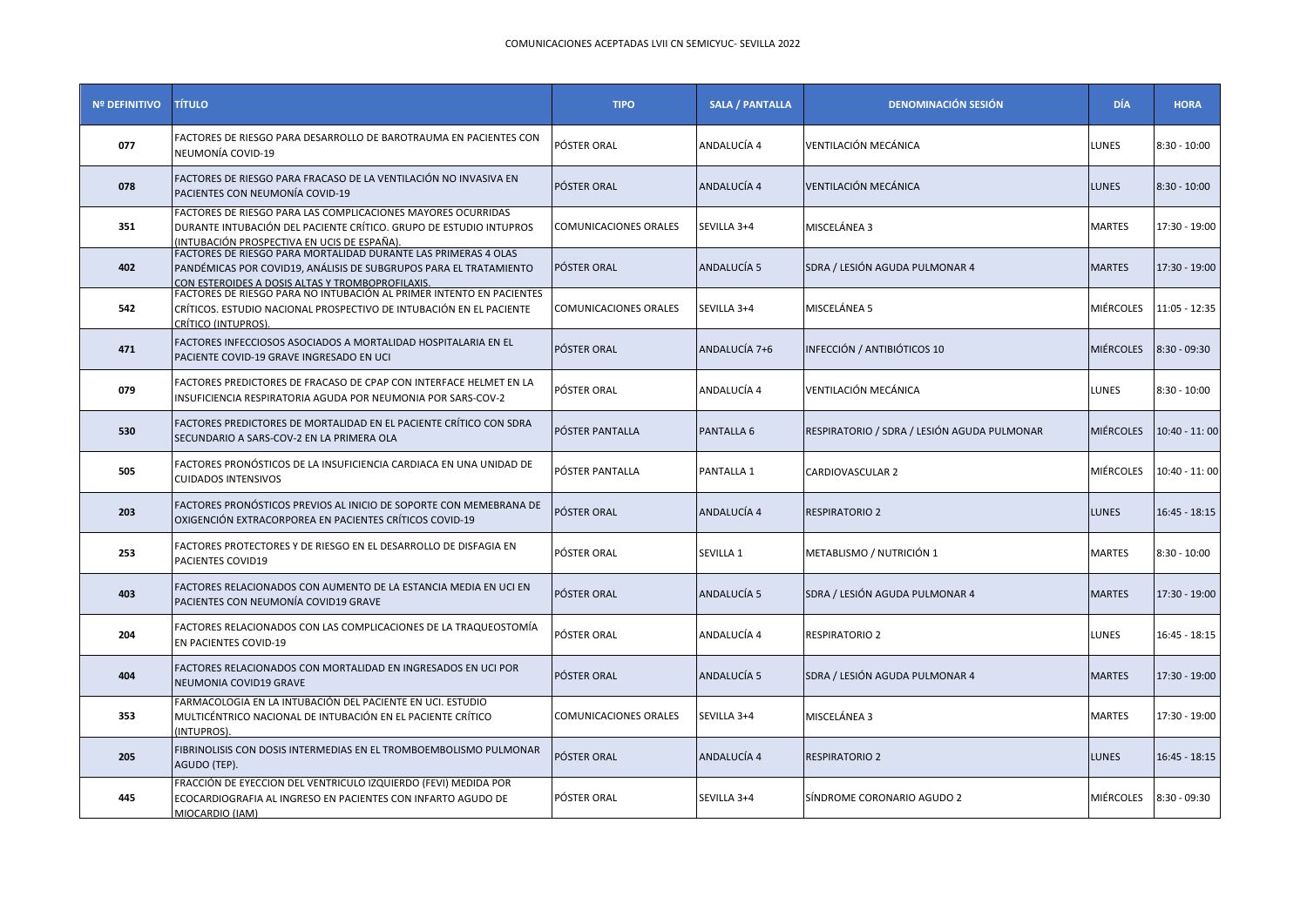COMUNICACIONES ACEPTADAS LVII CN SEMICYUC- SEVILLA 2022

| Nº DEFINITIVO | TÍTULO | TIPO | SALA / PANTALLA | DENOMINACIÓN SESIÓN | DÍA | HORA |
|---|---|---|---|---|---|---|
| 077 | FACTORES DE RIESGO PARA DESARROLLO DE BAROTRAUMA EN PACIENTES CON NEUMONÍA COVID-19 | PÓSTER ORAL | ANDALUCÍA 4 | VENTILACIÓN MECÁNICA | LUNES | 8:30 - 10:00 |
| 078 | FACTORES DE RIESGO PARA FRACASO DE LA VENTILACIÓN NO INVASIVA EN PACIENTES CON NEUMONÍA COVID-19 | PÓSTER ORAL | ANDALUCÍA 4 | VENTILACIÓN MECÁNICA | LUNES | 8:30 - 10:00 |
| 351 | FACTORES DE RIESGO PARA LAS COMPLICACIONES MAYORES OCURRIDAS DURANTE INTUBACIÓN DEL PACIENTE CRÍTICO. GRUPO DE ESTUDIO INTUPROS (INTUBACIÓN PROSPECTIVA EN UCIS DE ESPAÑA). | COMUNICACIONES ORALES | SEVILLA 3+4 | MISCELÁNEA 3 | MARTES | 17:30 - 19:00 |
| 402 | FACTORES DE RIESGO PARA MORTALIDAD DURANTE LAS PRIMERAS 4 OLAS PANDÉMICAS POR COVID19, ANÁLISIS DE SUBGRUPOS PARA EL TRATAMIENTO CON ESTEROIDES A DOSIS ALTAS Y TROMBOPROFILAXIS. | PÓSTER ORAL | ANDALUCÍA 5 | SDRA / LESIÓN AGUDA PULMONAR 4 | MARTES | 17:30 - 19:00 |
| 542 | FACTORES DE RIESGO PARA NO INTUBACIÓN AL PRIMER INTENTO EN PACIENTES CRÍTICOS. ESTUDIO NACIONAL PROSPECTIVO DE INTUBACIÓN EN EL PACIENTE CRÍTICO (INTUPROS). | COMUNICACIONES ORALES | SEVILLA 3+4 | MISCELÁNEA 5 | MIÉRCOLES | 11:05 - 12:35 |
| 471 | FACTORES INFECCIOSOS ASOCIADOS A MORTALIDAD HOSPITALARIA EN EL PACIENTE COVID-19 GRAVE INGRESADO EN UCI | PÓSTER ORAL | ANDALUCÍA 7+6 | INFECCIÓN / ANTIBIÓTICOS 10 | MIÉRCOLES | 8:30 - 09:30 |
| 079 | FACTORES PREDICTORES DE FRACASO DE CPAP CON INTERFACE HELMET EN LA INSUFICIENCIA RESPIRATORIA AGUDA POR NEUMONIA POR SARS-COV-2 | PÓSTER ORAL | ANDALUCÍA 4 | VENTILACIÓN MECÁNICA | LUNES | 8:30 - 10:00 |
| 530 | FACTORES PREDICTORES DE MORTALIDAD EN EL PACIENTE CRÍTICO CON SDRA SECUNDARIO A SARS-COV-2 EN LA PRIMERA OLA | PÓSTER PANTALLA | PANTALLA 6 | RESPIRATORIO / SDRA / LESIÓN AGUDA PULMONAR | MIÉRCOLES | 10:40 - 11: 00 |
| 505 | FACTORES PRONÓSTICOS DE LA INSUFICIENCIA CARDIACA EN UNA UNIDAD DE CUIDADOS INTENSIVOS | PÓSTER PANTALLA | PANTALLA 1 | CARDIOVASCULAR 2 | MIÉRCOLES | 10:40 - 11: 00 |
| 203 | FACTORES PRONÓSTICOS PREVIOS AL INICIO DE SOPORTE CON MEMEBRANA DE OXIGENCIÓN EXTRACORPOREA EN PACIENTES CRÍTICOS COVID-19 | PÓSTER ORAL | ANDALUCÍA 4 | RESPIRATORIO 2 | LUNES | 16:45 - 18:15 |
| 253 | FACTORES PROTECTORES Y DE RIESGO EN EL DESARROLLO DE DISFAGIA EN PACIENTES COVID19 | PÓSTER ORAL | SEVILLA 1 | METABLISMO / NUTRICIÓN 1 | MARTES | 8:30 - 10:00 |
| 403 | FACTORES RELACIONADOS CON AUMENTO DE LA ESTANCIA MEDIA EN UCI EN PACIENTES CON NEUMONÍA COVID19 GRAVE | PÓSTER ORAL | ANDALUCÍA 5 | SDRA / LESIÓN AGUDA PULMONAR 4 | MARTES | 17:30 - 19:00 |
| 204 | FACTORES RELACIONADOS CON LAS COMPLICACIONES DE LA TRAQUEOSTOMÍA EN PACIENTES COVID-19 | PÓSTER ORAL | ANDALUCÍA 4 | RESPIRATORIO 2 | LUNES | 16:45 - 18:15 |
| 404 | FACTORES RELACIONADOS CON MORTALIDAD EN INGRESADOS EN UCI POR NEUMONIA COVID19 GRAVE | PÓSTER ORAL | ANDALUCÍA 5 | SDRA / LESIÓN AGUDA PULMONAR 4 | MARTES | 17:30 - 19:00 |
| 353 | FARMACOLOGIA EN LA INTUBACIÓN DEL PACIENTE EN UCI. ESTUDIO MULTICÉNTRICO NACIONAL DE INTUBACIÓN EN EL PACIENTE CRÍTICO (INTUPROS). | COMUNICACIONES ORALES | SEVILLA 3+4 | MISCELÁNEA 3 | MARTES | 17:30 - 19:00 |
| 205 | FIBRINOLISIS CON DOSIS INTERMEDIAS EN EL TROMBOEMBOLISMO PULMONAR AGUDO (TEP). | PÓSTER ORAL | ANDALUCÍA 4 | RESPIRATORIO 2 | LUNES | 16:45 - 18:15 |
| 445 | FRACCIÓN DE EYECCION DEL VENTRICULO IZQUIERDO (FEVI) MEDIDA POR ECOCARDIOGRAFIA AL INGRESO EN PACIENTES CON INFARTO AGUDO DE MIOCARDIO (IAM) | PÓSTER ORAL | SEVILLA 3+4 | SÍNDROME CORONARIO AGUDO 2 | MIÉRCOLES | 8:30 - 09:30 |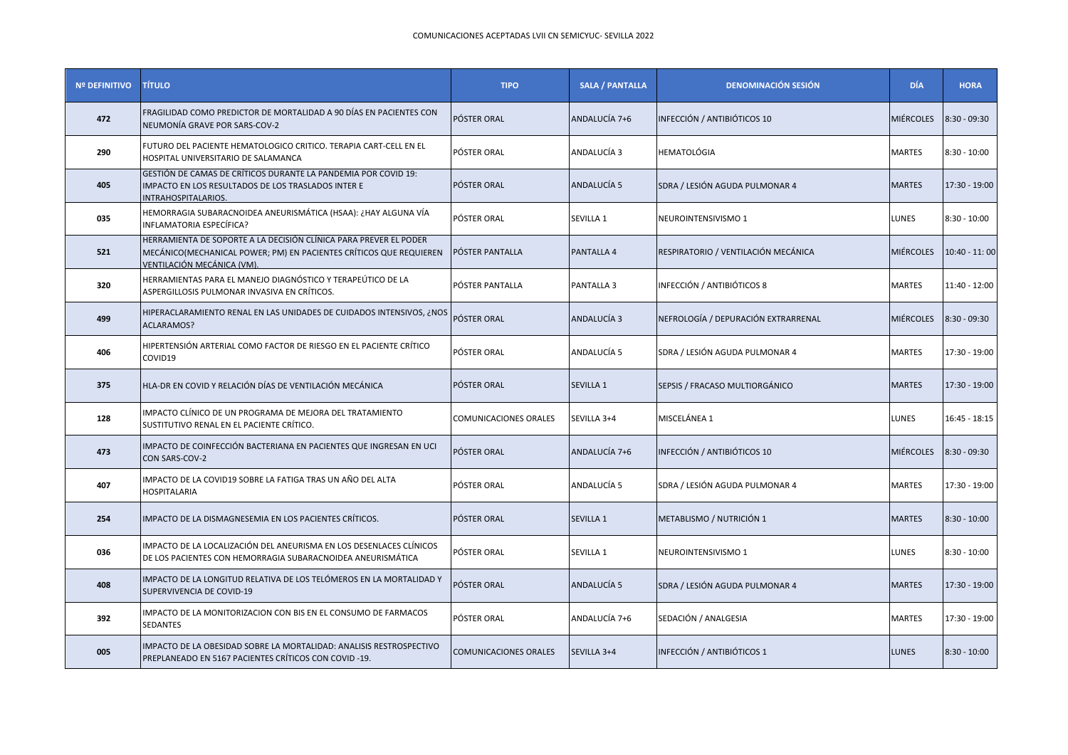COMUNICACIONES ACEPTADAS LVII CN SEMICYUC- SEVILLA 2022

| Nº DEFINITIVO | TÍTULO | TIPO | SALA / PANTALLA | DENOMINACIÓN SESIÓN | DÍA | HORA |
|---|---|---|---|---|---|---|
| 472 | FRAGILIDAD COMO PREDICTOR DE MORTALIDAD A 90 DÍAS EN PACIENTES CON NEUMONÍA GRAVE POR SARS-COV-2 | PÓSTER ORAL | ANDALUCÍA 7+6 | INFECCIÓN / ANTIBIÓTICOS 10 | MIÉRCOLES | 8:30 - 09:30 |
| 290 | FUTURO DEL PACIENTE HEMATOLOGICO CRITICO. TERAPIA CART-CELL EN EL HOSPITAL UNIVERSITARIO DE SALAMANCA | PÓSTER ORAL | ANDALUCÍA 3 | HEMATOLÓGIA | MARTES | 8:30 - 10:00 |
| 405 | GESTIÓN DE CAMAS DE CRÍTICOS DURANTE LA PANDEMIA POR COVID 19: IMPACTO EN LOS RESULTADOS DE LOS TRASLADOS INTER E INTRAHOSPITALARIOS. | PÓSTER ORAL | ANDALUCÍA 5 | SDRA / LESIÓN AGUDA PULMONAR 4 | MARTES | 17:30 - 19:00 |
| 035 | HEMORRAGIA SUBARACNOIDEA ANEURISMÁTICA (HSAA): ¿HAY ALGUNA VÍA INFLAMATORIA ESPECÍFICA? | PÓSTER ORAL | SEVILLA 1 | NEUROINTENSIVISMO 1 | LUNES | 8:30 - 10:00 |
| 521 | HERRAMIENTA DE SOPORTE A LA DECISIÓN CLÍNICA PARA PREVER EL PODER MECÁNICO(MECHANICAL POWER; PM) EN PACIENTES CRÍTICOS QUE REQUIEREN VENTILACIÓN MECÁNICA (VM). | PÓSTER PANTALLA | PANTALLA 4 | RESPIRATORIO / VENTILACIÓN MECÁNICA | MIÉRCOLES | 10:40 - 11: 00 |
| 320 | HERRAMIENTAS PARA EL MANEJO DIAGNÓSTICO Y TERAPEÚTICO DE LA ASPERGILLOSIS PULMONAR INVASIVA EN CRÍTICOS. | PÓSTER PANTALLA | PANTALLA 3 | INFECCIÓN / ANTIBIÓTICOS 8 | MARTES | 11:40 - 12:00 |
| 499 | HIPERACLARAMIENTO RENAL EN LAS UNIDADES DE CUIDADOS INTENSIVOS, ¿NOS ACLARAMOS? | PÓSTER ORAL | ANDALUCÍA 3 | NEFROLOGÍA / DEPURACIÓN EXTRARRENAL | MIÉRCOLES | 8:30 - 09:30 |
| 406 | HIPERTENSIÓN ARTERIAL COMO FACTOR DE RIESGO EN EL PACIENTE CRÍTICO COVID19 | PÓSTER ORAL | ANDALUCÍA 5 | SDRA / LESIÓN AGUDA PULMONAR 4 | MARTES | 17:30 - 19:00 |
| 375 | HLA-DR EN COVID Y RELACIÓN DÍAS DE VENTILACIÓN MECÁNICA | PÓSTER ORAL | SEVILLA 1 | SEPSIS / FRACASO MULTIORGÁNICO | MARTES | 17:30 - 19:00 |
| 128 | IMPACTO CLÍNICO DE UN PROGRAMA DE MEJORA DEL TRATAMIENTO SUSTITUTIVO RENAL EN EL PACIENTE CRÍTICO. | COMUNICACIONES ORALES | SEVILLA 3+4 | MISCELÁNEA 1 | LUNES | 16:45 - 18:15 |
| 473 | IMPACTO DE COINFECCIÓN BACTERIANA EN PACIENTES QUE INGRESAN EN UCI CON SARS-COV-2 | PÓSTER ORAL | ANDALUCÍA 7+6 | INFECCIÓN / ANTIBIÓTICOS 10 | MIÉRCOLES | 8:30 - 09:30 |
| 407 | IMPACTO DE LA COVID19 SOBRE LA FATIGA TRAS UN AÑO DEL ALTA HOSPITALARIA | PÓSTER ORAL | ANDALUCÍA 5 | SDRA / LESIÓN AGUDA PULMONAR 4 | MARTES | 17:30 - 19:00 |
| 254 | IMPACTO DE LA DISMAGNESEMIA EN LOS PACIENTES CRÍTICOS. | PÓSTER ORAL | SEVILLA 1 | METABLISMO / NUTRICIÓN 1 | MARTES | 8:30 - 10:00 |
| 036 | IMPACTO DE LA LOCALIZACIÓN DEL ANEURISMA EN LOS DESENLACES CLÍNICOS DE LOS PACIENTES CON HEMORRAGIA SUBARACNOIDEA ANEURISMÁTICA | PÓSTER ORAL | SEVILLA 1 | NEUROINTENSIVISMO 1 | LUNES | 8:30 - 10:00 |
| 408 | IMPACTO DE LA LONGITUD RELATIVA DE LOS TELÓMEROS EN LA MORTALIDAD Y SUPERVIVENCIA DE COVID-19 | PÓSTER ORAL | ANDALUCÍA 5 | SDRA / LESIÓN AGUDA PULMONAR 4 | MARTES | 17:30 - 19:00 |
| 392 | IMPACTO DE LA MONITORIZACION CON BIS EN EL CONSUMO DE FARMACOS SEDANTES | PÓSTER ORAL | ANDALUCÍA 7+6 | SEDACIÓN / ANALGESIA | MARTES | 17:30 - 19:00 |
| 005 | IMPACTO DE LA OBESIDAD SOBRE LA MORTALIDAD: ANALISIS RESTROSPECTIVO PREPLANEADO EN 5167 PACIENTES CRÍTICOS CON COVID -19. | COMUNICACIONES ORALES | SEVILLA 3+4 | INFECCIÓN / ANTIBIÓTICOS 1 | LUNES | 8:30 - 10:00 |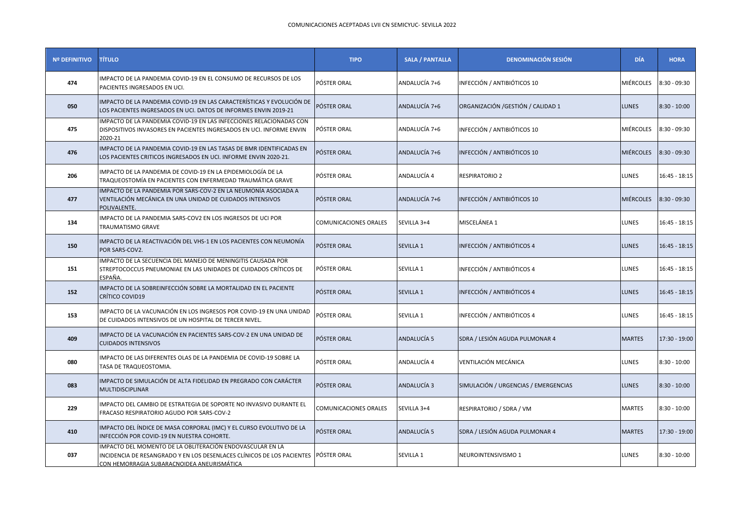COMUNICACIONES ACEPTADAS LVII CN SEMICYUC- SEVILLA 2022

| Nº DEFINITIVO | TÍTULO | TIPO | SALA / PANTALLA | DENOMINACIÓN SESIÓN | DÍA | HORA |
|---|---|---|---|---|---|---|
| 474 | IMPACTO DE LA PANDEMIA COVID-19 EN EL CONSUMO DE RECURSOS DE LOS PACIENTES INGRESADOS EN UCI. | PÓSTER ORAL | ANDALUCÍA 7+6 | INFECCIÓN / ANTIBIÓTICOS 10 | MIÉRCOLES | 8:30 - 09:30 |
| 050 | IMPACTO DE LA PANDEMIA COVID-19 EN LAS CARACTERÍSTICAS Y EVOLUCIÓN DE LOS PACIENTES INGRESADOS EN UCI. DATOS DE INFORMES ENVIN 2019-21 | PÓSTER ORAL | ANDALUCÍA 7+6 | ORGANIZACIÓN /GESTIÓN / CALIDAD 1 | LUNES | 8:30 - 10:00 |
| 475 | IMPACTO DE LA PANDEMIA COVID-19 EN LAS INFECCIONES RELACIONADAS CON DISPOSITIVOS INVASORES EN PACIENTES INGRESADOS EN UCI. INFORME ENVIN 2020-21 | PÓSTER ORAL | ANDALUCÍA 7+6 | INFECCIÓN / ANTIBIÓTICOS 10 | MIÉRCOLES | 8:30 - 09:30 |
| 476 | IMPACTO DE LA PANDEMIA COVID-19 EN LAS TASAS DE BMR IDENTIFICADAS EN LOS PACIENTES CRITICOS INGRESADOS EN UCI. INFORME ENVIN 2020-21. | PÓSTER ORAL | ANDALUCÍA 7+6 | INFECCIÓN / ANTIBIÓTICOS 10 | MIÉRCOLES | 8:30 - 09:30 |
| 206 | IMPACTO DE LA PANDEMIA DE COVID-19 EN LA EPIDEMIOLOGÍA DE LA TRAQUEOSTOMÍA EN PACIENTES CON ENFERMEDAD TRAUMÁTICA GRAVE | PÓSTER ORAL | ANDALUCÍA 4 | RESPIRATORIO 2 | LUNES | 16:45 - 18:15 |
| 477 | IMPACTO DE LA PANDEMIA POR SARS-COV-2 EN LA NEUMONÍA ASOCIADA A VENTILACIÓN MECÁNICA EN UNA UNIDAD DE CUIDADOS INTENSIVOS POLIVALENTE. | PÓSTER ORAL | ANDALUCÍA 7+6 | INFECCIÓN / ANTIBIÓTICOS 10 | MIÉRCOLES | 8:30 - 09:30 |
| 134 | IMPACTO DE LA PANDEMIA SARS-COV2 EN LOS INGRESOS DE UCI POR TRAUMATISMO GRAVE | COMUNICACIONES ORALES | SEVILLA 3+4 | MISCELÁNEA 1 | LUNES | 16:45 - 18:15 |
| 150 | IMPACTO DE LA REACTIVACIÓN DEL VHS-1 EN LOS PACIENTES CON NEUMONÍA POR SARS-COV2. | PÓSTER ORAL | SEVILLA 1 | INFECCIÓN / ANTIBIÓTICOS 4 | LUNES | 16:45 - 18:15 |
| 151 | IMPACTO DE LA SECUENCIA DEL MANEJO DE MENINGITIS CAUSADA POR STREPTOCOCCUS PNEUMONIAE EN LAS UNIDADES DE CUIDADOS CRÍTICOS DE ESPAÑA. | PÓSTER ORAL | SEVILLA 1 | INFECCIÓN / ANTIBIÓTICOS 4 | LUNES | 16:45 - 18:15 |
| 152 | IMPACTO DE LA SOBREINFECCIÓN SOBRE LA MORTALIDAD EN EL PACIENTE CRÍTICO COVID19 | PÓSTER ORAL | SEVILLA 1 | INFECCIÓN / ANTIBIÓTICOS 4 | LUNES | 16:45 - 18:15 |
| 153 | IMPACTO DE LA VACUNACIÓN EN LOS INGRESOS POR COVID-19 EN UNA UNIDAD DE CUIDADOS INTENSIVOS DE UN HOSPITAL DE TERCER NIVEL. | PÓSTER ORAL | SEVILLA 1 | INFECCIÓN / ANTIBIÓTICOS 4 | LUNES | 16:45 - 18:15 |
| 409 | IMPACTO DE LA VACUNACIÓN EN PACIENTES SARS-COV-2 EN UNA UNIDAD DE CUIDADOS INTENSIVOS | PÓSTER ORAL | ANDALUCÍA 5 | SDRA / LESIÓN AGUDA PULMONAR 4 | MARTES | 17:30 - 19:00 |
| 080 | IMPACTO DE LAS DIFERENTES OLAS DE LA PANDEMIA DE COVID-19 SOBRE LA TASA DE TRAQUEOSTOMIA. | PÓSTER ORAL | ANDALUCÍA 4 | VENTILACIÓN MECÁNICA | LUNES | 8:30 - 10:00 |
| 083 | IMPACTO DE SIMULACIÓN DE ALTA FIDELIDAD EN PREGRADO CON CARÁCTER MULTIDISCIPLINAR | PÓSTER ORAL | ANDALUCÍA 3 | SIMULACIÓN / URGENCIAS / EMERGENCIAS | LUNES | 8:30 - 10:00 |
| 229 | IMPACTO DEL CAMBIO DE ESTRATEGIA DE SOPORTE NO INVASIVO DURANTE EL FRACASO RESPIRATORIO AGUDO POR SARS-COV-2 | COMUNICACIONES ORALES | SEVILLA 3+4 | RESPIRATORIO / SDRA / VM | MARTES | 8:30 - 10:00 |
| 410 | IMPACTO DEL ÍNDICE DE MASA CORPORAL (IMC) Y EL CURSO EVOLUTIVO DE LA INFECCIÓN POR COVID-19 EN NUESTRA COHORTE. | PÓSTER ORAL | ANDALUCÍA 5 | SDRA / LESIÓN AGUDA PULMONAR 4 | MARTES | 17:30 - 19:00 |
| 037 | IMPACTO DEL MOMENTO DE LA OBLITERACIÓN ENDOVASCULAR EN LA INCIDENCIA DE RESANGRADO Y EN LOS DESENLACES CLÍNICOS DE LOS PACIENTES CON HEMORRAGIA SUBARACNOIDEA ANEURISMÁTICA | PÓSTER ORAL | SEVILLA 1 | NEUROINTENSIVISMO 1 | LUNES | 8:30 - 10:00 |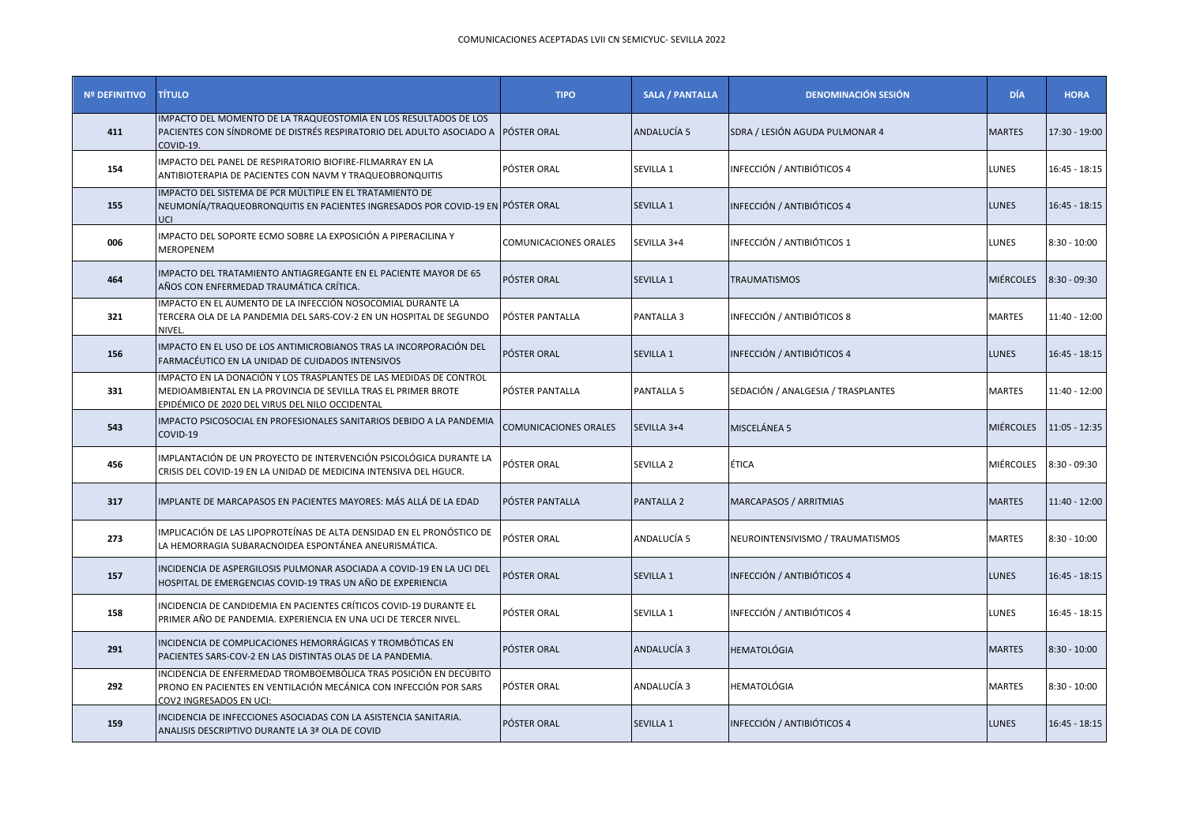COMUNICACIONES ACEPTADAS LVII CN SEMICYUC- SEVILLA 2022

| Nº DEFINITIVO | TÍTULO | TIPO | SALA / PANTALLA | DENOMINACIÓN SESIÓN | DÍA | HORA |
|---|---|---|---|---|---|---|
| 411 | IMPACTO DEL MOMENTO DE LA TRAQUEOSTOMÍA EN LOS RESULTADOS DE LOS PACIENTES CON SÍNDROME DE DISTRÉS RESPIRATORIO DEL ADULTO ASOCIADO A COVID-19. | PÓSTER ORAL | ANDALUCÍA 5 | SDRA / LESIÓN AGUDA PULMONAR 4 | MARTES | 17:30 - 19:00 |
| 154 | IMPACTO DEL PANEL DE RESPIRATORIO BIOFIRE-FILMARRAY EN LA ANTIBIOTERAPIA DE PACIENTES CON NAVM Y TRAQUEOBRONQUITIS | PÓSTER ORAL | SEVILLA 1 | INFECCIÓN / ANTIBIÓTICOS 4 | LUNES | 16:45 - 18:15 |
| 155 | IMPACTO DEL SISTEMA DE PCR MÚLTIPLE EN EL TRATAMIENTO DE NEUMONÍA/TRAQUEOBRONQUITIS EN PACIENTES INGRESADOS POR COVID-19 EN UCI | PÓSTER ORAL | SEVILLA 1 | INFECCIÓN / ANTIBIÓTICOS 4 | LUNES | 16:45 - 18:15 |
| 006 | IMPACTO DEL SOPORTE ECMO SOBRE LA EXPOSICIÓN A PIPERACILINA Y MEROPENEM | COMUNICACIONES ORALES | SEVILLA 3+4 | INFECCIÓN / ANTIBIÓTICOS 1 | LUNES | 8:30 - 10:00 |
| 464 | IMPACTO DEL TRATAMIENTO ANTIAGREGANTE EN EL PACIENTE MAYOR DE 65 AÑOS CON ENFERMEDAD TRAUMÁTICA CRÍTICA. | PÓSTER ORAL | SEVILLA 1 | TRAUMATISMOS | MIÉRCOLES | 8:30 - 09:30 |
| 321 | IMPACTO EN EL AUMENTO DE LA INFECCIÓN NOSOCOMIAL DURANTE LA TERCERA OLA DE LA PANDEMIA DEL SARS-COV-2 EN UN HOSPITAL DE SEGUNDO NIVEL. | PÓSTER PANTALLA | PANTALLA 3 | INFECCIÓN / ANTIBIÓTICOS 8 | MARTES | 11:40 - 12:00 |
| 156 | IMPACTO EN EL USO DE LOS ANTIMICROBIANOS TRAS LA INCORPORACIÓN DEL FARMACÉUTICO EN LA UNIDAD DE CUIDADOS INTENSIVOS | PÓSTER ORAL | SEVILLA 1 | INFECCIÓN / ANTIBIÓTICOS 4 | LUNES | 16:45 - 18:15 |
| 331 | IMPACTO EN LA DONACIÓN Y LOS TRASPLANTES DE LAS MEDIDAS DE CONTROL MEDIOAMBIENTAL EN LA PROVINCIA DE SEVILLA TRAS EL PRIMER BROTE EPIDÉMICO DE 2020 DEL VIRUS DEL NILO OCCIDENTAL | PÓSTER PANTALLA | PANTALLA 5 | SEDACIÓN / ANALGESIA / TRASPLANTES | MARTES | 11:40 - 12:00 |
| 543 | IMPACTO PSICOSOCIAL EN PROFESIONALES SANITARIOS DEBIDO A LA PANDEMIA COVID-19 | COMUNICACIONES ORALES | SEVILLA 3+4 | MISCELÁNEA 5 | MIÉRCOLES | 11:05 - 12:35 |
| 456 | IMPLANTACIÓN DE UN PROYECTO DE INTERVENCIÓN PSICOLÓGICA DURANTE LA CRISIS DEL COVID-19 EN LA UNIDAD DE MEDICINA INTENSIVA DEL HGUCR. | PÓSTER ORAL | SEVILLA 2 | ÉTICA | MIÉRCOLES | 8:30 - 09:30 |
| 317 | IMPLANTE DE MARCAPASOS EN PACIENTES MAYORES: MÁS ALLÁ DE LA EDAD | PÓSTER PANTALLA | PANTALLA 2 | MARCAPASOS / ARRITMIAS | MARTES | 11:40 - 12:00 |
| 273 | IMPLICACIÓN DE LAS LIPOPROTEÍNAS DE ALTA DENSIDAD EN EL PRONÓSTICO DE LA HEMORRAGIA SUBARACNOIDEA ESPONTÁNEA ANEURISMÁTICA. | PÓSTER ORAL | ANDALUCÍA 5 | NEUROINTENSIVISMO / TRAUMATISMOS | MARTES | 8:30 - 10:00 |
| 157 | INCIDENCIA DE ASPERGILOSIS PULMONAR ASOCIADA A COVID-19 EN LA UCI DEL HOSPITAL DE EMERGENCIAS COVID-19 TRAS UN AÑO DE EXPERIENCIA | PÓSTER ORAL | SEVILLA 1 | INFECCIÓN / ANTIBIÓTICOS 4 | LUNES | 16:45 - 18:15 |
| 158 | INCIDENCIA DE CANDIDEMIA EN PACIENTES CRÍTICOS COVID-19 DURANTE EL PRIMER AÑO DE PANDEMIA. EXPERIENCIA EN UNA UCI DE TERCER NIVEL. | PÓSTER ORAL | SEVILLA 1 | INFECCIÓN / ANTIBIÓTICOS 4 | LUNES | 16:45 - 18:15 |
| 291 | INCIDENCIA DE COMPLICACIONES HEMORRÁGICAS Y TROMBÓTICAS EN PACIENTES SARS-COV-2 EN LAS DISTINTAS OLAS DE LA PANDEMIA. | PÓSTER ORAL | ANDALUCÍA 3 | HEMATOLÓGIA | MARTES | 8:30 - 10:00 |
| 292 | INCIDENCIA DE ENFERMEDAD TROMBOEMBÓLICA TRAS POSICIÓN EN DECÚBITO PRONO EN PACIENTES EN VENTILACIÓN MECÁNICA CON INFECCIÓN POR SARS COV2 INGRESADOS EN UCI: | PÓSTER ORAL | ANDALUCÍA 3 | HEMATOLÓGIA | MARTES | 8:30 - 10:00 |
| 159 | INCIDENCIA DE INFECCIONES ASOCIADAS CON LA ASISTENCIA SANITARIA. ANALISIS DESCRIPTIVO DURANTE LA 3ª OLA DE COVID | PÓSTER ORAL | SEVILLA 1 | INFECCIÓN / ANTIBIÓTICOS 4 | LUNES | 16:45 - 18:15 |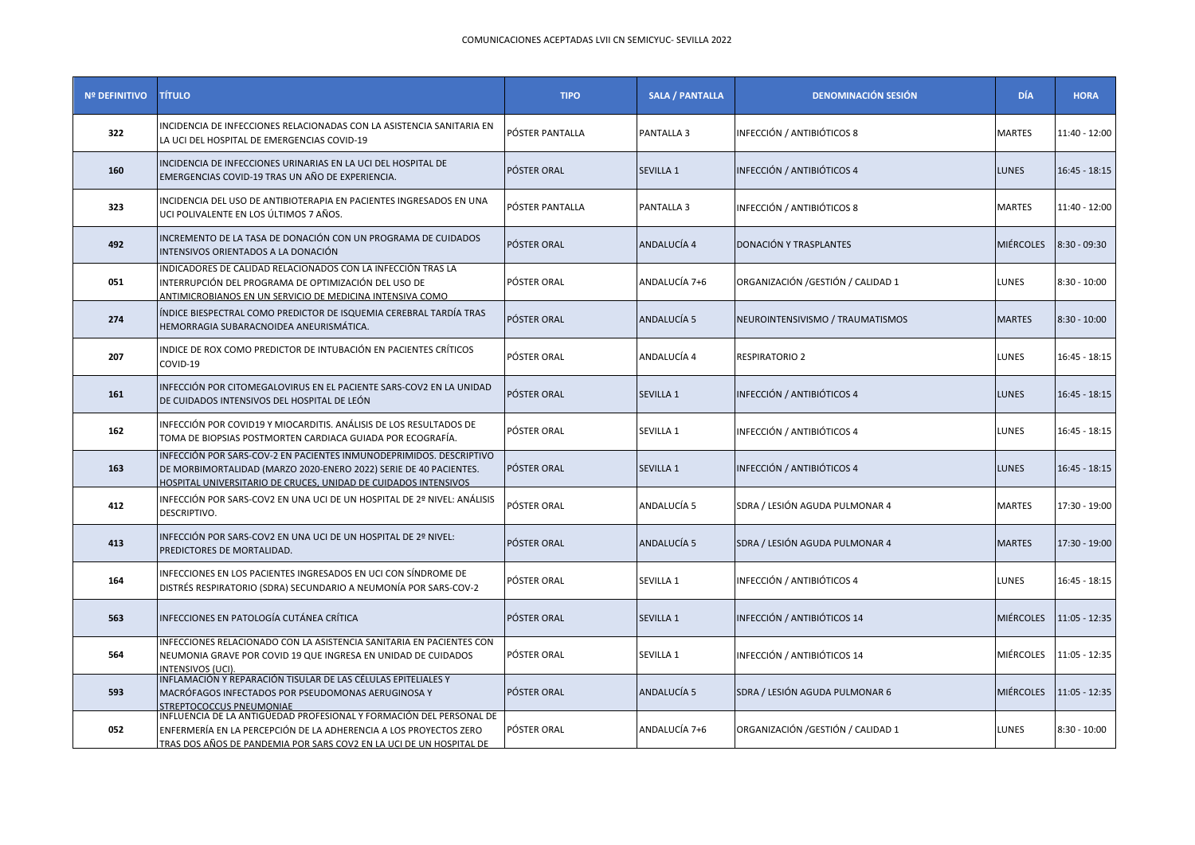COMUNICACIONES ACEPTADAS LVII CN SEMICYUC- SEVILLA 2022

| Nº DEFINITIVO | TÍTULO | TIPO | SALA / PANTALLA | DENOMINACIÓN SESIÓN | DÍA | HORA |
|---|---|---|---|---|---|---|
| 322 | INCIDENCIA DE INFECCIONES RELACIONADAS CON LA ASISTENCIA SANITARIA EN LA UCI DEL HOSPITAL DE EMERGENCIAS COVID-19 | PÓSTER PANTALLA | PANTALLA 3 | INFECCIÓN / ANTIBIÓTICOS 8 | MARTES | 11:40 - 12:00 |
| 160 | INCIDENCIA DE INFECCIONES URINARIAS EN LA UCI DEL HOSPITAL DE EMERGENCIAS COVID-19 TRAS UN AÑO DE EXPERIENCIA. | PÓSTER ORAL | SEVILLA 1 | INFECCIÓN / ANTIBIÓTICOS 4 | LUNES | 16:45 - 18:15 |
| 323 | INCIDENCIA DEL USO DE ANTIBIOTERAPIA EN PACIENTES INGRESADOS EN UNA UCI POLIVALENTE EN LOS ÚLTIMOS 7 AÑOS. | PÓSTER PANTALLA | PANTALLA 3 | INFECCIÓN / ANTIBIÓTICOS 8 | MARTES | 11:40 - 12:00 |
| 492 | INCREMENTO DE LA TASA DE DONACIÓN CON UN PROGRAMA DE CUIDADOS INTENSIVOS ORIENTADOS A LA DONACIÓN | PÓSTER ORAL | ANDALUCÍA 4 | DONACIÓN Y TRASPLANTES | MIÉRCOLES | 8:30 - 09:30 |
| 051 | INDICADORES DE CALIDAD RELACIONADOS CON LA INFECCIÓN TRAS LA INTERRUPCIÓN DEL PROGRAMA DE OPTIMIZACIÓN DEL USO DE ANTIMICROBIANOS EN UN SERVICIO DE MEDICINA INTENSIVA COMO | PÓSTER ORAL | ANDALUCÍA 7+6 | ORGANIZACIÓN /GESTIÓN / CALIDAD 1 | LUNES | 8:30 - 10:00 |
| 274 | ÍNDICE BIESPECTRAL COMO PREDICTOR DE ISQUEMIA CEREBRAL TARDÍA TRAS HEMORRAGIA SUBARACNOIDEA ANEURISMÁTICA. | PÓSTER ORAL | ANDALUCÍA 5 | NEUROINTENSIVISMO / TRAUMATISMOS | MARTES | 8:30 - 10:00 |
| 207 | INDICE DE ROX COMO PREDICTOR DE INTUBACIÓN EN PACIENTES CRÍTICOS COVID-19 | PÓSTER ORAL | ANDALUCÍA 4 | RESPIRATORIO 2 | LUNES | 16:45 - 18:15 |
| 161 | INFECCIÓN POR CITOMEGALOVIRUS EN EL PACIENTE SARS-COV2 EN LA UNIDAD DE CUIDADOS INTENSIVOS DEL HOSPITAL DE LEÓN | PÓSTER ORAL | SEVILLA 1 | INFECCIÓN / ANTIBIÓTICOS 4 | LUNES | 16:45 - 18:15 |
| 162 | INFECCIÓN POR COVID19 Y MIOCARDITIS. ANÁLISIS DE LOS RESULTADOS DE TOMA DE BIOPSIAS POSTMORTEN CARDIACA GUIADA POR ECOGRAFÍA. | PÓSTER ORAL | SEVILLA 1 | INFECCIÓN / ANTIBIÓTICOS 4 | LUNES | 16:45 - 18:15 |
| 163 | INFECCIÓN POR SARS-COV-2 EN PACIENTES INMUNODEPRIMIDOS. DESCRIPTIVO DE MORBIMORTALIDAD (MARZO 2020-ENERO 2022) SERIE DE 40 PACIENTES. HOSPITAL UNIVERSITARIO DE CRUCES, UNIDAD DE CUIDADOS INTENSIVOS | PÓSTER ORAL | SEVILLA 1 | INFECCIÓN / ANTIBIÓTICOS 4 | LUNES | 16:45 - 18:15 |
| 412 | INFECCIÓN POR SARS-COV2 EN UNA UCI DE UN HOSPITAL DE 2º NIVEL: ANÁLISIS DESCRIPTIVO. | PÓSTER ORAL | ANDALUCÍA 5 | SDRA / LESIÓN AGUDA PULMONAR 4 | MARTES | 17:30 - 19:00 |
| 413 | INFECCIÓN POR SARS-COV2 EN UNA UCI DE UN HOSPITAL DE 2º NIVEL: PREDICTORES DE MORTALIDAD. | PÓSTER ORAL | ANDALUCÍA 5 | SDRA / LESIÓN AGUDA PULMONAR 4 | MARTES | 17:30 - 19:00 |
| 164 | INFECCIONES EN LOS PACIENTES INGRESADOS EN UCI CON SÍNDROME DE DISTRÉS RESPIRATORIO (SDRA) SECUNDARIO A NEUMONÍA POR SARS-COV-2 | PÓSTER ORAL | SEVILLA 1 | INFECCIÓN / ANTIBIÓTICOS 4 | LUNES | 16:45 - 18:15 |
| 563 | INFECCIONES EN PATOLOGÍA CUTÁNEA CRÍTICA | PÓSTER ORAL | SEVILLA 1 | INFECCIÓN / ANTIBIÓTICOS 14 | MIÉRCOLES | 11:05 - 12:35 |
| 564 | INFECCIONES RELACIONADO CON LA ASISTENCIA SANITARIA EN PACIENTES CON NEUMONIA GRAVE POR COVID 19 QUE INGRESA EN UNIDAD DE CUIDADOS INTENSIVOS (UCI). | PÓSTER ORAL | SEVILLA 1 | INFECCIÓN / ANTIBIÓTICOS 14 | MIÉRCOLES | 11:05 - 12:35 |
| 593 | INFLAMACIÓN Y REPARACIÓN TISULAR DE LAS CÉLULAS EPITELIALES Y MACRÓFAGOS INFECTADOS POR PSEUDOMONAS AERUGINOSA Y STREPTOCOCCUS PNEUMONIAE | PÓSTER ORAL | ANDALUCÍA 5 | SDRA / LESIÓN AGUDA PULMONAR 6 | MIÉRCOLES | 11:05 - 12:35 |
| 052 | INFLUENCIA DE LA ANTIGÜEDAD PROFESIONAL Y FORMACIÓN DEL PERSONAL DE ENFERMERÍA EN LA PERCEPCIÓN DE LA ADHERENCIA A LOS PROYECTOS ZERO TRAS DOS AÑOS DE PANDEMIA POR SARS COV2 EN LA UCI DE UN HOSPITAL DE | PÓSTER ORAL | ANDALUCÍA 7+6 | ORGANIZACIÓN /GESTIÓN / CALIDAD 1 | LUNES | 8:30 - 10:00 |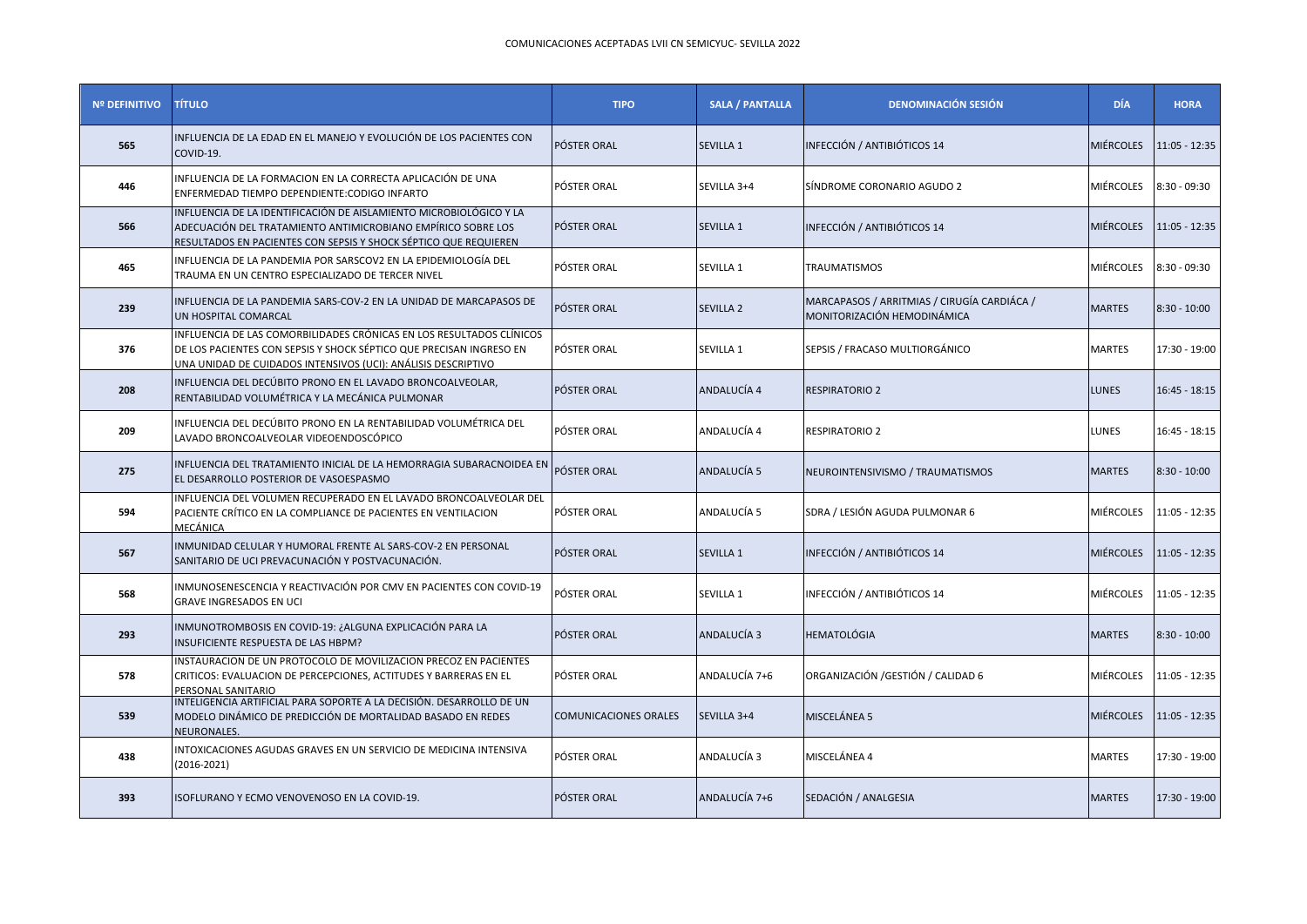COMUNICACIONES ACEPTADAS LVII CN SEMICYUC- SEVILLA 2022

| Nº DEFINITIVO | TÍTULO | TIPO | SALA / PANTALLA | DENOMINACIÓN SESIÓN | DÍA | HORA |
|---|---|---|---|---|---|---|
| 565 | INFLUENCIA DE LA EDAD EN EL MANEJO Y EVOLUCIÓN DE LOS PACIENTES CON COVID-19. | PÓSTER ORAL | SEVILLA 1 | INFECCIÓN / ANTIBIÓTICOS 14 | MIÉRCOLES | 11:05 - 12:35 |
| 446 | INFLUENCIA DE LA FORMACION EN LA CORRECTA APLICACIÓN DE UNA ENFERMEDAD TIEMPO DEPENDIENTE:CODIGO INFARTO | PÓSTER ORAL | SEVILLA 3+4 | SÍNDROME CORONARIO AGUDO 2 | MIÉRCOLES | 8:30 - 09:30 |
| 566 | INFLUENCIA DE LA IDENTIFICACIÓN DE AISLAMIENTO MICROBIOLÓGICO Y LA ADECUACIÓN DEL TRATAMIENTO ANTIMICROBIANO EMPÍRICO SOBRE LOS RESULTADOS EN PACIENTES CON SEPSIS Y SHOCK SÉPTICO QUE REQUIEREN | PÓSTER ORAL | SEVILLA 1 | INFECCIÓN / ANTIBIÓTICOS 14 | MIÉRCOLES | 11:05 - 12:35 |
| 465 | INFLUENCIA DE LA PANDEMIA POR SARSCOV2 EN LA EPIDEMIOLOGÍA DEL TRAUMA EN UN CENTRO ESPECIALIZADO DE TERCER NIVEL | PÓSTER ORAL | SEVILLA 1 | TRAUMATISMOS | MIÉRCOLES | 8:30 - 09:30 |
| 239 | INFLUENCIA DE LA PANDEMIA SARS-COV-2 EN LA UNIDAD DE MARCAPASOS DE UN HOSPITAL COMARCAL | PÓSTER ORAL | SEVILLA 2 | MARCAPASOS / ARRITMIAS / CIRUGÍA CARDIÁCA / MONITORIZACIÓN HEMODINÁMICA | MARTES | 8:30 - 10:00 |
| 376 | INFLUENCIA DE LAS COMORBILIDADES CRÓNICAS EN LOS RESULTADOS CLÍNICOS DE LOS PACIENTES CON SEPSIS Y SHOCK SÉPTICO QUE PRECISAN INGRESO EN UNA UNIDAD DE CUIDADOS INTENSIVOS (UCI): ANÁLISIS DESCRIPTIVO | PÓSTER ORAL | SEVILLA 1 | SEPSIS / FRACASO MULTIORGÁNICO | MARTES | 17:30 - 19:00 |
| 208 | INFLUENCIA DEL DECÚBITO PRONO EN EL LAVADO BRONCOALVEOLAR, RENTABILIDAD VOLUMÉTRICA Y LA MECÁNICA PULMONAR | PÓSTER ORAL | ANDALUCÍA 4 | RESPIRATORIO 2 | LUNES | 16:45 - 18:15 |
| 209 | INFLUENCIA DEL DECÚBITO PRONO EN LA RENTABILIDAD VOLUMÉTRICA DEL LAVADO BRONCOALVEOLAR VIDEOENDOSCÓPICO | PÓSTER ORAL | ANDALUCÍA 4 | RESPIRATORIO 2 | LUNES | 16:45 - 18:15 |
| 275 | INFLUENCIA DEL TRATAMIENTO INICIAL DE LA HEMORRAGIA SUBARACNOIDEA EN EL DESARROLLO POSTERIOR DE VASOESPASMO | PÓSTER ORAL | ANDALUCÍA 5 | NEUROINTENSIVISMO / TRAUMATISMOS | MARTES | 8:30 - 10:00 |
| 594 | INFLUENCIA DEL VOLUMEN RECUPERADO EN EL LAVADO BRONCOALVEOLAR DEL PACIENTE CRÍTICO EN LA COMPLIANCE DE PACIENTES EN VENTILACION MECÁNICA | PÓSTER ORAL | ANDALUCÍA 5 | SDRA / LESIÓN AGUDA PULMONAR 6 | MIÉRCOLES | 11:05 - 12:35 |
| 567 | INMUNIDAD CELULAR Y HUMORAL FRENTE AL SARS-COV-2 EN PERSONAL SANITARIO DE UCI PREVACUNACIÓN Y POSTVACUNACIÓN. | PÓSTER ORAL | SEVILLA 1 | INFECCIÓN / ANTIBIÓTICOS 14 | MIÉRCOLES | 11:05 - 12:35 |
| 568 | INMUNOSENESCENCIA Y REACTIVACIÓN POR CMV EN PACIENTES CON COVID-19 GRAVE INGRESADOS EN UCI | PÓSTER ORAL | SEVILLA 1 | INFECCIÓN / ANTIBIÓTICOS 14 | MIÉRCOLES | 11:05 - 12:35 |
| 293 | INMUNOTROMBOSIS EN COVID-19: ¿ALGUNA EXPLICACIÓN PARA LA INSUFICIENTE RESPUESTA DE LAS HBPM? | PÓSTER ORAL | ANDALUCÍA 3 | HEMATOLÓGIA | MARTES | 8:30 - 10:00 |
| 578 | INSTAURACION DE UN PROTOCOLO DE MOVILIZACION PRECOZ EN PACIENTES CRITICOS: EVALUACION DE PERCEPCIONES, ACTITUDES Y BARRERAS EN EL PERSONAL SANITARIO | PÓSTER ORAL | ANDALUCÍA 7+6 | ORGANIZACIÓN /GESTIÓN / CALIDAD 6 | MIÉRCOLES | 11:05 - 12:35 |
| 539 | INTELIGENCIA ARTIFICIAL PARA SOPORTE A LA DECISIÓN. DESARROLLO DE UN MODELO DINÁMICO DE PREDICCIÓN DE MORTALIDAD BASADO EN REDES NEURONALES. | COMUNICACIONES ORALES | SEVILLA 3+4 | MISCELÁNEA 5 | MIÉRCOLES | 11:05 - 12:35 |
| 438 | INTOXICACIONES AGUDAS GRAVES EN UN SERVICIO DE MEDICINA INTENSIVA (2016-2021) | PÓSTER ORAL | ANDALUCÍA 3 | MISCELÁNEA 4 | MARTES | 17:30 - 19:00 |
| 393 | ISOFLURANO Y ECMO VENOVENOSO EN LA COVID-19. | PÓSTER ORAL | ANDALUCÍA 7+6 | SEDACIÓN / ANALGESIA | MARTES | 17:30 - 19:00 |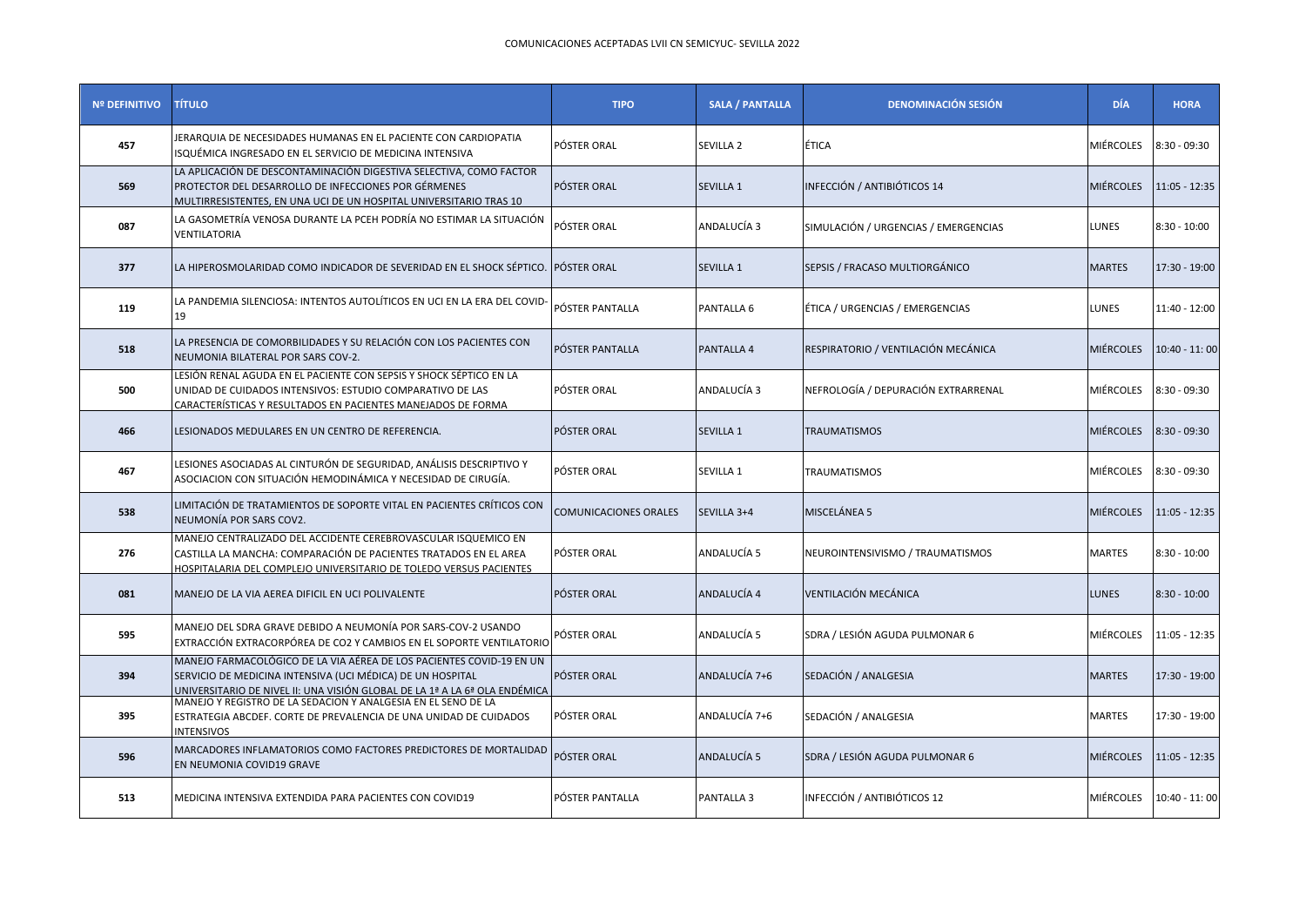COMUNICACIONES ACEPTADAS LVII CN SEMICYUC- SEVILLA 2022

| Nº DEFINITIVO | TÍTULO | TIPO | SALA / PANTALLA | DENOMINACIÓN SESIÓN | DÍA | HORA |
|---|---|---|---|---|---|---|
| 457 | JERARQUIA DE NECESIDADES HUMANAS EN EL PACIENTE CON CARDIOPATIA ISQUÉMICA INGRESADO EN EL SERVICIO DE MEDICINA INTENSIVA | PÓSTER ORAL | SEVILLA 2 | ÉTICA | MIÉRCOLES | 8:30 - 09:30 |
| 569 | LA APLICACIÓN DE DESCONTAMINACIÓN DIGESTIVA SELECTIVA, COMO FACTOR PROTECTOR DEL DESARROLLO DE INFECCIONES POR GÉRMENES MULTIRRESISTENTES, EN UNA UCI DE UN HOSPITAL UNIVERSITARIO TRAS 10 | PÓSTER ORAL | SEVILLA 1 | INFECCIÓN / ANTIBIÓTICOS 14 | MIÉRCOLES | 11:05 - 12:35 |
| 087 | LA GASOMETRÍA VENOSA DURANTE LA PCEH PODRÍA NO ESTIMAR LA SITUACIÓN VENTILATORIA | PÓSTER ORAL | ANDALUCÍA 3 | SIMULACIÓN / URGENCIAS / EMERGENCIAS | LUNES | 8:30 - 10:00 |
| 377 | LA HIPEROSMOLARIDAD COMO INDICADOR DE SEVERIDAD EN EL SHOCK SÉPTICO. | PÓSTER ORAL | SEVILLA 1 | SEPSIS / FRACASO MULTIORGÁNICO | MARTES | 17:30 - 19:00 |
| 119 | LA PANDEMIA SILENCIOSA: INTENTOS AUTOLÍTICOS EN UCI EN LA ERA DEL COVID-19 | PÓSTER PANTALLA | PANTALLA 6 | ÉTICA / URGENCIAS / EMERGENCIAS | LUNES | 11:40 - 12:00 |
| 518 | LA PRESENCIA DE COMORBILIDADES Y SU RELACIÓN CON LOS PACIENTES CON NEUMONIA BILATERAL POR SARS COV-2. | PÓSTER PANTALLA | PANTALLA 4 | RESPIRATORIO / VENTILACIÓN MECÁNICA | MIÉRCOLES | 10:40 - 11: 00 |
| 500 | LESIÓN RENAL AGUDA EN EL PACIENTE CON SEPSIS Y SHOCK SÉPTICO EN LA UNIDAD DE CUIDADOS INTENSIVOS: ESTUDIO COMPARATIVO DE LAS CARACTERÍSTICAS Y RESULTADOS EN PACIENTES MANEJADOS DE FORMA | PÓSTER ORAL | ANDALUCÍA 3 | NEFROLOGÍA / DEPURACIÓN EXTRARRENAL | MIÉRCOLES | 8:30 - 09:30 |
| 466 | LESIONADOS MEDULARES EN UN CENTRO DE REFERENCIA. | PÓSTER ORAL | SEVILLA 1 | TRAUMATISMOS | MIÉRCOLES | 8:30 - 09:30 |
| 467 | LESIONES ASOCIADAS AL CINTURÓN DE SEGURIDAD, ANÁLISIS DESCRIPTIVO Y ASOCIACION CON SITUACIÓN HEMODINÁMICA Y NECESIDAD DE CIRUGÍA. | PÓSTER ORAL | SEVILLA 1 | TRAUMATISMOS | MIÉRCOLES | 8:30 - 09:30 |
| 538 | LIMITACIÓN DE TRATAMIENTOS DE SOPORTE VITAL EN PACIENTES CRÍTICOS CON NEUMONÍA POR SARS COV2. | COMUNICACIONES ORALES | SEVILLA 3+4 | MISCELÁNEA 5 | MIÉRCOLES | 11:05 - 12:35 |
| 276 | MANEJO CENTRALIZADO DEL ACCIDENTE CEREBROVASCULAR ISQUEMICO EN CASTILLA LA MANCHA: COMPARACIÓN DE PACIENTES TRATADOS EN EL AREA HOSPITALARIA DEL COMPLEJO UNIVERSITARIO DE TOLEDO VERSUS PACIENTES | PÓSTER ORAL | ANDALUCÍA 5 | NEUROINTENSIVISMO / TRAUMATISMOS | MARTES | 8:30 - 10:00 |
| 081 | MANEJO DE LA VIA AEREA DIFICIL EN UCI POLIVALENTE | PÓSTER ORAL | ANDALUCÍA 4 | VENTILACIÓN MECÁNICA | LUNES | 8:30 - 10:00 |
| 595 | MANEJO DEL SDRA GRAVE DEBIDO A NEUMONÍA POR SARS-COV-2 USANDO EXTRACCIÓN EXTRACORPÓREA DE CO2 Y CAMBIOS EN EL SOPORTE VENTILATORIO | PÓSTER ORAL | ANDALUCÍA 5 | SDRA / LESIÓN AGUDA PULMONAR 6 | MIÉRCOLES | 11:05 - 12:35 |
| 394 | MANEJO FARMACOLÓGICO DE LA VIA AÉREA DE LOS PACIENTES COVID-19 EN UN SERVICIO DE MEDICINA INTENSIVA (UCI MÉDICA) DE UN HOSPITAL UNIVERSITARIO DE NIVEL II: UNA VISIÓN GLOBAL DE LA 1ª A LA 6ª OLA ENDÉMICA | PÓSTER ORAL | ANDALUCÍA 7+6 | SEDACIÓN / ANALGESIA | MARTES | 17:30 - 19:00 |
| 395 | MANEJO Y REGISTRO DE LA SEDACION Y ANALGESIA EN EL SENO DE LA ESTRATEGIA ABCDEF. CORTE DE PREVALENCIA DE UNA UNIDAD DE CUIDADOS INTENSIVOS | PÓSTER ORAL | ANDALUCÍA 7+6 | SEDACIÓN / ANALGESIA | MARTES | 17:30 - 19:00 |
| 596 | MARCADORES INFLAMATORIOS COMO FACTORES PREDICTORES DE MORTALIDAD EN NEUMONIA COVID19 GRAVE | PÓSTER ORAL | ANDALUCÍA 5 | SDRA / LESIÓN AGUDA PULMONAR 6 | MIÉRCOLES | 11:05 - 12:35 |
| 513 | MEDICINA INTENSIVA EXTENDIDA PARA PACIENTES CON COVID19 | PÓSTER PANTALLA | PANTALLA 3 | INFECCIÓN / ANTIBIÓTICOS 12 | MIÉRCOLES | 10:40 - 11: 00 |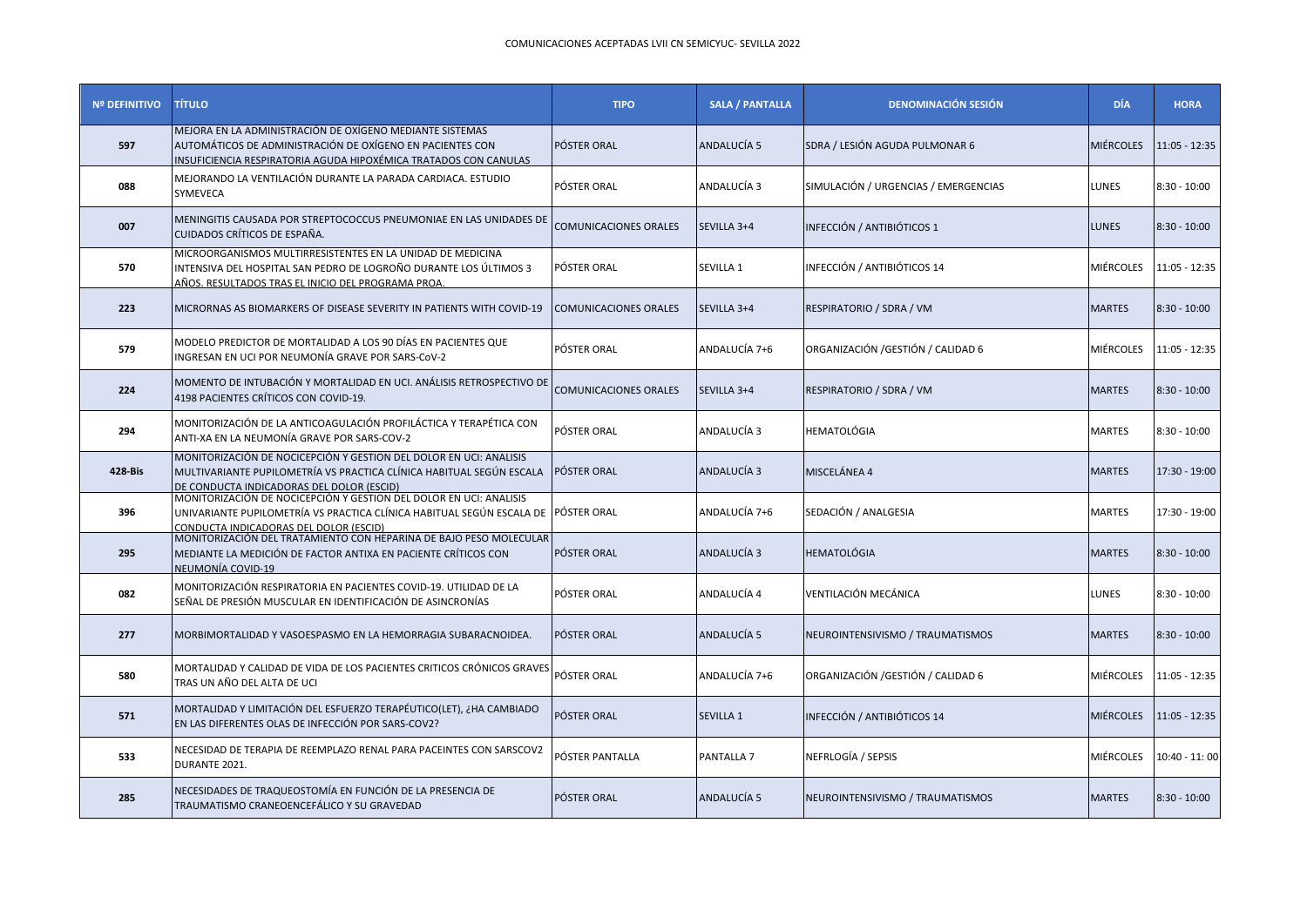COMUNICACIONES ACEPTADAS LVII CN SEMICYUC- SEVILLA 2022

| Nº DEFINITIVO | TÍTULO | TIPO | SALA / PANTALLA | DENOMINACIÓN SESIÓN | DÍA | HORA |
|---|---|---|---|---|---|---|
| 597 | MEJORA EN LA ADMINISTRACIÓN DE OXÍGENO MEDIANTE SISTEMAS AUTOMÁTICOS DE ADMINISTRACIÓN DE OXÍGENO EN PACIENTES CON INSUFICIENCIA RESPIRATORIA AGUDA HIPOXÉMICA TRATADOS CON CANULAS | PÓSTER ORAL | ANDALUCÍA 5 | SDRA / LESIÓN AGUDA PULMONAR 6 | MIÉRCOLES | 11:05 - 12:35 |
| 088 | MEJORANDO LA VENTILACIÓN DURANTE LA PARADA CARDIACA. ESTUDIO SYMEVECA | PÓSTER ORAL | ANDALUCÍA 3 | SIMULACIÓN / URGENCIAS / EMERGENCIAS | LUNES | 8:30 - 10:00 |
| 007 | MENINGITIS CAUSADA POR STREPTOCOCCUS PNEUMONIAE EN LAS UNIDADES DE CUIDADOS CRÍTICOS DE ESPAÑA. | COMUNICACIONES ORALES | SEVILLA 3+4 | INFECCIÓN / ANTIBIÓTICOS 1 | LUNES | 8:30 - 10:00 |
| 570 | MICROORGANISMOS MULTIRRESISTENTES EN LA UNIDAD DE MEDICINA INTENSIVA DEL HOSPITAL SAN PEDRO DE LOGROÑO DURANTE LOS ÚLTIMOS 3 AÑOS. RESULTADOS TRAS EL INICIO DEL PROGRAMA PROA. | PÓSTER ORAL | SEVILLA 1 | INFECCIÓN / ANTIBIÓTICOS 14 | MIÉRCOLES | 11:05 - 12:35 |
| 223 | MICRORNAS AS BIOMARKERS OF DISEASE SEVERITY IN PATIENTS WITH COVID-19 | COMUNICACIONES ORALES | SEVILLA 3+4 | RESPIRATORIO / SDRA / VM | MARTES | 8:30 - 10:00 |
| 579 | MODELO PREDICTOR DE MORTALIDAD A LOS 90 DÍAS EN PACIENTES QUE INGRESAN EN UCI POR NEUMONÍA GRAVE POR SARS-CoV-2 | PÓSTER ORAL | ANDALUCÍA 7+6 | ORGANIZACIÓN /GESTIÓN / CALIDAD 6 | MIÉRCOLES | 11:05 - 12:35 |
| 224 | MOMENTO DE INTUBACIÓN Y MORTALIDAD EN UCI. ANÁLISIS RETROSPECTIVO DE 4198 PACIENTES CRÍTICOS CON COVID-19. | COMUNICACIONES ORALES | SEVILLA 3+4 | RESPIRATORIO / SDRA / VM | MARTES | 8:30 - 10:00 |
| 294 | MONITORIZACIÓN DE LA ANTICOAGULACIÓN PROFILÁCTICA Y TERAPÉTICA CON ANTI-XA EN LA NEUMONÍA GRAVE POR SARS-COV-2 | PÓSTER ORAL | ANDALUCÍA 3 | HEMATOLÓGIA | MARTES | 8:30 - 10:00 |
| 428-Bis | MONITORIZACIÓN DE NOCICEPCIÓN Y GESTION DEL DOLOR EN UCI: ANALISIS MULTIVARIANTE PUPILOMETRÍA VS PRACTICA CLÍNICA HABITUAL SEGÚN ESCALA DE CONDUCTA INDICADORAS DEL DOLOR (ESCID) | PÓSTER ORAL | ANDALUCÍA 3 | MISCELÁNEA 4 | MARTES | 17:30 - 19:00 |
| 396 | MONITORIZACIÓN DE NOCICEPCIÓN Y GESTION DEL DOLOR EN UCI: ANALISIS UNIVARIANTE PUPILOMETRÍA VS PRACTICA CLÍNICA HABITUAL SEGÚN ESCALA DE CONDUCTA INDICADORAS DEL DOLOR (ESCID) | PÓSTER ORAL | ANDALUCÍA 7+6 | SEDACIÓN / ANALGESIA | MARTES | 17:30 - 19:00 |
| 295 | MONITORIZACIÓN DEL TRATAMIENTO CON HEPARINA DE BAJO PESO MOLECULAR MEDIANTE LA MEDICIÓN DE FACTOR ANTIXA EN PACIENTE CRÍTICOS CON NEUMONÍA COVID-19 | PÓSTER ORAL | ANDALUCÍA 3 | HEMATOLÓGIA | MARTES | 8:30 - 10:00 |
| 082 | MONITORIZACIÓN RESPIRATORIA EN PACIENTES COVID-19. UTILIDAD DE LA SEÑAL DE PRESIÓN MUSCULAR EN IDENTIFICACIÓN DE ASINCRONÍAS | PÓSTER ORAL | ANDALUCÍA 4 | VENTILACIÓN MECÁNICA | LUNES | 8:30 - 10:00 |
| 277 | MORBIMORTALIDAD Y VASOESPASMO EN LA HEMORRAGIA SUBARACNOIDEA. | PÓSTER ORAL | ANDALUCÍA 5 | NEUROINTENSIVISMO / TRAUMATISMOS | MARTES | 8:30 - 10:00 |
| 580 | MORTALIDAD Y CALIDAD DE VIDA DE LOS PACIENTES CRITICOS CRÓNICOS GRAVES TRAS UN AÑO DEL ALTA DE UCI | PÓSTER ORAL | ANDALUCÍA 7+6 | ORGANIZACIÓN /GESTIÓN / CALIDAD 6 | MIÉRCOLES | 11:05 - 12:35 |
| 571 | MORTALIDAD Y LIMITACIÓN DEL ESFUERZO TERAPÉUTICO(LET), ¿HA CAMBIADO EN LAS DIFERENTES OLAS DE INFECCIÓN POR SARS-COV2? | PÓSTER ORAL | SEVILLA 1 | INFECCIÓN / ANTIBIÓTICOS 14 | MIÉRCOLES | 11:05 - 12:35 |
| 533 | NECESIDAD DE TERAPIA DE REEMPLAZO RENAL PARA PACEINTES CON SARSCOV2 DURANTE 2021. | PÓSTER PANTALLA | PANTALLA 7 | NEFRLOGÍA / SEPSIS | MIÉRCOLES | 10:40 - 11: 00 |
| 285 | NECESIDADES DE TRAQUEOSTOMÍA EN FUNCIÓN DE LA PRESENCIA DE TRAUMATISMO CRANEOENCEFÁLICO Y SU GRAVEDAD | PÓSTER ORAL | ANDALUCÍA 5 | NEUROINTENSIVISMO / TRAUMATISMOS | MARTES | 8:30 - 10:00 |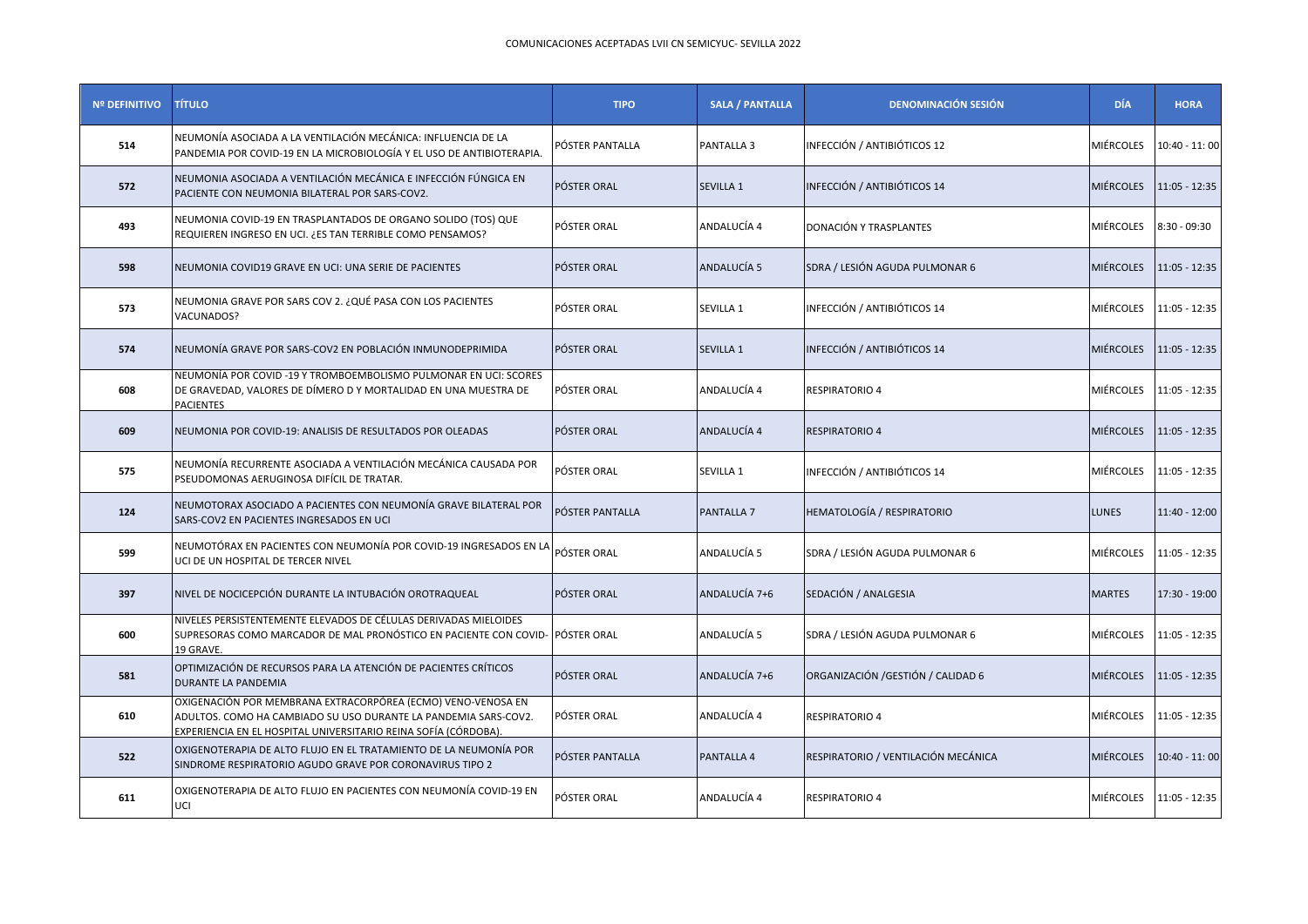COMUNICACIONES ACEPTADAS LVII CN SEMICYUC- SEVILLA 2022

| Nº DEFINITIVO | TÍTULO | TIPO | SALA / PANTALLA | DENOMINACIÓN SESIÓN | DÍA | HORA |
|---|---|---|---|---|---|---|
| 514 | NEUMONÍA ASOCIADA A LA VENTILACIÓN MECÁNICA: INFLUENCIA DE LA PANDEMIA POR COVID-19 EN LA MICROBIOLOGÍA Y EL USO DE ANTIBIOTERAPIA. | PÓSTER PANTALLA | PANTALLA 3 | INFECCIÓN / ANTIBIÓTICOS 12 | MIÉRCOLES | 10:40 - 11: 00 |
| 572 | NEUMONIA ASOCIADA A VENTILACIÓN MECÁNICA E INFECCIÓN FÚNGICA EN PACIENTE CON NEUMONIA BILATERAL POR SARS-COV2. | PÓSTER ORAL | SEVILLA 1 | INFECCIÓN / ANTIBIÓTICOS 14 | MIÉRCOLES | 11:05 - 12:35 |
| 493 | NEUMONIA COVID-19 EN TRASPLANTADOS DE ORGANO SOLIDO (TOS) QUE REQUIEREN INGRESO EN UCI. ¿ES TAN TERRIBLE COMO PENSAMOS? | PÓSTER ORAL | ANDALUCÍA 4 | DONACIÓN Y TRASPLANTES | MIÉRCOLES | 8:30 - 09:30 |
| 598 | NEUMONIA COVID19 GRAVE EN UCI: UNA SERIE DE PACIENTES | PÓSTER ORAL | ANDALUCÍA 5 | SDRA / LESIÓN AGUDA PULMONAR 6 | MIÉRCOLES | 11:05 - 12:35 |
| 573 | NEUMONIA GRAVE POR SARS COV 2. ¿QUÉ PASA CON LOS PACIENTES VACUNADOS? | PÓSTER ORAL | SEVILLA 1 | INFECCIÓN / ANTIBIÓTICOS 14 | MIÉRCOLES | 11:05 - 12:35 |
| 574 | NEUMONÍA GRAVE POR SARS-COV2 EN POBLACIÓN INMUNODEPRIMIDA | PÓSTER ORAL | SEVILLA 1 | INFECCIÓN / ANTIBIÓTICOS 14 | MIÉRCOLES | 11:05 - 12:35 |
| 608 | NEUMONÍA POR COVID -19 Y TROMBOEMBOLISMO PULMONAR EN UCI: SCORES DE GRAVEDAD, VALORES DE DÍMERO D Y MORTALIDAD EN UNA MUESTRA DE PACIENTES | PÓSTER ORAL | ANDALUCÍA 4 | RESPIRATORIO 4 | MIÉRCOLES | 11:05 - 12:35 |
| 609 | NEUMONIA POR COVID-19: ANALISIS DE RESULTADOS POR OLEADAS | PÓSTER ORAL | ANDALUCÍA 4 | RESPIRATORIO 4 | MIÉRCOLES | 11:05 - 12:35 |
| 575 | NEUMONÍA RECURRENTE ASOCIADA A VENTILACIÓN MECÁNICA CAUSADA POR PSEUDOMONAS AERUGINOSA DIFÍCIL DE TRATAR. | PÓSTER ORAL | SEVILLA 1 | INFECCIÓN / ANTIBIÓTICOS 14 | MIÉRCOLES | 11:05 - 12:35 |
| 124 | NEUMOTORAX ASOCIADO A PACIENTES CON NEUMONÍA GRAVE BILATERAL POR SARS-COV2 EN PACIENTES INGRESADOS EN UCI | PÓSTER PANTALLA | PANTALLA 7 | HEMATOLOGÍA / RESPIRATORIO | LUNES | 11:40 - 12:00 |
| 599 | NEUMOTÓRAX EN PACIENTES CON NEUMONÍA POR COVID-19 INGRESADOS EN LA UCI DE UN HOSPITAL DE TERCER NIVEL | PÓSTER ORAL | ANDALUCÍA 5 | SDRA / LESIÓN AGUDA PULMONAR 6 | MIÉRCOLES | 11:05 - 12:35 |
| 397 | NIVEL DE NOCICEPCIÓN DURANTE LA INTUBACIÓN OROTRAQUEAL | PÓSTER ORAL | ANDALUCÍA 7+6 | SEDACIÓN / ANALGESIA | MARTES | 17:30 - 19:00 |
| 600 | NIVELES PERSISTENTEMENTE ELEVADOS DE CÉLULAS DERIVADAS MIELOIDES SUPRESORAS COMO MARCADOR DE MAL PRONÓSTICO EN PACIENTE CON COVID-19 GRAVE. | PÓSTER ORAL | ANDALUCÍA 5 | SDRA / LESIÓN AGUDA PULMONAR 6 | MIÉRCOLES | 11:05 - 12:35 |
| 581 | OPTIMIZACIÓN DE RECURSOS PARA LA ATENCIÓN DE PACIENTES CRÍTICOS DURANTE LA PANDEMIA | PÓSTER ORAL | ANDALUCÍA 7+6 | ORGANIZACIÓN /GESTIÓN / CALIDAD 6 | MIÉRCOLES | 11:05 - 12:35 |
| 610 | OXIGENACIÓN POR MEMBRANA EXTRACORPÓREA (ECMO) VENO-VENOSA EN ADULTOS. COMO HA CAMBIADO SU USO DURANTE LA PANDEMIA SARS-COV2. EXPERIENCIA EN EL HOSPITAL UNIVERSITARIO REINA SOFÍA (CÓRDOBA). | PÓSTER ORAL | ANDALUCÍA 4 | RESPIRATORIO 4 | MIÉRCOLES | 11:05 - 12:35 |
| 522 | OXIGENOTERAPIA DE ALTO FLUJO EN EL TRATAMIENTO DE LA NEUMONÍA POR SINDROME RESPIRATORIO AGUDO GRAVE POR CORONAVIRUS TIPO 2 | PÓSTER PANTALLA | PANTALLA 4 | RESPIRATORIO / VENTILACIÓN MECÁNICA | MIÉRCOLES | 10:40 - 11: 00 |
| 611 | OXIGENOTERAPIA DE ALTO FLUJO EN PACIENTES CON NEUMONÍA COVID-19 EN UCI | PÓSTER ORAL | ANDALUCÍA 4 | RESPIRATORIO 4 | MIÉRCOLES | 11:05 - 12:35 |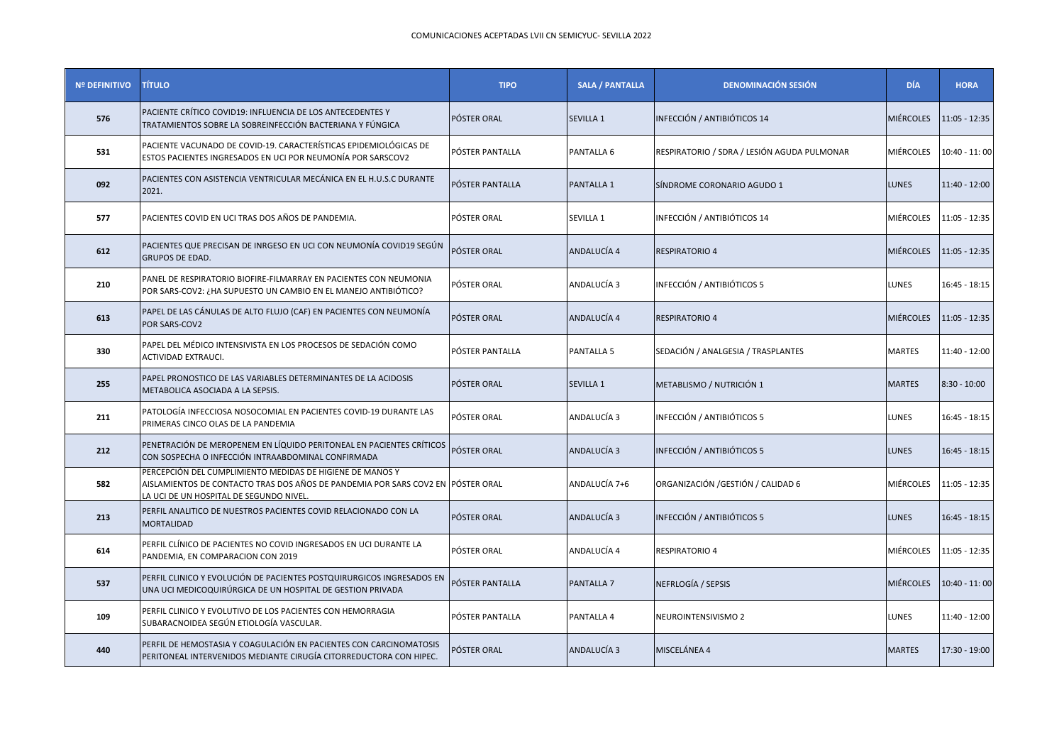COMUNICACIONES ACEPTADAS LVII CN SEMICYUC- SEVILLA 2022

| Nº DEFINITIVO | TÍTULO | TIPO | SALA / PANTALLA | DENOMINACIÓN SESIÓN | DÍA | HORA |
|---|---|---|---|---|---|---|
| 576 | PACIENTE CRÍTICO COVID19: INFLUENCIA DE LOS ANTECEDENTES Y TRATAMIENTOS SOBRE LA SOBREINFECCIÓN BACTERIANA Y FÚNGICA | PÓSTER ORAL | SEVILLA 1 | INFECCIÓN / ANTIBIÓTICOS 14 | MIÉRCOLES | 11:05 - 12:35 |
| 531 | PACIENTE VACUNADO DE COVID-19. CARACTERÍSTICAS EPIDEMIOLÓGICAS DE ESTOS PACIENTES INGRESADOS EN UCI POR NEUMONÍA POR SARSCOV2 | PÓSTER PANTALLA | PANTALLA 6 | RESPIRATORIO / SDRA / LESIÓN AGUDA PULMONAR | MIÉRCOLES | 10:40 - 11: 00 |
| 092 | PACIENTES CON ASISTENCIA VENTRICULAR MECÁNICA EN EL H.U.S.C DURANTE 2021. | PÓSTER PANTALLA | PANTALLA 1 | SÍNDROME CORONARIO AGUDO 1 | LUNES | 11:40 - 12:00 |
| 577 | PACIENTES COVID EN UCI TRAS DOS AÑOS DE PANDEMIA. | PÓSTER ORAL | SEVILLA 1 | INFECCIÓN / ANTIBIÓTICOS 14 | MIÉRCOLES | 11:05 - 12:35 |
| 612 | PACIENTES QUE PRECISAN DE INRGESO EN UCI CON NEUMONÍA COVID19 SEGÚN GRUPOS DE EDAD. | PÓSTER ORAL | ANDALUCÍA 4 | RESPIRATORIO 4 | MIÉRCOLES | 11:05 - 12:35 |
| 210 | PANEL DE RESPIRATORIO BIOFIRE-FILMARRAY EN PACIENTES CON NEUMONIA POR SARS-COV2: ¿HA SUPUESTO UN CAMBIO EN EL MANEJO ANTIBIÓTICO? | PÓSTER ORAL | ANDALUCÍA 3 | INFECCIÓN / ANTIBIÓTICOS 5 | LUNES | 16:45 - 18:15 |
| 613 | PAPEL DE LAS CÁNULAS DE ALTO FLUJO (CAF) EN PACIENTES CON NEUMONÍA POR SARS-COV2 | PÓSTER ORAL | ANDALUCÍA 4 | RESPIRATORIO 4 | MIÉRCOLES | 11:05 - 12:35 |
| 330 | PAPEL DEL MÉDICO INTENSIVISTA EN LOS PROCESOS DE SEDACIÓN COMO ACTIVIDAD EXTRAUCI. | PÓSTER PANTALLA | PANTALLA 5 | SEDACIÓN / ANALGESIA / TRASPLANTES | MARTES | 11:40 - 12:00 |
| 255 | PAPEL PRONOSTICO DE LAS VARIABLES DETERMINANTES DE LA ACIDOSIS METABOLICA ASOCIADA A LA SEPSIS. | PÓSTER ORAL | SEVILLA 1 | METABLISMO / NUTRICIÓN 1 | MARTES | 8:30 - 10:00 |
| 211 | PATOLOGÍA INFECCIOSA NOSOCOMIAL EN PACIENTES COVID-19 DURANTE LAS PRIMERAS CINCO OLAS DE LA PANDEMIA | PÓSTER ORAL | ANDALUCÍA 3 | INFECCIÓN / ANTIBIÓTICOS 5 | LUNES | 16:45 - 18:15 |
| 212 | PENETRACIÓN DE MEROPENEM EN LÍQUIDO PERITONEAL EN PACIENTES CRÍTICOS CON SOSPECHA O INFECCIÓN INTRAABDOMINAL CONFIRMADA | PÓSTER ORAL | ANDALUCÍA 3 | INFECCIÓN / ANTIBIÓTICOS 5 | LUNES | 16:45 - 18:15 |
| 582 | PERCEPCIÓN DEL CUMPLIMIENTO MEDIDAS DE HIGIENE DE MANOS Y AISLAMIENTOS DE CONTACTO TRAS DOS AÑOS DE PANDEMIA POR SARS COV2 EN LA UCI DE UN HOSPITAL DE SEGUNDO NIVEL. | PÓSTER ORAL | ANDALUCÍA 7+6 | ORGANIZACIÓN /GESTIÓN / CALIDAD 6 | MIÉRCOLES | 11:05 - 12:35 |
| 213 | PERFIL ANALITICO DE NUESTROS PACIENTES COVID RELACIONADO CON LA MORTALIDAD | PÓSTER ORAL | ANDALUCÍA 3 | INFECCIÓN / ANTIBIÓTICOS 5 | LUNES | 16:45 - 18:15 |
| 614 | PERFIL CLÍNICO DE PACIENTES NO COVID INGRESADOS EN UCI DURANTE LA PANDEMIA, EN COMPARACION CON 2019 | PÓSTER ORAL | ANDALUCÍA 4 | RESPIRATORIO 4 | MIÉRCOLES | 11:05 - 12:35 |
| 537 | PERFIL CLINICO Y EVOLUCIÓN DE PACIENTES POSTQUIRURGICOS INGRESADOS EN UNA UCI MEDICOQUIRÚRGICA DE UN HOSPITAL DE GESTION PRIVADA | PÓSTER PANTALLA | PANTALLA 7 | NEFRLOGÍA / SEPSIS | MIÉRCOLES | 10:40 - 11: 00 |
| 109 | PERFIL CLINICO Y EVOLUTIVO DE LOS PACIENTES CON HEMORRAGIA SUBARACNOIDEA SEGÚN ETIOLOGÍA VASCULAR. | PÓSTER PANTALLA | PANTALLA 4 | NEUROINTENSIVISMO 2 | LUNES | 11:40 - 12:00 |
| 440 | PERFIL DE HEMOSTASIA Y COAGULACIÓN EN PACIENTES CON CARCINOMATOSIS PERITONEAL INTERVENIDOS MEDIANTE CIRUGÍA CITORREDUCTORA CON HIPEC. | PÓSTER ORAL | ANDALUCÍA 3 | MISCELÁNEA 4 | MARTES | 17:30 - 19:00 |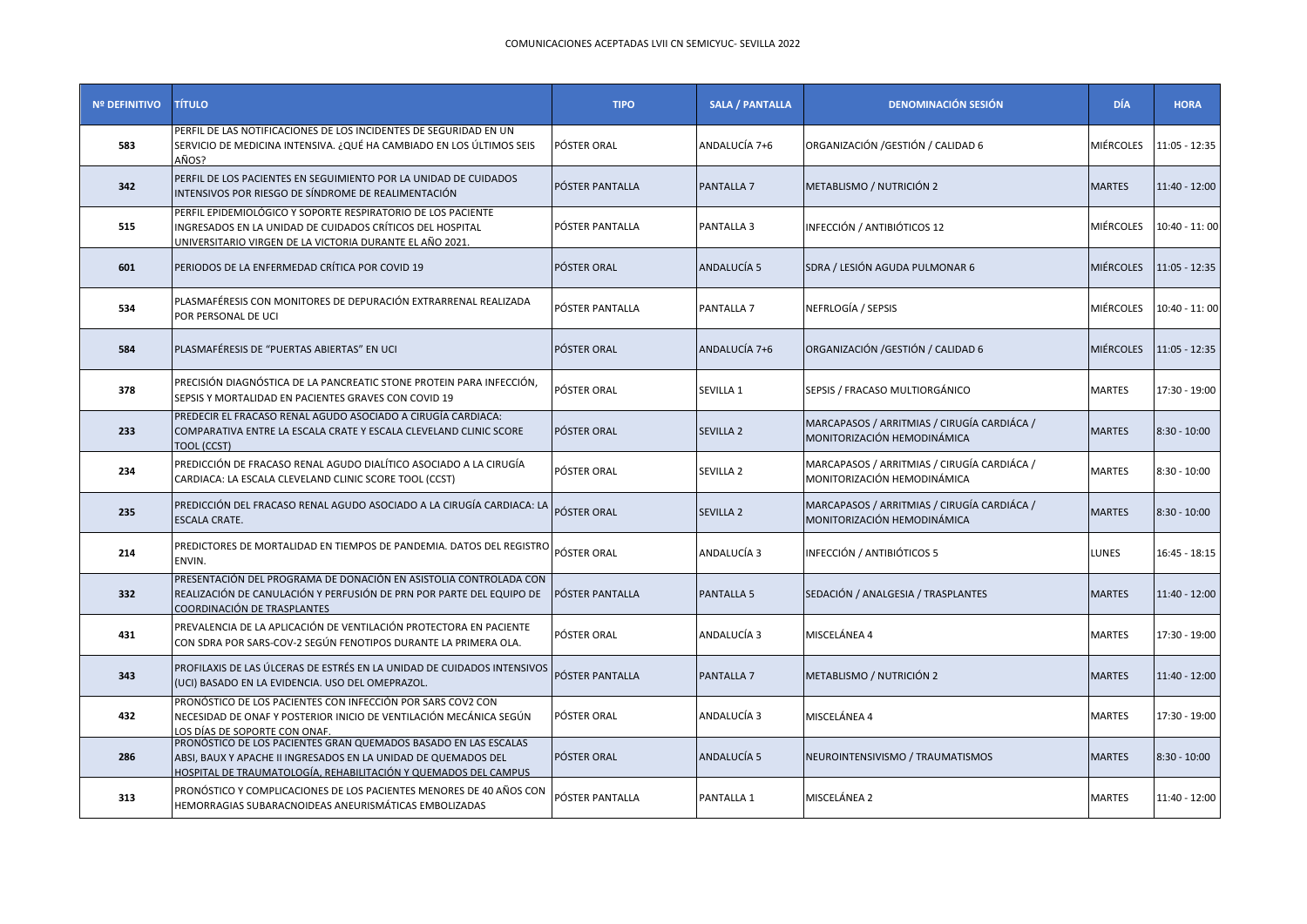COMUNICACIONES ACEPTADAS LVII CN SEMICYUC- SEVILLA 2022

| Nº DEFINITIVO | TÍTULO | TIPO | SALA / PANTALLA | DENOMINACIÓN SESIÓN | DÍA | HORA |
|---|---|---|---|---|---|---|
| 583 | PERFIL DE LAS NOTIFICACIONES DE LOS INCIDENTES DE SEGURIDAD EN UN SERVICIO DE MEDICINA INTENSIVA. ¿QUÉ HA CAMBIADO EN LOS ÚLTIMOS SEIS AÑOS? | PÓSTER ORAL | ANDALUCÍA 7+6 | ORGANIZACIÓN /GESTIÓN / CALIDAD 6 | MIÉRCOLES | 11:05 - 12:35 |
| 342 | PERFIL DE LOS PACIENTES EN SEGUIMIENTO POR LA UNIDAD DE CUIDADOS INTENSIVOS POR RIESGO DE SÍNDROME DE REALIMENTACIÓN | PÓSTER PANTALLA | PANTALLA 7 | METABLISMO / NUTRICIÓN 2 | MARTES | 11:40 - 12:00 |
| 515 | PERFIL EPIDEMIOLÓGICO Y SOPORTE RESPIRATORIO DE LOS PACIENTE INGRESADOS EN LA UNIDAD DE CUIDADOS CRÍTICOS DEL HOSPITAL UNIVERSITARIO VIRGEN DE LA VICTORIA DURANTE EL AÑO 2021. | PÓSTER PANTALLA | PANTALLA 3 | INFECCIÓN / ANTIBIÓTICOS 12 | MIÉRCOLES | 10:40 - 11: 00 |
| 601 | PERIODOS DE LA ENFERMEDAD CRÍTICA POR COVID 19 | PÓSTER ORAL | ANDALUCÍA 5 | SDRA / LESIÓN AGUDA PULMONAR 6 | MIÉRCOLES | 11:05 - 12:35 |
| 534 | PLASMAFÉRESIS CON MONITORES DE DEPURACIÓN EXTRARRENAL REALIZADA POR PERSONAL DE UCI | PÓSTER PANTALLA | PANTALLA 7 | NEFRLOGÍA / SEPSIS | MIÉRCOLES | 10:40 - 11: 00 |
| 584 | PLASMAFÉRESIS DE "PUERTAS ABIERTAS" EN UCI | PÓSTER ORAL | ANDALUCÍA 7+6 | ORGANIZACIÓN /GESTIÓN / CALIDAD 6 | MIÉRCOLES | 11:05 - 12:35 |
| 378 | PRECISIÓN DIAGNÓSTICA DE LA PANCREATIC STONE PROTEIN PARA INFECCIÓN, SEPSIS Y MORTALIDAD EN PACIENTES GRAVES CON COVID 19 | PÓSTER ORAL | SEVILLA 1 | SEPSIS / FRACASO MULTIORGÁNICO | MARTES | 17:30 - 19:00 |
| 233 | PREDECIR EL FRACASO RENAL AGUDO ASOCIADO A CIRUGÍA CARDIACA: COMPARATIVA ENTRE LA ESCALA CRATE Y ESCALA CLEVELAND CLINIC SCORE TOOL (CCST) | PÓSTER ORAL | SEVILLA 2 | MARCAPASOS / ARRITMIAS / CIRUGÍA CARDIÁCA / MONITORIZACIÓN HEMODINÁMICA | MARTES | 8:30 - 10:00 |
| 234 | PREDICCIÓN DE FRACASO RENAL AGUDO DIALÍTICO ASOCIADO A LA CIRUGÍA CARDIACA: LA ESCALA CLEVELAND CLINIC SCORE TOOL (CCST) | PÓSTER ORAL | SEVILLA 2 | MARCAPASOS / ARRITMIAS / CIRUGÍA CARDIÁCA / MONITORIZACIÓN HEMODINÁMICA | MARTES | 8:30 - 10:00 |
| 235 | PREDICCIÓN DEL FRACASO RENAL AGUDO ASOCIADO A LA CIRUGÍA CARDIACA: LA ESCALA CRATE. | PÓSTER ORAL | SEVILLA 2 | MARCAPASOS / ARRITMIAS / CIRUGÍA CARDIÁCA / MONITORIZACIÓN HEMODINÁMICA | MARTES | 8:30 - 10:00 |
| 214 | PREDICTORES DE MORTALIDAD EN TIEMPOS DE PANDEMIA. DATOS DEL REGISTRO ENVIN. | PÓSTER ORAL | ANDALUCÍA 3 | INFECCIÓN / ANTIBIÓTICOS 5 | LUNES | 16:45 - 18:15 |
| 332 | PRESENTACIÓN DEL PROGRAMA DE DONACIÓN EN ASISTOLIA CONTROLADA CON REALIZACIÓN DE CANULACIÓN Y PERFUSIÓN DE PRN POR PARTE DEL EQUIPO DE COORDINACIÓN DE TRASPLANTES | PÓSTER PANTALLA | PANTALLA 5 | SEDACIÓN / ANALGESIA / TRASPLANTES | MARTES | 11:40 - 12:00 |
| 431 | PREVALENCIA DE LA APLICACIÓN DE VENTILACIÓN PROTECTORA EN PACIENTE CON SDRA POR SARS-COV-2 SEGÚN FENOTIPOS DURANTE LA PRIMERA OLA. | PÓSTER ORAL | ANDALUCÍA 3 | MISCELÁNEA 4 | MARTES | 17:30 - 19:00 |
| 343 | PROFILAXIS DE LAS ÚLCERAS DE ESTRÉS EN LA UNIDAD DE CUIDADOS INTENSIVOS (UCI) BASADO EN LA EVIDENCIA. USO DEL OMEPRAZOL. | PÓSTER PANTALLA | PANTALLA 7 | METABLISMO / NUTRICIÓN 2 | MARTES | 11:40 - 12:00 |
| 432 | PRONÓSTICO DE LOS PACIENTES CON INFECCIÓN POR SARS COV2 CON NECESIDAD DE ONAF Y POSTERIOR INICIO DE VENTILACIÓN MECÁNICA SEGÚN LOS DÍAS DE SOPORTE CON ONAF. | PÓSTER ORAL | ANDALUCÍA 3 | MISCELÁNEA 4 | MARTES | 17:30 - 19:00 |
| 286 | PRONÓSTICO DE LOS PACIENTES GRAN QUEMADOS BASADO EN LAS ESCALAS ABSI, BAUX Y APACHE II INGRESADOS EN LA UNIDAD DE QUEMADOS DEL HOSPITAL DE TRAUMATOLOGÍA, REHABILITACIÓN Y QUEMADOS DEL CAMPUS | PÓSTER ORAL | ANDALUCÍA 5 | NEUROINTENSIVISMO / TRAUMATISMOS | MARTES | 8:30 - 10:00 |
| 313 | PRONÓSTICO Y COMPLICACIONES DE LOS PACIENTES MENORES DE 40 AÑOS CON HEMORRAGIAS SUBARACNOIDEAS ANEURISMÁTICAS EMBOLIZADAS | PÓSTER PANTALLA | PANTALLA 1 | MISCELÁNEA 2 | MARTES | 11:40 - 12:00 |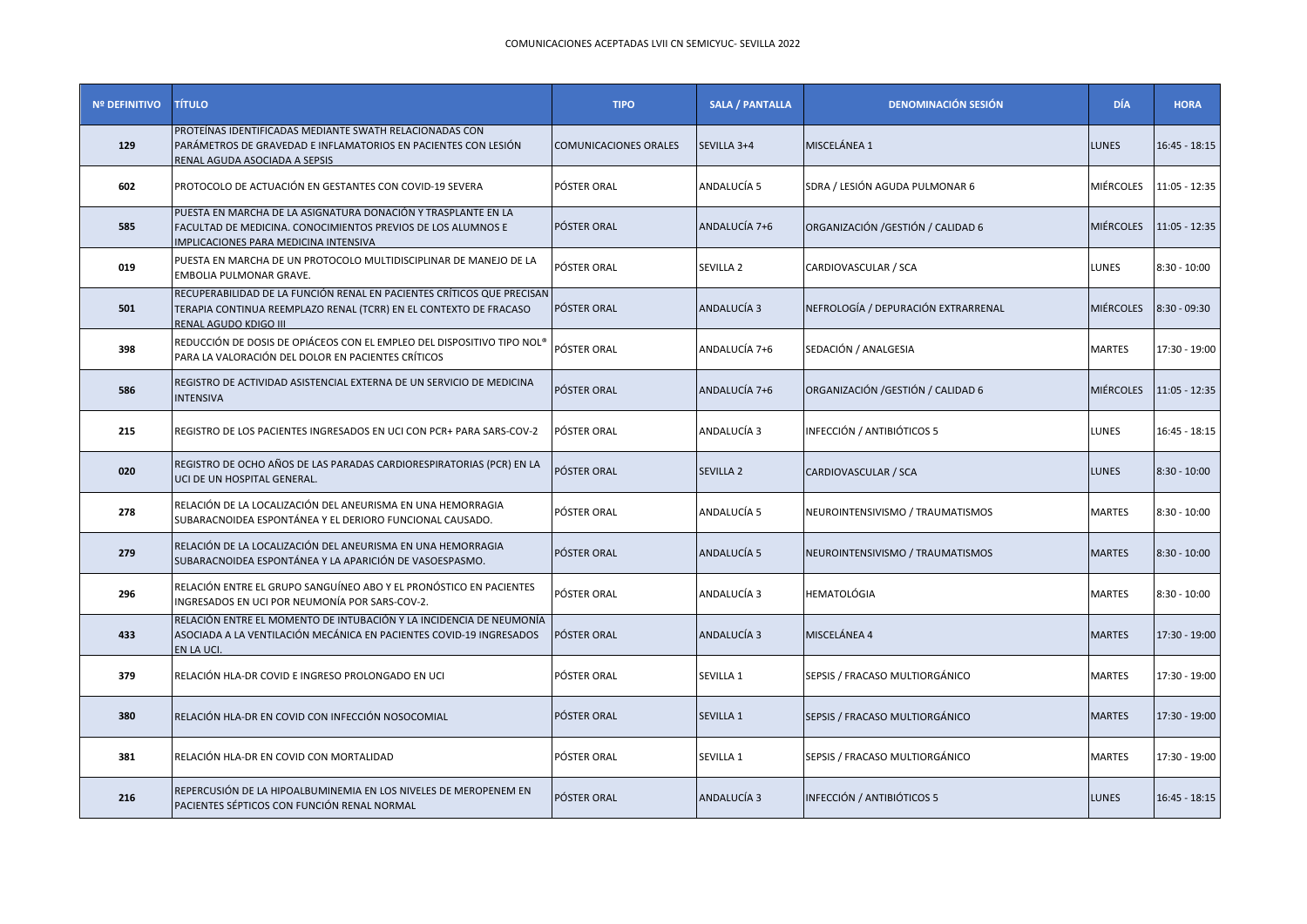COMUNICACIONES ACEPTADAS LVII CN SEMICYUC- SEVILLA 2022

| Nº DEFINITIVO | TÍTULO | TIPO | SALA / PANTALLA | DENOMINACIÓN SESIÓN | DÍA | HORA |
|---|---|---|---|---|---|---|
| 129 | PROTEÍNAS IDENTIFICADAS MEDIANTE SWATH RELACIONADAS CON PARÁMETROS DE GRAVEDAD E INFLAMATORIOS EN PACIENTES CON LESIÓN RENAL AGUDA ASOCIADA A SEPSIS | COMUNICACIONES ORALES | SEVILLA 3+4 | MISCELÁNEA 1 | LUNES | 16:45 - 18:15 |
| 602 | PROTOCOLO DE ACTUACIÓN EN GESTANTES CON COVID-19 SEVERA | PÓSTER ORAL | ANDALUCÍA 5 | SDRA / LESIÓN AGUDA PULMONAR 6 | MIÉRCOLES | 11:05 - 12:35 |
| 585 | PUESTA EN MARCHA DE LA ASIGNATURA DONACIÓN Y TRASPLANTE EN LA FACULTAD DE MEDICINA. CONOCIMIENTOS PREVIOS DE LOS ALUMNOS E IMPLICACIONES PARA MEDICINA INTENSIVA | PÓSTER ORAL | ANDALUCÍA 7+6 | ORGANIZACIÓN /GESTIÓN / CALIDAD 6 | MIÉRCOLES | 11:05 - 12:35 |
| 019 | PUESTA EN MARCHA DE UN PROTOCOLO MULTIDISCIPLINAR DE MANEJO DE LA EMBOLIA PULMONAR GRAVE. | PÓSTER ORAL | SEVILLA 2 | CARDIOVASCULAR / SCA | LUNES | 8:30 - 10:00 |
| 501 | RECUPERABILIDAD DE LA FUNCIÓN RENAL EN PACIENTES CRÍTICOS QUE PRECISAN TERAPIA CONTINUA REEMPLAZO RENAL (TCRR) EN EL CONTEXTO DE FRACASO RENAL AGUDO KDIGO III | PÓSTER ORAL | ANDALUCÍA 3 | NEFROLOGÍA / DEPURACIÓN EXTRARRENAL | MIÉRCOLES | 8:30 - 09:30 |
| 398 | REDUCCIÓN DE DOSIS DE OPIÁCEOS CON EL EMPLEO DEL DISPOSITIVO TIPO NOL® PARA LA VALORACIÓN DEL DOLOR EN PACIENTES CRÍTICOS | PÓSTER ORAL | ANDALUCÍA 7+6 | SEDACIÓN / ANALGESIA | MARTES | 17:30 - 19:00 |
| 586 | REGISTRO DE ACTIVIDAD ASISTENCIAL EXTERNA DE UN SERVICIO DE MEDICINA INTENSIVA | PÓSTER ORAL | ANDALUCÍA 7+6 | ORGANIZACIÓN /GESTIÓN / CALIDAD 6 | MIÉRCOLES | 11:05 - 12:35 |
| 215 | REGISTRO DE LOS PACIENTES INGRESADOS EN UCI CON PCR+ PARA SARS-COV-2 | PÓSTER ORAL | ANDALUCÍA 3 | INFECCIÓN / ANTIBIÓTICOS 5 | LUNES | 16:45 - 18:15 |
| 020 | REGISTRO DE OCHO AÑOS DE LAS PARADAS CARDIORESPIRATORIAS (PCR) EN LA UCI DE UN HOSPITAL GENERAL. | PÓSTER ORAL | SEVILLA 2 | CARDIOVASCULAR / SCA | LUNES | 8:30 - 10:00 |
| 278 | RELACIÓN DE LA LOCALIZACIÓN DEL ANEURISMA EN UNA HEMORRAGIA SUBARACNOIDEA ESPONTÁNEA Y EL DERIORO FUNCIONAL CAUSADO. | PÓSTER ORAL | ANDALUCÍA 5 | NEUROINTENSIVISMO / TRAUMATISMOS | MARTES | 8:30 - 10:00 |
| 279 | RELACIÓN DE LA LOCALIZACIÓN DEL ANEURISMA EN UNA HEMORRAGIA SUBARACNOIDEA ESPONTÁNEA Y LA APARICIÓN DE VASOESPASMO. | PÓSTER ORAL | ANDALUCÍA 5 | NEUROINTENSIVISMO / TRAUMATISMOS | MARTES | 8:30 - 10:00 |
| 296 | RELACIÓN ENTRE EL GRUPO SANGUÍNEO ABO Y EL PRONÓSTICO EN PACIENTES INGRESADOS EN UCI POR NEUMONÍA POR SARS-COV-2. | PÓSTER ORAL | ANDALUCÍA 3 | HEMATOLÓGIA | MARTES | 8:30 - 10:00 |
| 433 | RELACIÓN ENTRE EL MOMENTO DE INTUBACIÓN Y LA INCIDENCIA DE NEUMONÍA ASOCIADA A LA VENTILACIÓN MECÁNICA EN PACIENTES COVID-19 INGRESADOS EN LA UCI. | PÓSTER ORAL | ANDALUCÍA 3 | MISCELÁNEA 4 | MARTES | 17:30 - 19:00 |
| 379 | RELACIÓN HLA-DR COVID E INGRESO PROLONGADO EN UCI | PÓSTER ORAL | SEVILLA 1 | SEPSIS / FRACASO MULTIORGÁNICO | MARTES | 17:30 - 19:00 |
| 380 | RELACIÓN HLA-DR EN COVID CON INFECCIÓN NOSOCOMIAL | PÓSTER ORAL | SEVILLA 1 | SEPSIS / FRACASO MULTIORGÁNICO | MARTES | 17:30 - 19:00 |
| 381 | RELACIÓN HLA-DR EN COVID CON MORTALIDAD | PÓSTER ORAL | SEVILLA 1 | SEPSIS / FRACASO MULTIORGÁNICO | MARTES | 17:30 - 19:00 |
| 216 | REPERCUSIÓN DE LA HIPOALBUMINEMIA EN LOS NIVELES DE MEROPENEM EN PACIENTES SÉPTICOS CON FUNCIÓN RENAL NORMAL | PÓSTER ORAL | ANDALUCÍA 3 | INFECCIÓN / ANTIBIÓTICOS 5 | LUNES | 16:45 - 18:15 |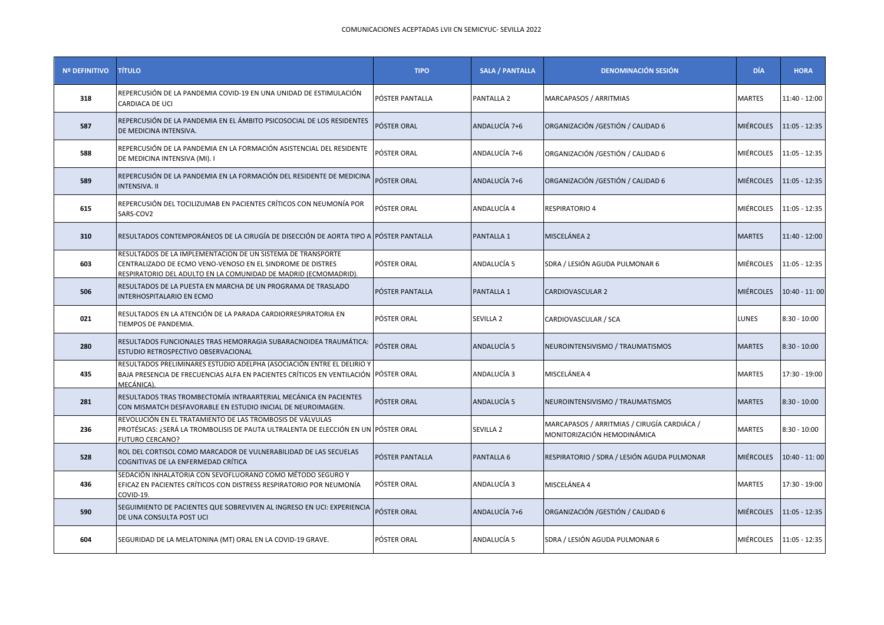COMUNICACIONES ACEPTADAS LVII CN SEMICYUC- SEVILLA 2022

| Nº DEFINITIVO | TÍTULO | TIPO | SALA / PANTALLA | DENOMINACIÓN SESIÓN | DÍA | HORA |
|---|---|---|---|---|---|---|
| 318 | REPERCUSIÓN DE LA PANDEMIA COVID-19 EN UNA UNIDAD DE ESTIMULACIÓN CARDIACA DE UCI | PÓSTER PANTALLA | PANTALLA 2 | MARCAPASOS / ARRITMIAS | MARTES | 11:40 - 12:00 |
| 587 | REPERCUSIÓN DE LA PANDEMIA EN EL ÁMBITO PSICOSOCIAL DE LOS RESIDENTES DE MEDICINA INTENSIVA. | PÓSTER ORAL | ANDALUCÍA 7+6 | ORGANIZACIÓN /GESTIÓN / CALIDAD 6 | MIÉRCOLES | 11:05 - 12:35 |
| 588 | REPERCUSIÓN DE LA PANDEMIA EN LA FORMACIÓN ASISTENCIAL DEL RESIDENTE DE MEDICINA INTENSIVA (MI). I | PÓSTER ORAL | ANDALUCÍA 7+6 | ORGANIZACIÓN /GESTIÓN / CALIDAD 6 | MIÉRCOLES | 11:05 - 12:35 |
| 589 | REPERCUSIÓN DE LA PANDEMIA EN LA FORMACIÓN DEL RESIDENTE DE MEDICINA INTENSIVA. II | PÓSTER ORAL | ANDALUCÍA 7+6 | ORGANIZACIÓN /GESTIÓN / CALIDAD 6 | MIÉRCOLES | 11:05 - 12:35 |
| 615 | REPERCUSIÓN DEL TOCILIZUMAB EN PACIENTES CRÍTICOS CON NEUMONÍA POR SARS-COV2 | PÓSTER ORAL | ANDALUCÍA 4 | RESPIRATORIO 4 | MIÉRCOLES | 11:05 - 12:35 |
| 310 | RESULTADOS CONTEMPORÁNEOS DE LA CIRUGÍA DE DISECCIÓN DE AORTA TIPO A | PÓSTER PANTALLA | PANTALLA 1 | MISCELÁNEA 2 | MARTES | 11:40 - 12:00 |
| 603 | RESULTADOS DE LA IMPLEMENTACIÓN DE UN SISTEMA DE TRANSPORTE CENTRALIZADO DE ECMO VENO-VENOSO EN EL SINDROME DE DISTRES RESPIRATORIO DEL ADULTO EN LA COMUNIDAD DE MADRID (ECMOMADRID). | PÓSTER ORAL | ANDALUCÍA 5 | SDRA / LESIÓN AGUDA PULMONAR 6 | MIÉRCOLES | 11:05 - 12:35 |
| 506 | RESULTADOS DE LA PUESTA EN MARCHA DE UN PROGRAMA DE TRASLADO INTERHOSPITALARIO EN ECMO | PÓSTER PANTALLA | PANTALLA 1 | CARDIOVASCULAR 2 | MIÉRCOLES | 10:40 - 11: 00 |
| 021 | RESULTADOS EN LA ATENCIÓN DE LA PARADA CARDIORRESPIRATORIA EN TIEMPOS DE PANDEMIA. | PÓSTER ORAL | SEVILLA 2 | CARDIOVASCULAR / SCA | LUNES | 8:30 - 10:00 |
| 280 | RESULTADOS FUNCIONALES TRAS HEMORRAGIA SUBARACNOIDEA TRAUMÁTICA: ESTUDIO RETROSPECTIVO OBSERVACIONAL | PÓSTER ORAL | ANDALUCÍA 5 | NEUROINTENSIVISMO / TRAUMATISMOS | MARTES | 8:30 - 10:00 |
| 435 | RESULTADOS PRELIMINARES ESTUDIO ADELPHA (ASOCIACIÓN ENTRE EL DELIRIO Y BAJA PRESENCIA DE FRECUENCIAS ALFA EN PACIENTES CRÍTICOS EN VENTILACIÓN MECÁNICA). | PÓSTER ORAL | ANDALUCÍA 3 | MISCELÁNEA 4 | MARTES | 17:30 - 19:00 |
| 281 | RESULTADOS TRAS TROMBECTOMÍA INTRAARTERIAL MECÁNICA EN PACIENTES CON MISMATCH DESFAVORABLE EN ESTUDIO INICIAL DE NEUROIMAGEN. | PÓSTER ORAL | ANDALUCÍA 5 | NEUROINTENSIVISMO / TRAUMATISMOS | MARTES | 8:30 - 10:00 |
| 236 | REVOLUCIÓN EN EL TRATAMIENTO DE LAS TROMBOSIS DE VÁLVULAS PROTÉSICAS: ¿SERÁ LA TROMBOLISIS DE PAUTA ULTRALENTA DE ELECCIÓN EN UN FUTURO CERCANO? | PÓSTER ORAL | SEVILLA 2 | MARCAPASOS / ARRITMIAS / CIRUGÍA CARDIÁCA / MONITORIZACIÓN HEMODINÁMICA | MARTES | 8:30 - 10:00 |
| 528 | ROL DEL CORTISOL COMO MARCADOR DE VULNERABILIDAD DE LAS SECUELAS COGNITIVAS DE LA ENFERMEDAD CRÍTICA | PÓSTER PANTALLA | PANTALLA 6 | RESPIRATORIO / SDRA / LESIÓN AGUDA PULMONAR | MIÉRCOLES | 10:40 - 11: 00 |
| 436 | SEDACIÓN INHALATORIA CON SEVOFLUORANO COMO MÉTODO SEGURO Y EFICAZ EN PACIENTES CRÍTICOS CON DISTRESS RESPIRATORIO POR NEUMONÍA COVID-19. | PÓSTER ORAL | ANDALUCÍA 3 | MISCELÁNEA 4 | MARTES | 17:30 - 19:00 |
| 590 | SEGUIMIENTO DE PACIENTES QUE SOBREVIVEN AL INGRESO EN UCI: EXPERIENCIA DE UNA CONSULTA POST UCI | PÓSTER ORAL | ANDALUCÍA 7+6 | ORGANIZACIÓN /GESTIÓN / CALIDAD 6 | MIÉRCOLES | 11:05 - 12:35 |
| 604 | SEGURIDAD DE LA MELATONINA (MT) ORAL EN LA COVID-19 GRAVE. | PÓSTER ORAL | ANDALUCÍA 5 | SDRA / LESIÓN AGUDA PULMONAR 6 | MIÉRCOLES | 11:05 - 12:35 |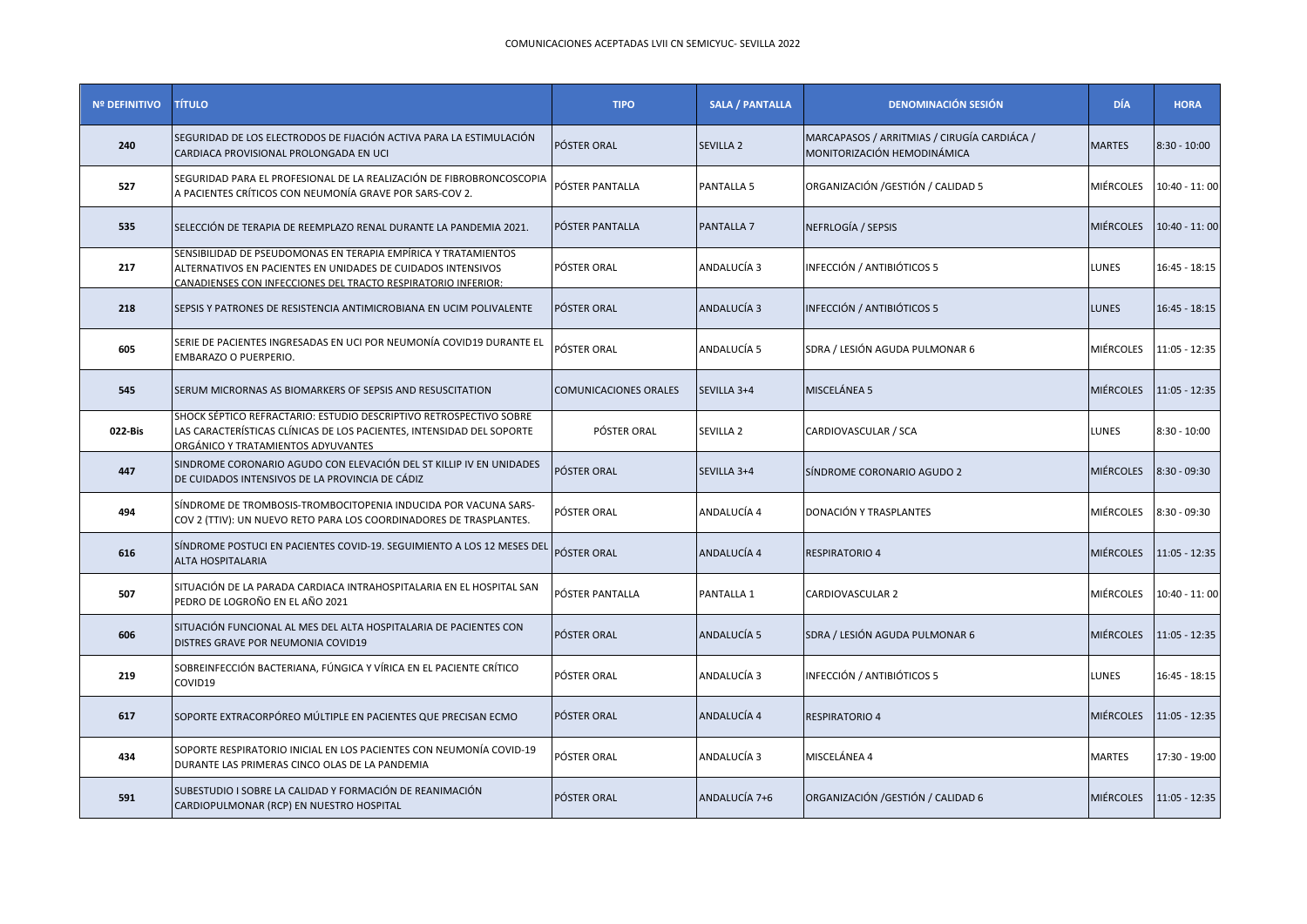COMUNICACIONES ACEPTADAS LVII CN SEMICYUC- SEVILLA 2022

| Nº DEFINITIVO | TÍTULO | TIPO | SALA / PANTALLA | DENOMINACIÓN SESIÓN | DÍA | HORA |
|---|---|---|---|---|---|---|
| 240 | SEGURIDAD DE LOS ELECTRODOS DE FIJACIÓN ACTIVA PARA LA ESTIMULACIÓN CARDIACA PROVISIONAL PROLONGADA EN UCI | PÓSTER ORAL | SEVILLA 2 | MARCAPASOS / ARRITMIAS / CIRUGÍA CARDIÁCA / MONITORIZACIÓN HEMODINÁMICA | MARTES | 8:30 - 10:00 |
| 527 | SEGURIDAD PARA EL PROFESIONAL DE LA REALIZACIÓN DE FIBROBRONCOSCOPIA A PACIENTES CRÍTICOS CON NEUMONÍA GRAVE POR SARS-COV 2. | PÓSTER PANTALLA | PANTALLA 5 | ORGANIZACIÓN /GESTIÓN / CALIDAD 5 | MIÉRCOLES | 10:40 - 11: 00 |
| 535 | SELECCIÓN DE TERAPIA DE REEMPLAZO RENAL DURANTE LA PANDEMIA 2021. | PÓSTER PANTALLA | PANTALLA 7 | NEFRLOGÍA / SEPSIS | MIÉRCOLES | 10:40 - 11: 00 |
| 217 | SENSIBILIDAD DE PSEUDOMONAS EN TERAPIA EMPÍRICA Y TRATAMIENTOS ALTERNATIVOS EN PACIENTES EN UNIDADES DE CUIDADOS INTENSIVOS CANADIENSES CON INFECCIONES DEL TRACTO RESPIRATORIO INFERIOR: | PÓSTER ORAL | ANDALUCÍA 3 | INFECCIÓN / ANTIBIÓTICOS 5 | LUNES | 16:45 - 18:15 |
| 218 | SEPSIS Y PATRONES DE RESISTENCIA ANTIMICROBIANA EN UCIM POLIVALENTE | PÓSTER ORAL | ANDALUCÍA 3 | INFECCIÓN / ANTIBIÓTICOS 5 | LUNES | 16:45 - 18:15 |
| 605 | SERIE DE PACIENTES INGRESADAS EN UCI POR NEUMONÍA COVID19 DURANTE EL EMBARAZO O PUERPERIO. | PÓSTER ORAL | ANDALUCÍA 5 | SDRA / LESIÓN AGUDA PULMONAR 6 | MIÉRCOLES | 11:05 - 12:35 |
| 545 | SERUM MICRORNAS AS BIOMARKERS OF SEPSIS AND RESUSCITATION | COMUNICACIONES ORALES | SEVILLA 3+4 | MISCELÁNEA 5 | MIÉRCOLES | 11:05 - 12:35 |
| 022-Bis | SHOCK SÉPTICO REFRACTARIO: ESTUDIO DESCRIPTIVO RETROSPECTIVO SOBRE LAS CARACTERÍSTICAS CLÍNICAS DE LOS PACIENTES, INTENSIDAD DEL SOPORTE ORGÁNICO Y TRATAMIENTOS ADYUVANTES | PÓSTER ORAL | SEVILLA 2 | CARDIOVASCULAR / SCA | LUNES | 8:30 - 10:00 |
| 447 | SINDROME CORONARIO AGUDO CON ELEVACIÓN DEL ST KILLIP IV EN UNIDADES DE CUIDADOS INTENSIVOS DE LA PROVINCIA DE CÁDIZ | PÓSTER ORAL | SEVILLA 3+4 | SÍNDROME CORONARIO AGUDO 2 | MIÉRCOLES | 8:30 - 09:30 |
| 494 | SÍNDROME DE TROMBOSIS-TROMBOCITOPENIA INDUCIDA POR VACUNA SARS-COV 2 (TTIV): UN NUEVO RETO PARA LOS COORDINADORES DE TRASPLANTES. | PÓSTER ORAL | ANDALUCÍA 4 | DONACIÓN Y TRASPLANTES | MIÉRCOLES | 8:30 - 09:30 |
| 616 | SÍNDROME POSTUCI EN PACIENTES COVID-19. SEGUIMIENTO A LOS 12 MESES DEL ALTA HOSPITALARIA | PÓSTER ORAL | ANDALUCÍA 4 | RESPIRATORIO 4 | MIÉRCOLES | 11:05 - 12:35 |
| 507 | SITUACIÓN DE LA PARADA CARDIACA INTRAHOSPITALARIA EN EL HOSPITAL SAN PEDRO DE LOGROÑO EN EL AÑO 2021 | PÓSTER PANTALLA | PANTALLA 1 | CARDIOVASCULAR 2 | MIÉRCOLES | 10:40 - 11: 00 |
| 606 | SITUACIÓN FUNCIONAL AL MES DEL ALTA HOSPITALARIA DE PACIENTES CON DISTRES GRAVE POR NEUMONIA COVID19 | PÓSTER ORAL | ANDALUCÍA 5 | SDRA / LESIÓN AGUDA PULMONAR 6 | MIÉRCOLES | 11:05 - 12:35 |
| 219 | SOBREINFECCIÓN BACTERIANA, FÚNGICA Y VÍRICA EN EL PACIENTE CRÍTICO COVID19 | PÓSTER ORAL | ANDALUCÍA 3 | INFECCIÓN / ANTIBIÓTICOS 5 | LUNES | 16:45 - 18:15 |
| 617 | SOPORTE EXTRACORPÓREO MÚLTIPLE EN PACIENTES QUE PRECISAN ECMO | PÓSTER ORAL | ANDALUCÍA 4 | RESPIRATORIO 4 | MIÉRCOLES | 11:05 - 12:35 |
| 434 | SOPORTE RESPIRATORIO INICIAL EN LOS PACIENTES CON NEUMONÍA COVID-19 DURANTE LAS PRIMERAS CINCO OLAS DE LA PANDEMIA | PÓSTER ORAL | ANDALUCÍA 3 | MISCELÁNEA 4 | MARTES | 17:30 - 19:00 |
| 591 | SUBESTUDIO I SOBRE LA CALIDAD Y FORMACIÓN DE REANIMACIÓN CARDIOPULMONAR (RCP) EN NUESTRO HOSPITAL | PÓSTER ORAL | ANDALUCÍA 7+6 | ORGANIZACIÓN /GESTIÓN / CALIDAD 6 | MIÉRCOLES | 11:05 - 12:35 |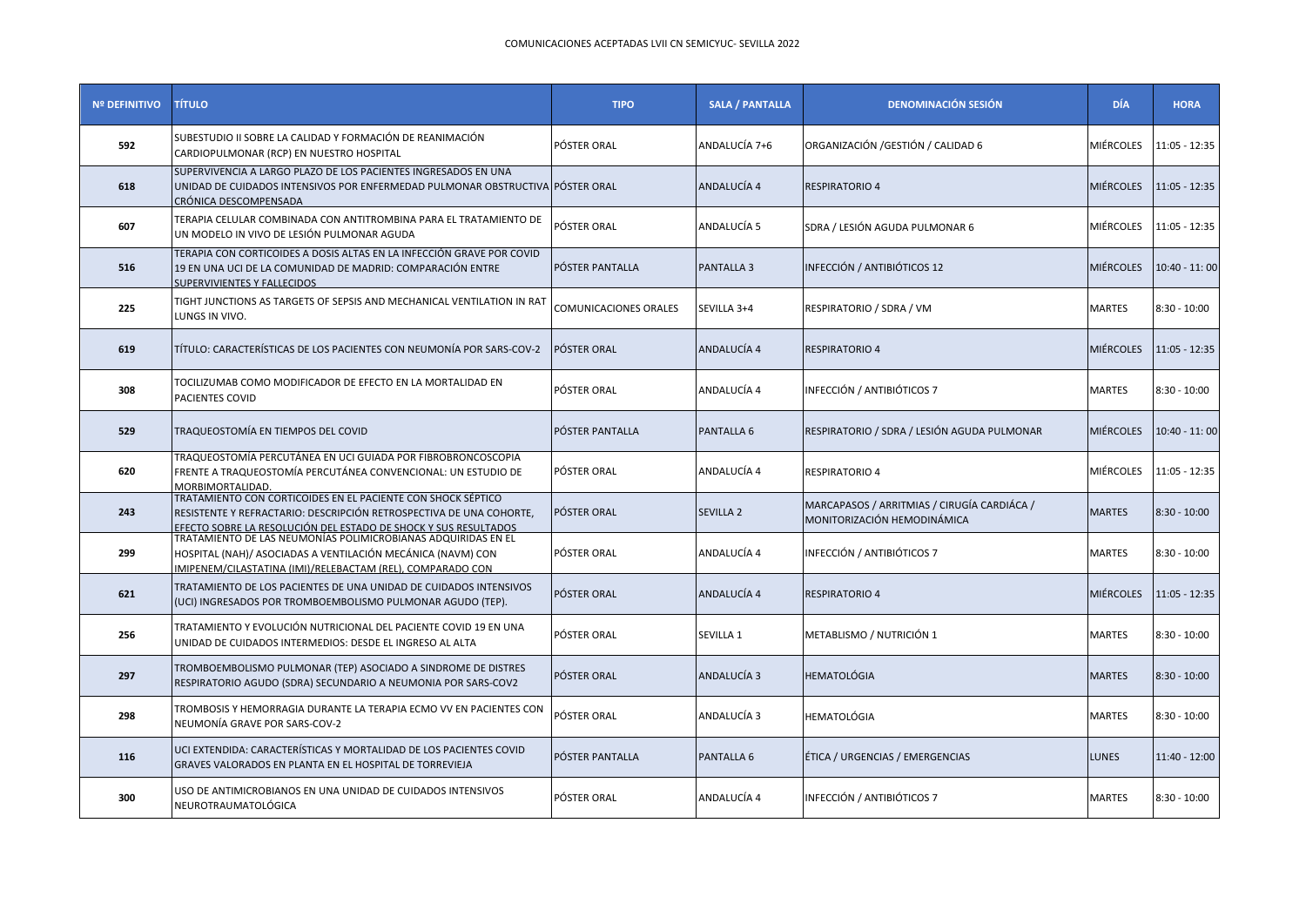COMUNICACIONES ACEPTADAS LVII CN SEMICYUC- SEVILLA 2022

| Nº DEFINITIVO | TÍTULO | TIPO | SALA / PANTALLA | DENOMINACIÓN SESIÓN | DÍA | HORA |
|---|---|---|---|---|---|---|
| 592 | SUBESTUDIO II SOBRE LA CALIDAD Y FORMACIÓN DE REANIMACIÓN CARDIOPULMONAR (RCP) EN NUESTRO HOSPITAL | PÓSTER ORAL | ANDALUCÍA 7+6 | ORGANIZACIÓN /GESTIÓN / CALIDAD 6 | MIÉRCOLES | 11:05 - 12:35 |
| 618 | SUPERVIVENCIA A LARGO PLAZO DE LOS PACIENTES INGRESADOS EN UNA UNIDAD DE CUIDADOS INTENSIVOS POR ENFERMEDAD PULMONAR OBSTRUCTIVA CRÓNICA DESCOMPENSADA | PÓSTER ORAL | ANDALUCÍA 4 | RESPIRATORIO 4 | MIÉRCOLES | 11:05 - 12:35 |
| 607 | TERAPIA CELULAR COMBINADA CON ANTITROMBINA PARA EL TRATAMIENTO DE UN MODELO IN VIVO DE LESIÓN PULMONAR AGUDA | PÓSTER ORAL | ANDALUCÍA 5 | SDRA / LESIÓN AGUDA PULMONAR 6 | MIÉRCOLES | 11:05 - 12:35 |
| 516 | TERAPIA CON CORTICOIDES A DOSIS ALTAS EN LA INFECCIÓN GRAVE POR COVID 19 EN UNA UCI DE LA COMUNIDAD DE MADRID: COMPARACIÓN ENTRE SUPERVIVIENTES Y FALLECIDOS | PÓSTER PANTALLA | PANTALLA 3 | INFECCIÓN / ANTIBIÓTICOS 12 | MIÉRCOLES | 10:40 - 11: 00 |
| 225 | TIGHT JUNCTIONS AS TARGETS OF SEPSIS AND MECHANICAL VENTILATION IN RAT LUNGS IN VIVO. | COMUNICACIONES ORALES | SEVILLA 3+4 | RESPIRATORIO / SDRA / VM | MARTES | 8:30 - 10:00 |
| 619 | TÍTULO: CARACTERÍSTICAS DE LOS PACIENTES CON NEUMONÍA POR SARS-COV-2 | PÓSTER ORAL | ANDALUCÍA 4 | RESPIRATORIO 4 | MIÉRCOLES | 11:05 - 12:35 |
| 308 | TOCILIZUMAB COMO MODIFICADOR DE EFECTO EN LA MORTALIDAD EN PACIENTES COVID | PÓSTER ORAL | ANDALUCÍA 4 | INFECCIÓN / ANTIBIÓTICOS 7 | MARTES | 8:30 - 10:00 |
| 529 | TRAQUEOSTOMÍA EN TIEMPOS DEL COVID | PÓSTER PANTALLA | PANTALLA 6 | RESPIRATORIO / SDRA / LESIÓN AGUDA PULMONAR | MIÉRCOLES | 10:40 - 11: 00 |
| 620 | TRAQUEOSTOMÍA PERCUTÁNEA EN UCI GUIADA POR FIBROBRONCOSCOPIA FRENTE A TRAQUEOSTOMÍA PERCUTÁNEA CONVENCIONAL: UN ESTUDIO DE MORBIMORTALIDAD. | PÓSTER ORAL | ANDALUCÍA 4 | RESPIRATORIO 4 | MIÉRCOLES | 11:05 - 12:35 |
| 243 | TRATAMIENTO CON CORTICOIDES EN EL PACIENTE CON SHOCK SÉPTICO RESISTENTE Y REFRACTARIO: DESCRIPCIÓN RETROSPECTIVA DE UNA COHORTE, EFECTO SOBRE LA RESOLUCIÓN DEL ESTADO DE SHOCK Y SUS RESULTADOS | PÓSTER ORAL | SEVILLA 2 | MARCAPASOS / ARRITMIAS / CIRUGÍA CARDIÁCA / MONITORIZACIÓN HEMODINÁMICA | MARTES | 8:30 - 10:00 |
| 299 | TRATAMIENTO DE LAS NEUMONÍAS POLIMICROBIANAS ADQUIRIDAS EN EL HOSPITAL (NAH)/ ASOCIADAS A VENTILACIÓN MECÁNICA (NAVM) CON IMIPENEM/CILASTATINA (IMI)/RELEBACTAM (REL), COMPARADO CON | PÓSTER ORAL | ANDALUCÍA 4 | INFECCIÓN / ANTIBIÓTICOS 7 | MARTES | 8:30 - 10:00 |
| 621 | TRATAMIENTO DE LOS PACIENTES DE UNA UNIDAD DE CUIDADOS INTENSIVOS (UCI) INGRESADOS POR TROMBOEMBOLISMO PULMONAR AGUDO (TEP). | PÓSTER ORAL | ANDALUCÍA 4 | RESPIRATORIO 4 | MIÉRCOLES | 11:05 - 12:35 |
| 256 | TRATAMIENTO Y EVOLUCIÓN NUTRICIONAL DEL PACIENTE COVID 19 EN UNA UNIDAD DE CUIDADOS INTERMEDIOS: DESDE EL INGRESO AL ALTA | PÓSTER ORAL | SEVILLA 1 | METABLISMO / NUTRICIÓN 1 | MARTES | 8:30 - 10:00 |
| 297 | TROMBOEMBOLISMO PULMONAR (TEP) ASOCIADO A SINDROME DE DISTRES RESPIRATORIO AGUDO (SDRA) SECUNDARIO A NEUMONIA POR SARS-COV2 | PÓSTER ORAL | ANDALUCÍA 3 | HEMATOLÓGIA | MARTES | 8:30 - 10:00 |
| 298 | TROMBOSIS Y HEMORRAGIA DURANTE LA TERAPIA ECMO VV EN PACIENTES CON NEUMONÍA GRAVE POR SARS-COV-2 | PÓSTER ORAL | ANDALUCÍA 3 | HEMATOLÓGIA | MARTES | 8:30 - 10:00 |
| 116 | UCI EXTENDIDA: CARACTERÍSTICAS Y MORTALIDAD DE LOS PACIENTES COVID GRAVES VALORADOS EN PLANTA EN EL HOSPITAL DE TORREVIEJA | PÓSTER PANTALLA | PANTALLA 6 | ÉTICA / URGENCIAS / EMERGENCIAS | LUNES | 11:40 - 12:00 |
| 300 | USO DE ANTIMICROBIANOS EN UNA UNIDAD DE CUIDADOS INTENSIVOS NEUROTRAUMATOLÓGICA | PÓSTER ORAL | ANDALUCÍA 4 | INFECCIÓN / ANTIBIÓTICOS 7 | MARTES | 8:30 - 10:00 |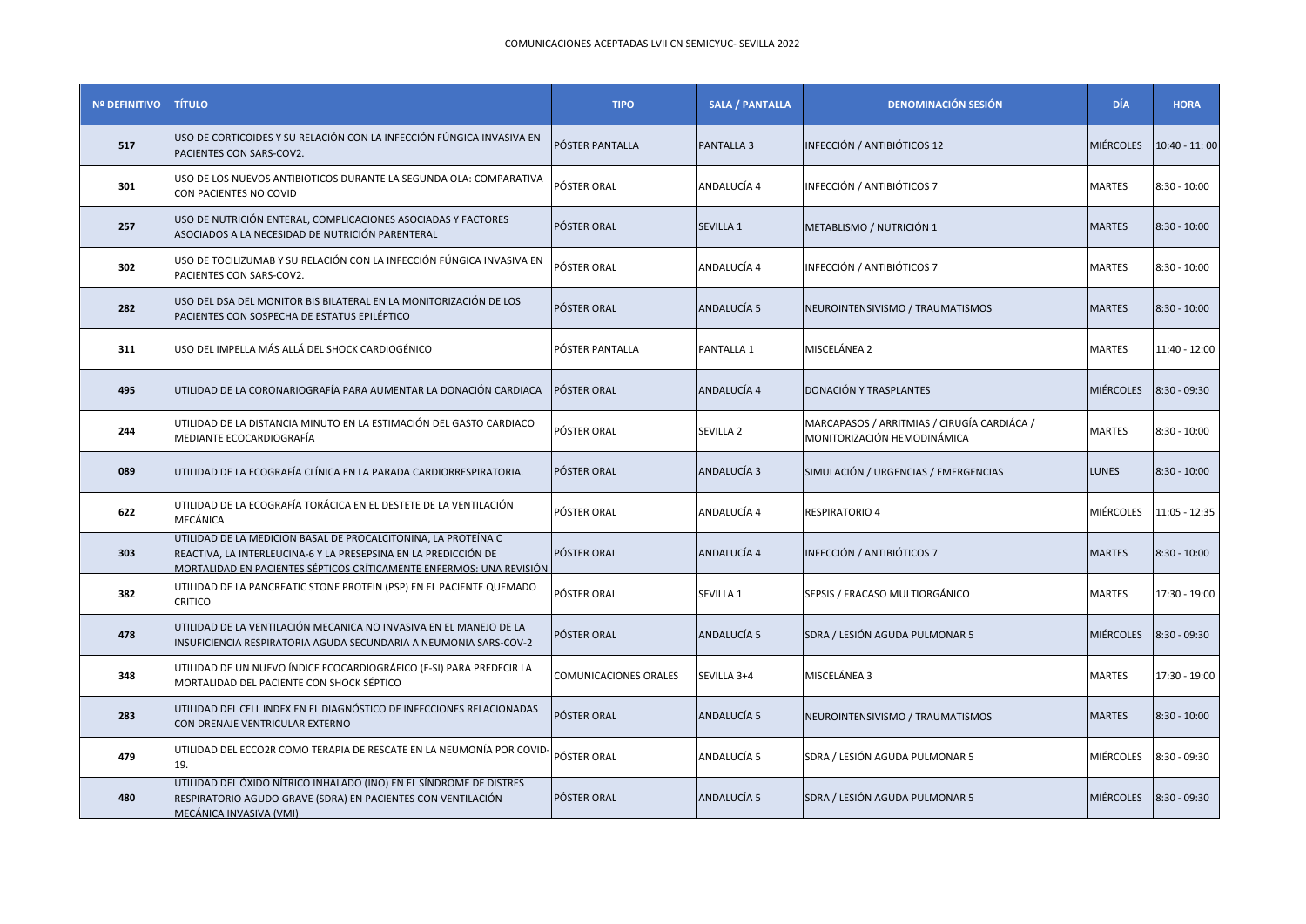COMUNICACIONES ACEPTADAS LVII CN SEMICYUC- SEVILLA 2022

| Nº DEFINITIVO | TÍTULO | TIPO | SALA / PANTALLA | DENOMINACIÓN SESIÓN | DÍA | HORA |
|---|---|---|---|---|---|---|
| 517 | USO DE CORTICOIDES Y SU RELACIÓN CON LA INFECCIÓN FÚNGICA INVASIVA EN PACIENTES CON SARS-COV2. | PÓSTER PANTALLA | PANTALLA 3 | INFECCIÓN / ANTIBIÓTICOS 12 | MIÉRCOLES | 10:40 - 11: 00 |
| 301 | USO DE LOS NUEVOS ANTIBIOTICOS DURANTE LA SEGUNDA OLA: COMPARATIVA CON PACIENTES NO COVID | PÓSTER ORAL | ANDALUCÍA 4 | INFECCIÓN / ANTIBIÓTICOS 7 | MARTES | 8:30 - 10:00 |
| 257 | USO DE NUTRICIÓN ENTERAL, COMPLICACIONES ASOCIADAS Y FACTORES ASOCIADOS A LA NECESIDAD DE NUTRICIÓN PARENTERAL | PÓSTER ORAL | SEVILLA 1 | METABLISMO / NUTRICIÓN 1 | MARTES | 8:30 - 10:00 |
| 302 | USO DE TOCILIZUMAB Y SU RELACIÓN CON LA INFECCIÓN FÚNGICA INVASIVA EN PACIENTES CON SARS-COV2. | PÓSTER ORAL | ANDALUCÍA 4 | INFECCIÓN / ANTIBIÓTICOS 7 | MARTES | 8:30 - 10:00 |
| 282 | USO DEL DSA DEL MONITOR BIS BILATERAL EN LA MONITORIZACIÓN DE LOS PACIENTES CON SOSPECHA DE ESTATUS EPILÉPTICO | PÓSTER ORAL | ANDALUCÍA 5 | NEUROINTENSIVISMO / TRAUMATISMOS | MARTES | 8:30 - 10:00 |
| 311 | USO DEL IMPELLA MÁS ALLÁ DEL SHOCK CARDIOGÉNICO | PÓSTER PANTALLA | PANTALLA 1 | MISCELÁNEA 2 | MARTES | 11:40 - 12:00 |
| 495 | UTILIDAD DE LA CORONARIOGRAFÍA PARA AUMENTAR LA DONACIÓN CARDIACA | PÓSTER ORAL | ANDALUCÍA 4 | DONACIÓN Y TRASPLANTES | MIÉRCOLES | 8:30 - 09:30 |
| 244 | UTILIDAD DE LA DISTANCIA MINUTO EN LA ESTIMACIÓN DEL GASTO CARDIACO MEDIANTE ECOCARDIOGRAFÍA | PÓSTER ORAL | SEVILLA 2 | MARCAPASOS / ARRITMIAS / CIRUGÍA CARDIÁCA / MONITORIZACIÓN HEMODINÁMICA | MARTES | 8:30 - 10:00 |
| 089 | UTILIDAD DE LA ECOGRAFÍA CLÍNICA EN LA PARADA CARDIORRESPIRATORIA. | PÓSTER ORAL | ANDALUCÍA 3 | SIMULACIÓN / URGENCIAS / EMERGENCIAS | LUNES | 8:30 - 10:00 |
| 622 | UTILIDAD DE LA ECOGRAFÍA TORÁCICA EN EL DESTETE DE LA VENTILACIÓN MECÁNICA | PÓSTER ORAL | ANDALUCÍA 4 | RESPIRATORIO 4 | MIÉRCOLES | 11:05 - 12:35 |
| 303 | UTILIDAD DE LA MEDICION BASAL DE PROCALCITONINA, LA PROTEÍNA C REACTIVA, LA INTERLEUCINA-6 Y LA PRESEPSINA EN LA PREDICCIÓN DE MORTALIDAD EN PACIENTES SÉPTICOS CRÍTICAMENTE ENFERMOS: UNA REVISIÓN | PÓSTER ORAL | ANDALUCÍA 4 | INFECCIÓN / ANTIBIÓTICOS 7 | MARTES | 8:30 - 10:00 |
| 382 | UTILIDAD DE LA PANCREATIC STONE PROTEIN (PSP) EN EL PACIENTE QUEMADO CRITICO | PÓSTER ORAL | SEVILLA 1 | SEPSIS / FRACASO MULTIORGÁNICO | MARTES | 17:30 - 19:00 |
| 478 | UTILIDAD DE LA VENTILACIÓN MECANICA NO INVASIVA EN EL MANEJO DE LA INSUFICIENCIA RESPIRATORIA AGUDA SECUNDARIA A NEUMONIA SARS-COV-2 | PÓSTER ORAL | ANDALUCÍA 5 | SDRA / LESIÓN AGUDA PULMONAR 5 | MIÉRCOLES | 8:30 - 09:30 |
| 348 | UTILIDAD DE UN NUEVO ÍNDICE ECOCARDIOGRÁFICO (E-SI) PARA PREDECIR LA MORTALIDAD DEL PACIENTE CON SHOCK SÉPTICO | COMUNICACIONES ORALES | SEVILLA 3+4 | MISCELÁNEA 3 | MARTES | 17:30 - 19:00 |
| 283 | UTILIDAD DEL CELL INDEX EN EL DIAGNÓSTICO DE INFECCIONES RELACIONADAS CON DRENAJE VENTRICULAR EXTERNO | PÓSTER ORAL | ANDALUCÍA 5 | NEUROINTENSIVISMO / TRAUMATISMOS | MARTES | 8:30 - 10:00 |
| 479 | UTILIDAD DEL ECCO2R COMO TERAPIA DE RESCATE EN LA NEUMONÍA POR COVID-19. | PÓSTER ORAL | ANDALUCÍA 5 | SDRA / LESIÓN AGUDA PULMONAR 5 | MIÉRCOLES | 8:30 - 09:30 |
| 480 | UTILIDAD DEL ÓXIDO NÍTRICO INHALADO (INO) EN EL SÍNDROME DE DISTRES RESPIRATORIO AGUDO GRAVE (SDRA) EN PACIENTES CON VENTILACIÓN MECÁNICA INVASIVA (VMI) | PÓSTER ORAL | ANDALUCÍA 5 | SDRA / LESIÓN AGUDA PULMONAR 5 | MIÉRCOLES | 8:30 - 09:30 |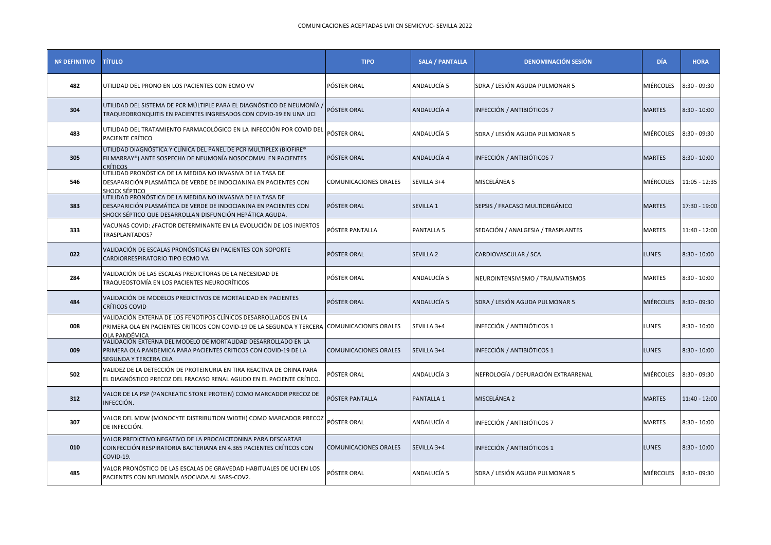COMUNICACIONES ACEPTADAS LVII CN SEMICYUC- SEVILLA 2022

| Nº DEFINITIVO | TÍTULO | TIPO | SALA / PANTALLA | DENOMINACIÓN SESIÓN | DÍA | HORA |
|---|---|---|---|---|---|---|
| 482 | UTILIDAD DEL PRONO EN LOS PACIENTES CON ECMO VV | PÓSTER ORAL | ANDALUCÍA 5 | SDRA / LESIÓN AGUDA PULMONAR 5 | MIÉRCOLES | 8:30 - 09:30 |
| 304 | UTILIDAD DEL SISTEMA DE PCR MÚLTIPLE PARA EL DIAGNÓSTICO DE NEUMONÍA / TRAQUEOBRONQUITIS EN PACIENTES INGRESADOS CON COVID-19 EN UNA UCI | PÓSTER ORAL | ANDALUCÍA 4 | INFECCIÓN / ANTIBIÓTICOS 7 | MARTES | 8:30 - 10:00 |
| 483 | UTILIDAD DEL TRATAMIENTO FARMACOLÓGICO EN LA INFECCIÓN POR COVID DEL PACIENTE CRÍTICO | PÓSTER ORAL | ANDALUCÍA 5 | SDRA / LESIÓN AGUDA PULMONAR 5 | MIÉRCOLES | 8:30 - 09:30 |
| 305 | UTILIDAD DIAGNÓSTICA Y CLÍNICA DEL PANEL DE PCR MULTIPLEX (BIOFIRE® FILMARRAY®) ANTE SOSPECHA DE NEUMONÍA NOSOCOMIAL EN PACIENTES CRÍTICOS | PÓSTER ORAL | ANDALUCÍA 4 | INFECCIÓN / ANTIBIÓTICOS 7 | MARTES | 8:30 - 10:00 |
| 546 | UTILIDAD PRONÓSTICA DE LA MEDIDA NO INVASIVA DE LA TASA DE DESAPARICIÓN PLASMÁTICA DE VERDE DE INDOCIANINA EN PACIENTES CON SHOCK SÉPTICO | COMUNICACIONES ORALES | SEVILLA 3+4 | MISCELÁNEA 5 | MIÉRCOLES | 11:05 - 12:35 |
| 383 | UTILIDAD PRONÓSTICA DE LA MEDIDA NO INVASIVA DE LA TASA DE DESAPARICIÓN PLASMÁTICA DE VERDE DE INDOCIANINA EN PACIENTES CON SHOCK SÉPTICO QUE DESARROLLAN DISFUNCIÓN HEPÁTICA AGUDA. | PÓSTER ORAL | SEVILLA 1 | SEPSIS / FRACASO MULTIORGÁNICO | MARTES | 17:30 - 19:00 |
| 333 | VACUNAS COVID: ¿FACTOR DETERMINANTE EN LA EVOLUCIÓN DE LOS INJERTOS TRASPLANTADOS? | PÓSTER PANTALLA | PANTALLA 5 | SEDACIÓN / ANALGESIA / TRASPLANTES | MARTES | 11:40 - 12:00 |
| 022 | VALIDACIÓN DE ESCALAS PRONÓSTICAS EN PACIENTES CON SOPORTE CARDIORRESPIRATORIO TIPO ECMO VA | PÓSTER ORAL | SEVILLA 2 | CARDIOVASCULAR / SCA | LUNES | 8:30 - 10:00 |
| 284 | VALIDACIÓN DE LAS ESCALAS PREDICTORAS DE LA NECESIDAD DE TRAQUEOSTOMÍA EN LOS PACIENTES NEUROCRÍTICOS | PÓSTER ORAL | ANDALUCÍA 5 | NEUROINTENSIVISMO / TRAUMATISMOS | MARTES | 8:30 - 10:00 |
| 484 | VALIDACIÓN DE MODELOS PREDICTIVOS DE MORTALIDAD EN PACIENTES CRÍTICOS COVID | PÓSTER ORAL | ANDALUCÍA 5 | SDRA / LESIÓN AGUDA PULMONAR 5 | MIÉRCOLES | 8:30 - 09:30 |
| 008 | VALIDACIÓN EXTERNA DE LOS FENOTIPOS CLÍNICOS DESARROLLADOS EN LA PRIMERA OLA EN PACIENTES CRITICOS CON COVID-19 DE LA SEGUNDA Y TERCERA OLA PANDÉMICA | COMUNICACIONES ORALES | SEVILLA 3+4 | INFECCIÓN / ANTIBIÓTICOS 1 | LUNES | 8:30 - 10:00 |
| 009 | VALIDACIÓN EXTERNA DEL MODELO DE MORTALIDAD DESARROLLADO EN LA PRIMERA OLA PANDEMICA PARA PACIENTES CRITICOS CON COVID-19 DE LA SEGUNDA Y TERCERA OLA | COMUNICACIONES ORALES | SEVILLA 3+4 | INFECCIÓN / ANTIBIÓTICOS 1 | LUNES | 8:30 - 10:00 |
| 502 | VALIDEZ DE LA DETECCIÓN DE PROTEINURIA EN TIRA REACTIVA DE ORINA PARA EL DIAGNÓSTICO PRECOZ DEL FRACASO RENAL AGUDO EN EL PACIENTE CRÍTICO. | PÓSTER ORAL | ANDALUCÍA 3 | NEFROLOGÍA / DEPURACIÓN EXTRARRENAL | MIÉRCOLES | 8:30 - 09:30 |
| 312 | VALOR DE LA PSP (PANCREATIC STONE PROTEIN) COMO MARCADOR PRECOZ DE INFECCIÓN. | PÓSTER PANTALLA | PANTALLA 1 | MISCELÁNEA 2 | MARTES | 11:40 - 12:00 |
| 307 | VALOR DEL MDW (MONOCYTE DISTRIBUTION WIDTH) COMO MARCADOR PRECOZ DE INFECCIÓN. | PÓSTER ORAL | ANDALUCÍA 4 | INFECCIÓN / ANTIBIÓTICOS 7 | MARTES | 8:30 - 10:00 |
| 010 | VALOR PREDICTIVO NEGATIVO DE LA PROCALCITONINA PARA DESCARTAR COINFECCIÓN RESPIRATORIA BACTERIANA EN 4.365 PACIENTES CRÍTICOS CON COVID-19. | COMUNICACIONES ORALES | SEVILLA 3+4 | INFECCIÓN / ANTIBIÓTICOS 1 | LUNES | 8:30 - 10:00 |
| 485 | VALOR PRONÓSTICO DE LAS ESCALAS DE GRAVEDAD HABITUALES DE UCI EN LOS PACIENTES CON NEUMONÍA ASOCIADA AL SARS-COV2. | PÓSTER ORAL | ANDALUCÍA 5 | SDRA / LESIÓN AGUDA PULMONAR 5 | MIÉRCOLES | 8:30 - 09:30 |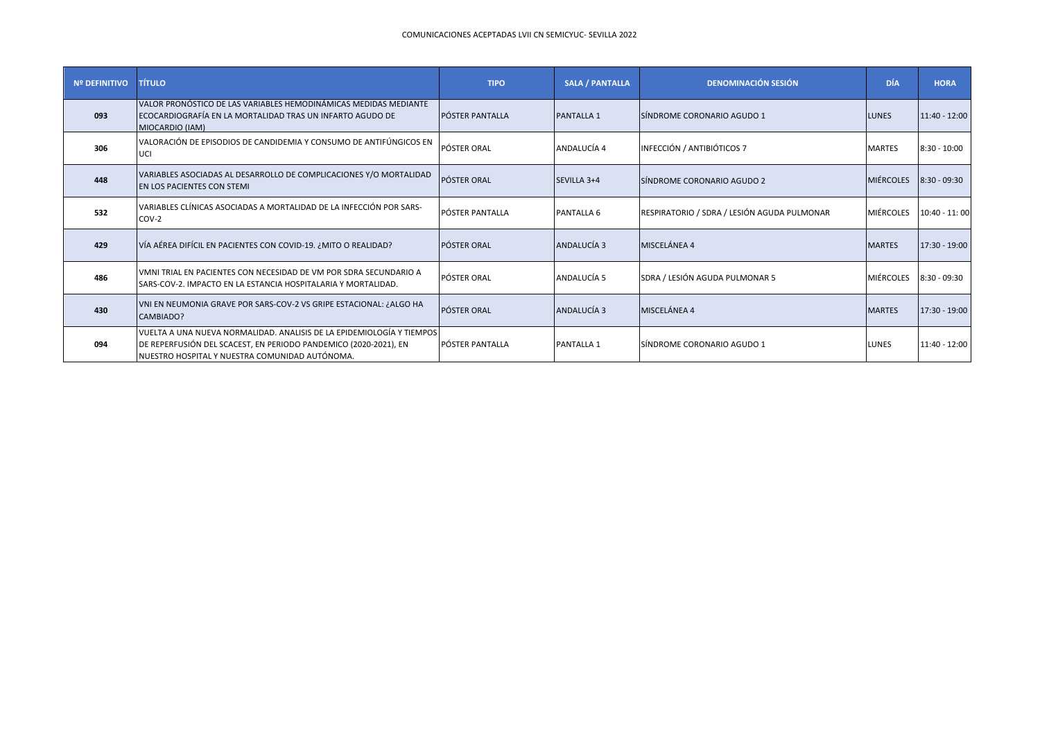COMUNICACIONES ACEPTADAS LVII CN SEMICYUC- SEVILLA 2022

| Nº DEFINITIVO | TÍTULO | TIPO | SALA / PANTALLA | DENOMINACIÓN SESIÓN | DÍA | HORA |
|---|---|---|---|---|---|---|
| 093 | VALOR PRONÓSTICO DE LAS VARIABLES HEMODINÁMICAS MEDIDAS MEDIANTE ECOCARDIOGRAFÍA EN LA MORTALIDAD TRAS UN INFARTO AGUDO DE MIOCARDIO (IAM) | PÓSTER PANTALLA | PANTALLA 1 | SÍNDROME CORONARIO AGUDO 1 | LUNES | 11:40 - 12:00 |
| 306 | VALORACIÓN DE EPISODIOS DE CANDIDEMIA Y CONSUMO DE ANTIFÚNGICOS EN UCI | PÓSTER ORAL | ANDALUCÍA 4 | INFECCIÓN / ANTIBIÓTICOS 7 | MARTES | 8:30 - 10:00 |
| 448 | VARIABLES ASOCIADAS AL DESARROLLO DE COMPLICACIONES Y/O MORTALIDAD EN LOS PACIENTES CON STEMI | PÓSTER ORAL | SEVILLA 3+4 | SÍNDROME CORONARIO AGUDO 2 | MIÉRCOLES | 8:30 - 09:30 |
| 532 | VARIABLES CLÍNICAS ASOCIADAS A MORTALIDAD DE LA INFECCIÓN POR SARS-COV-2 | PÓSTER PANTALLA | PANTALLA 6 | RESPIRATORIO / SDRA / LESIÓN AGUDA PULMONAR | MIÉRCOLES | 10:40 - 11: 00 |
| 429 | VÍA AÉREA DIFÍCIL EN PACIENTES CON COVID-19. ¿MITO O REALIDAD? | PÓSTER ORAL | ANDALUCÍA 3 | MISCELÁNEA 4 | MARTES | 17:30 - 19:00 |
| 486 | VMNI TRIAL EN PACIENTES CON NECESIDAD DE VM POR SDRA SECUNDARIO A SARS-COV-2. IMPACTO EN LA ESTANCIA HOSPITALARIA Y MORTALIDAD. | PÓSTER ORAL | ANDALUCÍA 5 | SDRA / LESIÓN AGUDA PULMONAR 5 | MIÉRCOLES | 8:30 - 09:30 |
| 430 | VNI EN NEUMONIA GRAVE POR SARS-COV-2 VS GRIPE ESTACIONAL: ¿ALGO HA CAMBIADO? | PÓSTER ORAL | ANDALUCÍA 3 | MISCELÁNEA 4 | MARTES | 17:30 - 19:00 |
| 094 | VUELTA A UNA NUEVA NORMALIDAD. ANALISIS DE LA EPIDEMIOLOGÍA Y TIEMPOS DE REPERFUSIÓN DEL SCACEST, EN PERIODO PANDEMICO (2020-2021), EN NUESTRO HOSPITAL Y NUESTRA COMUNIDAD AUTÓNOMA. | PÓSTER PANTALLA | PANTALLA 1 | SÍNDROME CORONARIO AGUDO 1 | LUNES | 11:40 - 12:00 |